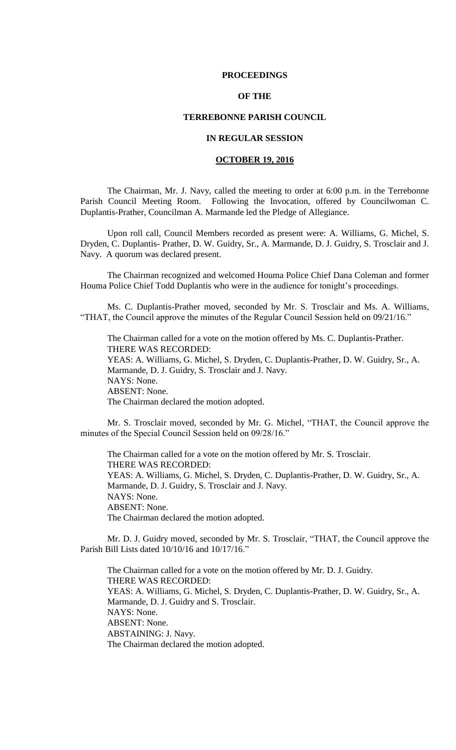**PROCEEDINGS**

**OF THE**

**TERREBONNE PARISH COUNCIL**

**IN REGULAR SESSION**

**OCTOBER 19, 2016**

The Chairman, Mr. J. Navy, called the meeting to order at 6:00 p.m. in the Terrebonne Parish Council Meeting Room. Following the Invocation, offered by Councilwoman C. Duplantis-Prather, Councilman A. Marmande led the Pledge of Allegiance.

Upon roll call, Council Members recorded as present were: A. Williams, G. Michel, S. Dryden, C. Duplantis- Prather, D. W. Guidry, Sr., A. Marmande, D. J. Guidry, S. Trosclair and J. Navy. A quorum was declared present.

The Chairman recognized and welcomed Houma Police Chief Dana Coleman and former Houma Police Chief Todd Duplantis who were in the audience for tonight's proceedings.

Ms. C. Duplantis-Prather moved, seconded by Mr. S. Trosclair and Ms. A. Williams, "THAT, the Council approve the minutes of the Regular Council Session held on 09/21/16."

The Chairman called for a vote on the motion offered by Ms. C. Duplantis-Prather.
THERE WAS RECORDED:
YEAS: A. Williams, G. Michel, S. Dryden, C. Duplantis-Prather, D. W. Guidry, Sr., A. Marmande, D. J. Guidry, S. Trosclair and J. Navy.
NAYS: None.
ABSENT: None.
The Chairman declared the motion adopted.

Mr. S. Trosclair moved, seconded by Mr. G. Michel, "THAT, the Council approve the minutes of the Special Council Session held on 09/28/16."

The Chairman called for a vote on the motion offered by Mr. S. Trosclair.
THERE WAS RECORDED:
YEAS: A. Williams, G. Michel, S. Dryden, C. Duplantis-Prather, D. W. Guidry, Sr., A. Marmande, D. J. Guidry, S. Trosclair and J. Navy.
NAYS: None.
ABSENT: None.
The Chairman declared the motion adopted.

Mr. D. J. Guidry moved, seconded by Mr. S. Trosclair, "THAT, the Council approve the Parish Bill Lists dated 10/10/16 and 10/17/16."

The Chairman called for a vote on the motion offered by Mr. D. J. Guidry.
THERE WAS RECORDED:
YEAS: A. Williams, G. Michel, S. Dryden, C. Duplantis-Prather, D. W. Guidry, Sr., A. Marmande, D. J. Guidry and S. Trosclair.
NAYS: None.
ABSENT: None.
ABSTAINING: J. Navy.
The Chairman declared the motion adopted.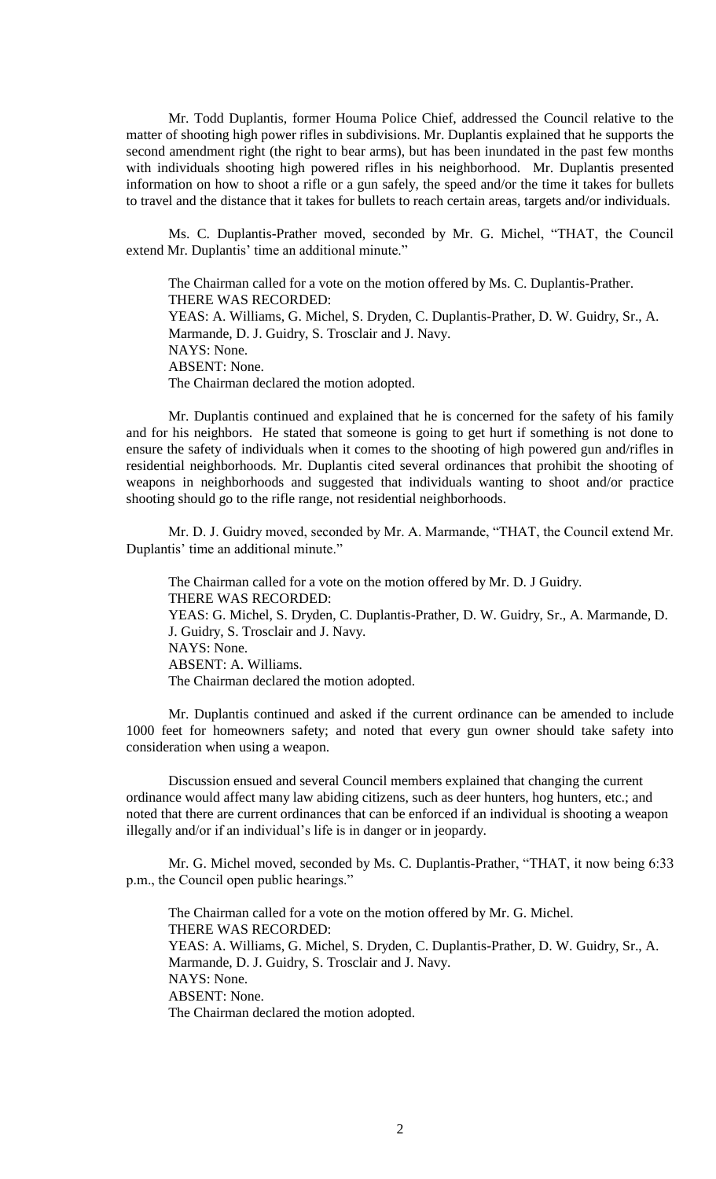Mr. Todd Duplantis, former Houma Police Chief, addressed the Council relative to the matter of shooting high power rifles in subdivisions. Mr. Duplantis explained that he supports the second amendment right (the right to bear arms), but has been inundated in the past few months with individuals shooting high powered rifles in his neighborhood. Mr. Duplantis presented information on how to shoot a rifle or a gun safely, the speed and/or the time it takes for bullets to travel and the distance that it takes for bullets to reach certain areas, targets and/or individuals.

Ms. C. Duplantis-Prather moved, seconded by Mr. G. Michel, "THAT, the Council extend Mr. Duplantis' time an additional minute."

The Chairman called for a vote on the motion offered by Ms. C. Duplantis-Prather.
THERE WAS RECORDED:
YEAS: A. Williams, G. Michel, S. Dryden, C. Duplantis-Prather, D. W. Guidry, Sr., A. Marmande, D. J. Guidry, S. Trosclair and J. Navy.
NAYS: None.
ABSENT: None.
The Chairman declared the motion adopted.

Mr. Duplantis continued and explained that he is concerned for the safety of his family and for his neighbors. He stated that someone is going to get hurt if something is not done to ensure the safety of individuals when it comes to the shooting of high powered gun and/rifles in residential neighborhoods. Mr. Duplantis cited several ordinances that prohibit the shooting of weapons in neighborhoods and suggested that individuals wanting to shoot and/or practice shooting should go to the rifle range, not residential neighborhoods.

Mr. D. J. Guidry moved, seconded by Mr. A. Marmande, "THAT, the Council extend Mr. Duplantis' time an additional minute."

The Chairman called for a vote on the motion offered by Mr. D. J Guidry.
THERE WAS RECORDED:
YEAS: G. Michel, S. Dryden, C. Duplantis-Prather, D. W. Guidry, Sr., A. Marmande, D. J. Guidry, S. Trosclair and J. Navy.
NAYS: None.
ABSENT: A. Williams.
The Chairman declared the motion adopted.

Mr. Duplantis continued and asked if the current ordinance can be amended to include 1000 feet for homeowners safety; and noted that every gun owner should take safety into consideration when using a weapon.

Discussion ensued and several Council members explained that changing the current ordinance would affect many law abiding citizens, such as deer hunters, hog hunters, etc.; and noted that there are current ordinances that can be enforced if an individual is shooting a weapon illegally and/or if an individual's life is in danger or in jeopardy.

Mr. G. Michel moved, seconded by Ms. C. Duplantis-Prather, "THAT, it now being 6:33 p.m., the Council open public hearings."

The Chairman called for a vote on the motion offered by Mr. G. Michel.
THERE WAS RECORDED:
YEAS: A. Williams, G. Michel, S. Dryden, C. Duplantis-Prather, D. W. Guidry, Sr., A. Marmande, D. J. Guidry, S. Trosclair and J. Navy.
NAYS: None.
ABSENT: None.
The Chairman declared the motion adopted.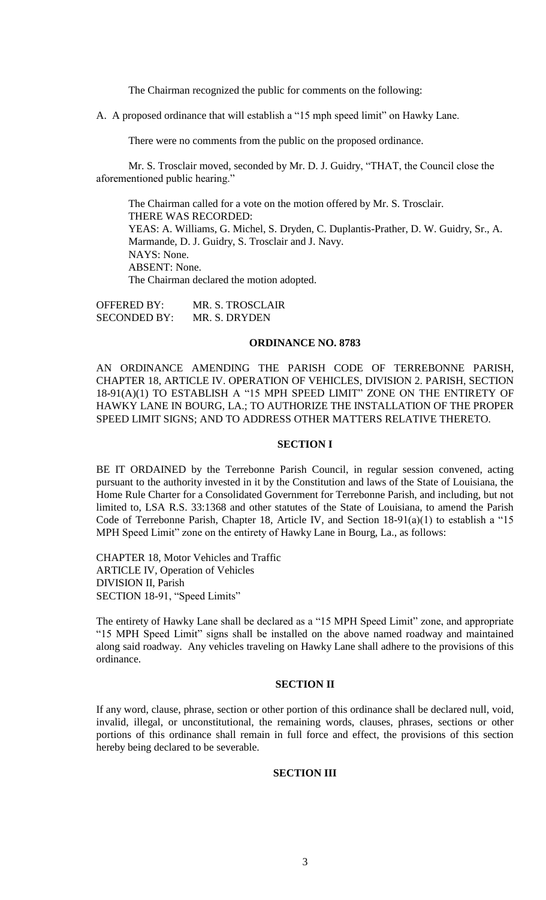The Chairman recognized the public for comments on the following:

A. A proposed ordinance that will establish a "15 mph speed limit" on Hawky Lane.

There were no comments from the public on the proposed ordinance.

Mr. S. Trosclair moved, seconded by Mr. D. J. Guidry, "THAT, the Council close the aforementioned public hearing."

The Chairman called for a vote on the motion offered by Mr. S. Trosclair.
THERE WAS RECORDED:
YEAS: A. Williams, G. Michel, S. Dryden, C. Duplantis-Prather, D. W. Guidry, Sr., A. Marmande, D. J. Guidry, S. Trosclair and J. Navy.
NAYS: None.
ABSENT: None.
The Chairman declared the motion adopted.

OFFERED BY: MR. S. TROSCLAIR
SECONDED BY: MR. S. DRYDEN

## ORDINANCE NO. 8783

AN ORDINANCE AMENDING THE PARISH CODE OF TERREBONNE PARISH, CHAPTER 18, ARTICLE IV. OPERATION OF VEHICLES, DIVISION 2. PARISH, SECTION 18-91(A)(1) TO ESTABLISH A "15 MPH SPEED LIMIT" ZONE ON THE ENTIRETY OF HAWKY LANE IN BOURG, LA.; TO AUTHORIZE THE INSTALLATION OF THE PROPER SPEED LIMIT SIGNS; AND TO ADDRESS OTHER MATTERS RELATIVE THERETO.

### SECTION I

BE IT ORDAINED by the Terrebonne Parish Council, in regular session convened, acting pursuant to the authority invested in it by the Constitution and laws of the State of Louisiana, the Home Rule Charter for a Consolidated Government for Terrebonne Parish, and including, but not limited to, LSA R.S. 33:1368 and other statutes of the State of Louisiana, to amend the Parish Code of Terrebonne Parish, Chapter 18, Article IV, and Section 18-91(a)(1) to establish a "15 MPH Speed Limit" zone on the entirety of Hawky Lane in Bourg, La., as follows:

CHAPTER 18, Motor Vehicles and Traffic
ARTICLE IV, Operation of Vehicles
DIVISION II, Parish
SECTION 18-91, "Speed Limits"

The entirety of Hawky Lane shall be declared as a "15 MPH Speed Limit" zone, and appropriate "15 MPH Speed Limit" signs shall be installed on the above named roadway and maintained along said roadway. Any vehicles traveling on Hawky Lane shall adhere to the provisions of this ordinance.

### SECTION II

If any word, clause, phrase, section or other portion of this ordinance shall be declared null, void, invalid, illegal, or unconstitutional, the remaining words, clauses, phrases, sections or other portions of this ordinance shall remain in full force and effect, the provisions of this section hereby being declared to be severable.

### SECTION III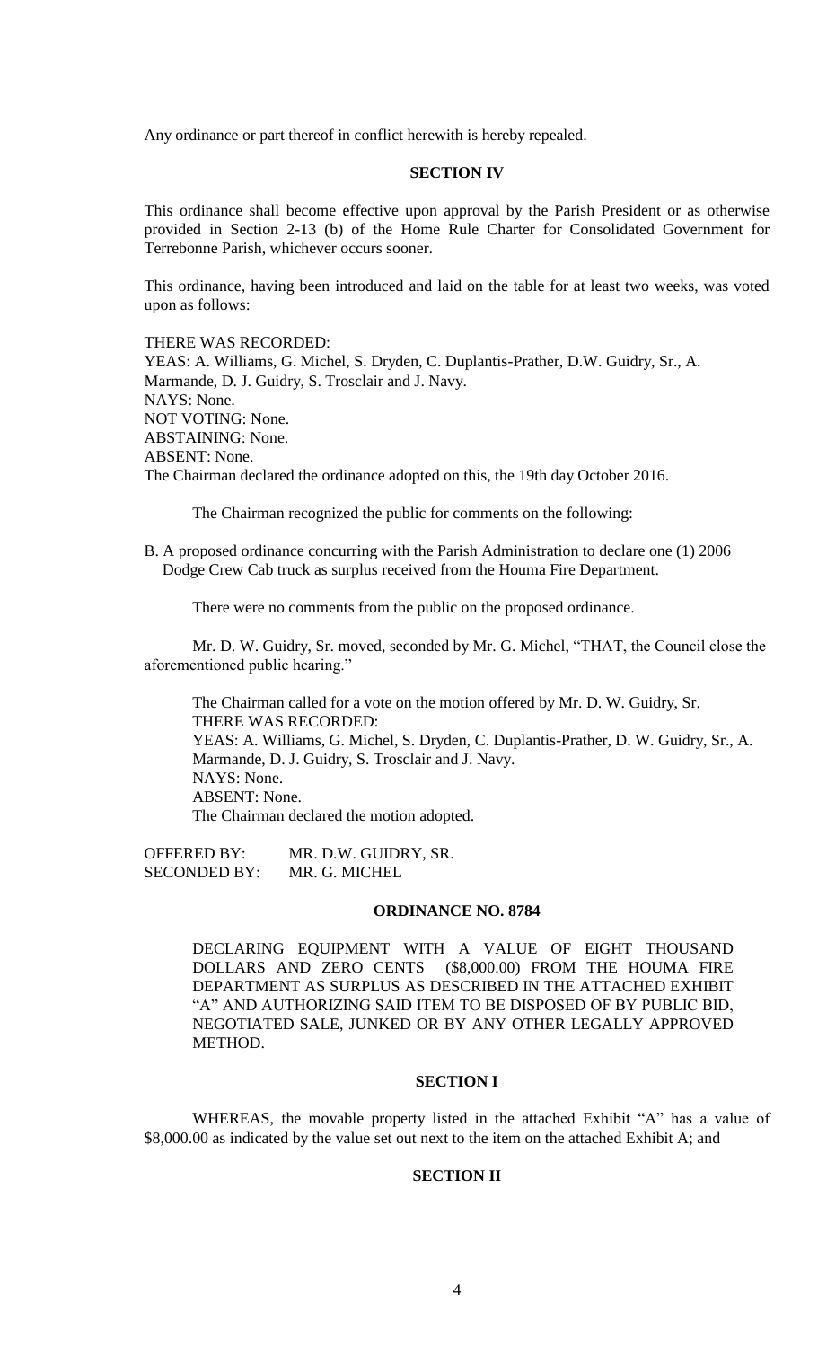Any ordinance or part thereof in conflict herewith is hereby repealed.

**SECTION IV**

This ordinance shall become effective upon approval by the Parish President or as otherwise provided in Section 2-13 (b) of the Home Rule Charter for Consolidated Government for Terrebonne Parish, whichever occurs sooner.

This ordinance, having been introduced and laid on the table for at least two weeks, was voted upon as follows:

THERE WAS RECORDED:
YEAS: A. Williams, G. Michel, S. Dryden, C. Duplantis-Prather, D.W. Guidry, Sr., A. Marmande, D. J. Guidry, S. Trosclair and J. Navy.
NAYS: None.
NOT VOTING: None.
ABSTAINING: None.
ABSENT: None.
The Chairman declared the ordinance adopted on this, the 19th day October 2016.

The Chairman recognized the public for comments on the following:

B. A proposed ordinance concurring with the Parish Administration to declare one (1) 2006 Dodge Crew Cab truck as surplus received from the Houma Fire Department.

There were no comments from the public on the proposed ordinance.

Mr. D. W. Guidry, Sr. moved, seconded by Mr. G. Michel, "THAT, the Council close the aforementioned public hearing."

The Chairman called for a vote on the motion offered by Mr. D. W. Guidry, Sr.
THERE WAS RECORDED:
YEAS: A. Williams, G. Michel, S. Dryden, C. Duplantis-Prather, D. W. Guidry, Sr., A. Marmande, D. J. Guidry, S. Trosclair and J. Navy.
NAYS: None.
ABSENT: None.
The Chairman declared the motion adopted.

OFFERED BY: MR. D.W. GUIDRY, SR.
SECONDED BY: MR. G. MICHEL

**ORDINANCE NO. 8784**

DECLARING EQUIPMENT WITH A VALUE OF EIGHT THOUSAND DOLLARS AND ZERO CENTS ($8,000.00) FROM THE HOUMA FIRE DEPARTMENT AS SURPLUS AS DESCRIBED IN THE ATTACHED EXHIBIT "A" AND AUTHORIZING SAID ITEM TO BE DISPOSED OF BY PUBLIC BID, NEGOTIATED SALE, JUNKED OR BY ANY OTHER LEGALLY APPROVED METHOD.

**SECTION I**

WHEREAS, the movable property listed in the attached Exhibit "A" has a value of $8,000.00 as indicated by the value set out next to the item on the attached Exhibit A; and

**SECTION II**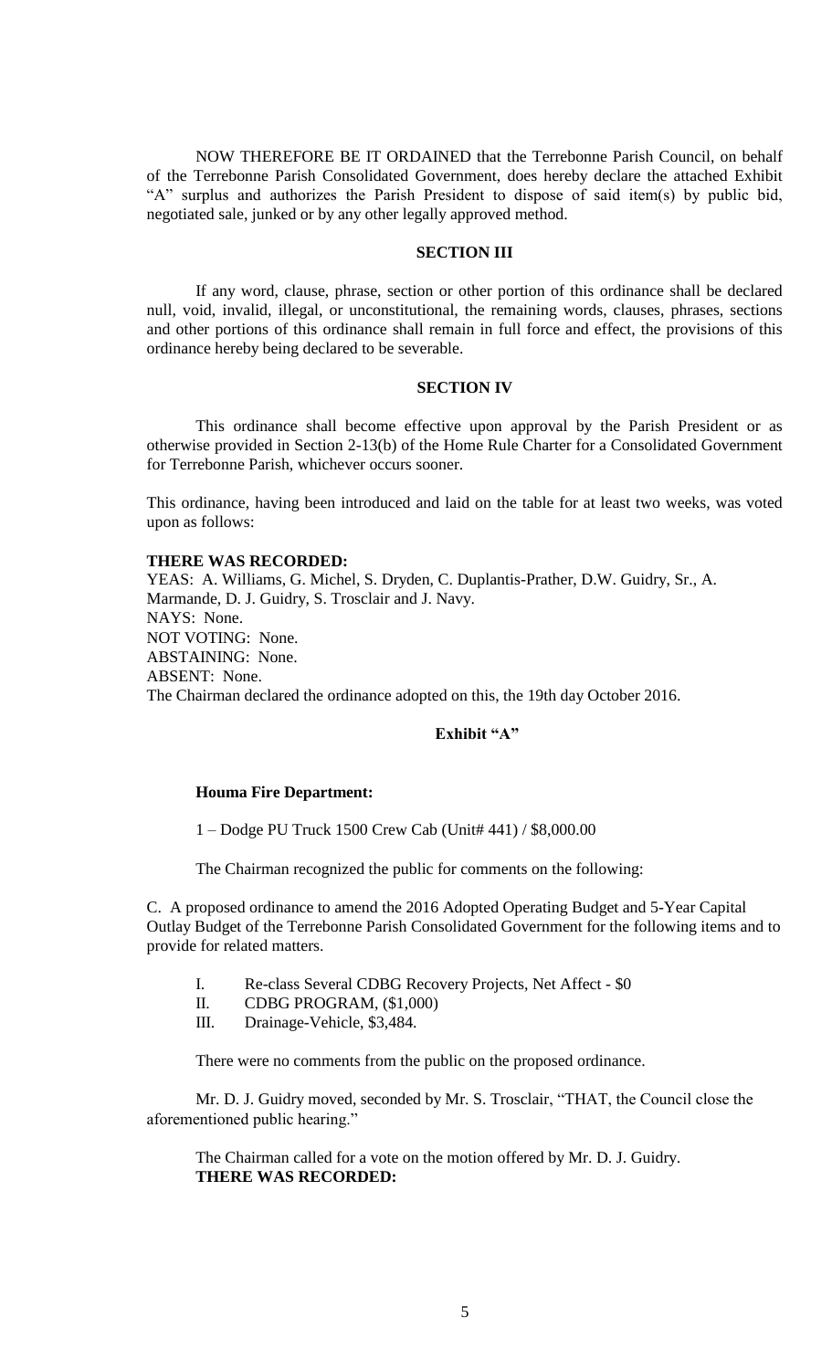NOW THEREFORE BE IT ORDAINED that the Terrebonne Parish Council, on behalf of the Terrebonne Parish Consolidated Government, does hereby declare the attached Exhibit "A" surplus and authorizes the Parish President to dispose of said item(s) by public bid, negotiated sale, junked or by any other legally approved method.

**SECTION III**

If any word, clause, phrase, section or other portion of this ordinance shall be declared null, void, invalid, illegal, or unconstitutional, the remaining words, clauses, phrases, sections and other portions of this ordinance shall remain in full force and effect, the provisions of this ordinance hereby being declared to be severable.

**SECTION IV**

This ordinance shall become effective upon approval by the Parish President or as otherwise provided in Section 2-13(b) of the Home Rule Charter for a Consolidated Government for Terrebonne Parish, whichever occurs sooner.

This ordinance, having been introduced and laid on the table for at least two weeks, was voted upon as follows:

**THERE WAS RECORDED:**
YEAS: A. Williams, G. Michel, S. Dryden, C. Duplantis-Prather, D.W. Guidry, Sr., A. Marmande, D. J. Guidry, S. Trosclair and J. Navy.
NAYS: None.
NOT VOTING: None.
ABSTAINING: None.
ABSENT: None.
The Chairman declared the ordinance adopted on this, the 19th day October 2016.

**Exhibit "A"**

**Houma Fire Department:**

1 – Dodge PU Truck 1500 Crew Cab (Unit# 441) / $8,000.00

The Chairman recognized the public for comments on the following:

C. A proposed ordinance to amend the 2016 Adopted Operating Budget and 5-Year Capital Outlay Budget of the Terrebonne Parish Consolidated Government for the following items and to provide for related matters.

I. Re-class Several CDBG Recovery Projects, Net Affect - $0
II. CDBG PROGRAM, ($1,000)
III. Drainage-Vehicle, $3,484.

There were no comments from the public on the proposed ordinance.

Mr. D. J. Guidry moved, seconded by Mr. S. Trosclair, "THAT, the Council close the aforementioned public hearing."

The Chairman called for a vote on the motion offered by Mr. D. J. Guidry.
**THERE WAS RECORDED:**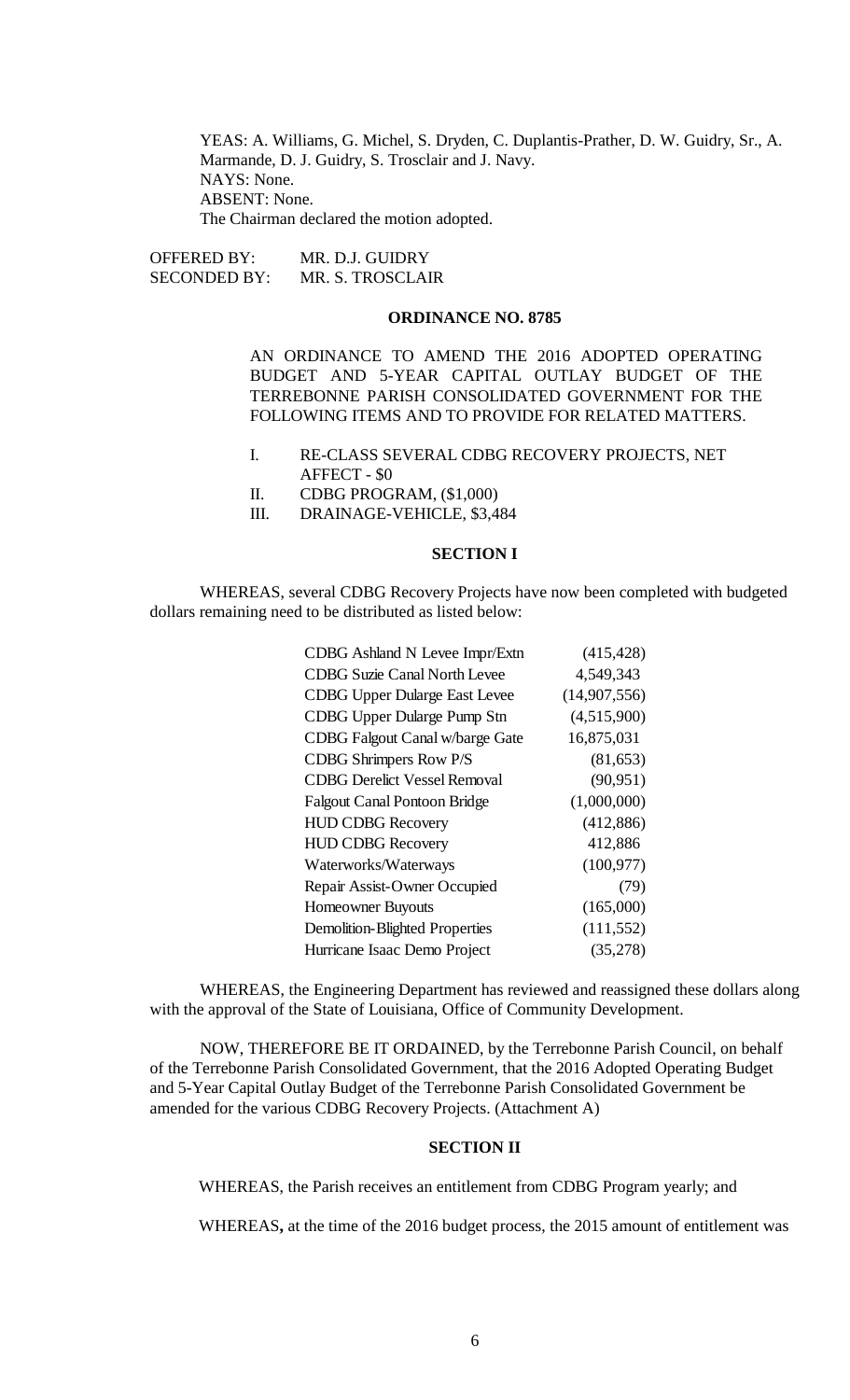YEAS: A. Williams, G. Michel, S. Dryden, C. Duplantis-Prather, D. W. Guidry, Sr., A. Marmande, D. J. Guidry, S. Trosclair and J. Navy.
NAYS: None.
ABSENT: None.
The Chairman declared the motion adopted.

OFFERED BY: MR. D.J. GUIDRY
SECONDED BY: MR. S. TROSCLAIR

**ORDINANCE NO. 8785**

AN ORDINANCE TO AMEND THE 2016 ADOPTED OPERATING BUDGET AND 5-YEAR CAPITAL OUTLAY BUDGET OF THE TERREBONNE PARISH CONSOLIDATED GOVERNMENT FOR THE FOLLOWING ITEMS AND TO PROVIDE FOR RELATED MATTERS.

I. RE-CLASS SEVERAL CDBG RECOVERY PROJECTS, NET AFFECT - $0
II. CDBG PROGRAM, ($1,000)
III. DRAINAGE-VEHICLE, $3,484

**SECTION I**

WHEREAS, several CDBG Recovery Projects have now been completed with budgeted dollars remaining need to be distributed as listed below:

| | |
|---|---|
| CDBG Ashland N Levee Impr/Extn | (415,428) |
| CDBG Suzie Canal North Levee | 4,549,343 |
| CDBG Upper Dularge East Levee | (14,907,556) |
| CDBG Upper Dularge Pump Stn | (4,515,900) |
| CDBG Falgout Canal w/barge Gate | 16,875,031 |
| CDBG Shrimpers Row P/S | (81,653) |
| CDBG Derelict Vessel Removal | (90,951) |
| Falgout Canal Pontoon Bridge | (1,000,000) |
| HUD CDBG Recovery | (412,886) |
| HUD CDBG Recovery | 412,886 |
| Waterworks/Waterways | (100,977) |
| Repair Assist-Owner Occupied | (79) |
| Homeowner Buyouts | (165,000) |
| Demolition-Blighted Properties | (111,552) |
| Hurricane Isaac Demo Project | (35,278) |

WHEREAS, the Engineering Department has reviewed and reassigned these dollars along with the approval of the State of Louisiana, Office of Community Development.

NOW, THEREFORE BE IT ORDAINED, by the Terrebonne Parish Council, on behalf of the Terrebonne Parish Consolidated Government, that the 2016 Adopted Operating Budget and 5-Year Capital Outlay Budget of the Terrebonne Parish Consolidated Government be amended for the various CDBG Recovery Projects. (Attachment A)

**SECTION II**

WHEREAS, the Parish receives an entitlement from CDBG Program yearly; and

WHEREAS**,** at the time of the 2016 budget process, the 2015 amount of entitlement was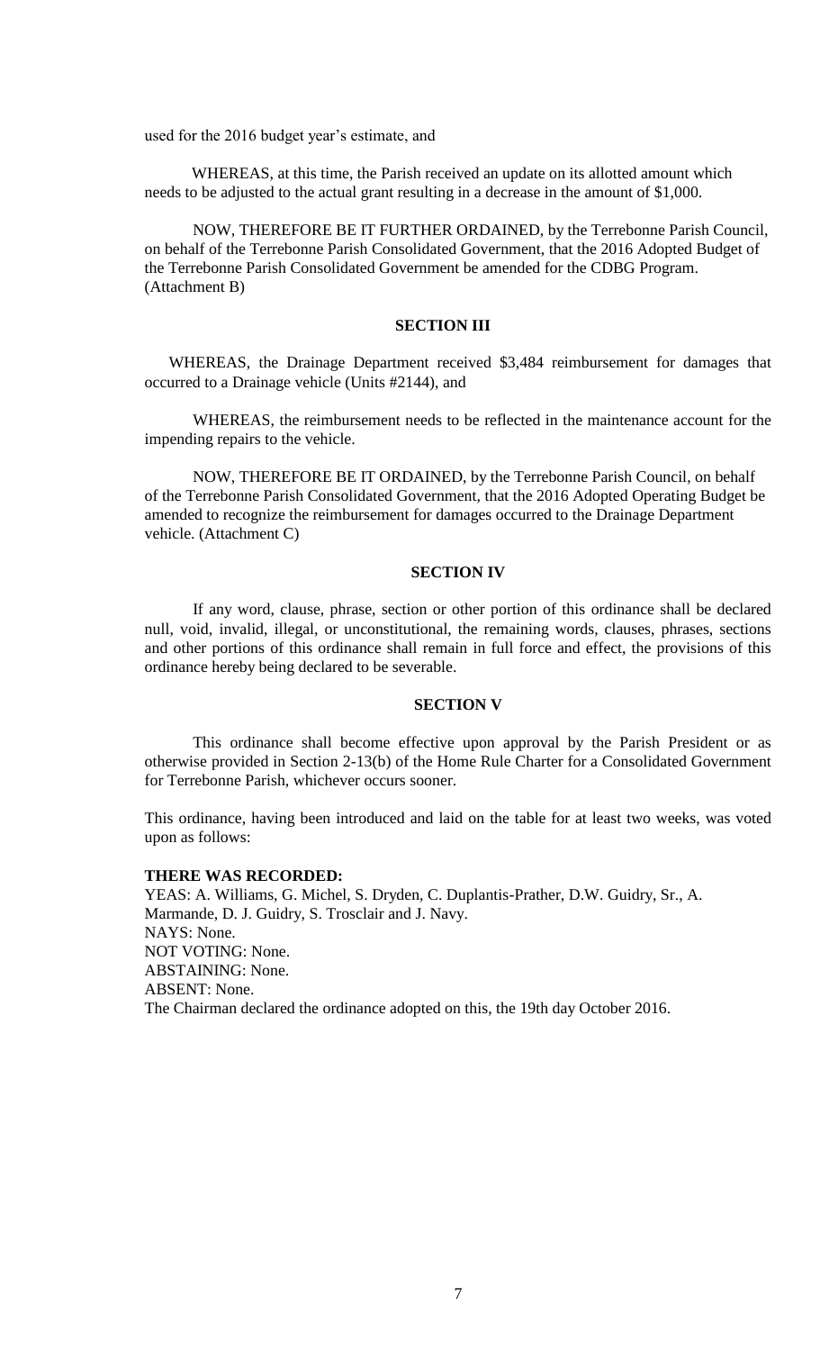used for the 2016 budget year's estimate, and

WHEREAS, at this time, the Parish received an update on its allotted amount which needs to be adjusted to the actual grant resulting in a decrease in the amount of $1,000.

NOW, THEREFORE BE IT FURTHER ORDAINED, by the Terrebonne Parish Council, on behalf of the Terrebonne Parish Consolidated Government, that the 2016 Adopted Budget of the Terrebonne Parish Consolidated Government be amended for the CDBG Program. (Attachment B)

**SECTION III**

WHEREAS, the Drainage Department received $3,484 reimbursement for damages that occurred to a Drainage vehicle (Units #2144), and

WHEREAS, the reimbursement needs to be reflected in the maintenance account for the impending repairs to the vehicle.

NOW, THEREFORE BE IT ORDAINED, by the Terrebonne Parish Council, on behalf of the Terrebonne Parish Consolidated Government, that the 2016 Adopted Operating Budget be amended to recognize the reimbursement for damages occurred to the Drainage Department vehicle. (Attachment C)

**SECTION IV**

If any word, clause, phrase, section or other portion of this ordinance shall be declared null, void, invalid, illegal, or unconstitutional, the remaining words, clauses, phrases, sections and other portions of this ordinance shall remain in full force and effect, the provisions of this ordinance hereby being declared to be severable.

**SECTION V**

This ordinance shall become effective upon approval by the Parish President or as otherwise provided in Section 2-13(b) of the Home Rule Charter for a Consolidated Government for Terrebonne Parish, whichever occurs sooner.

This ordinance, having been introduced and laid on the table for at least two weeks, was voted upon as follows:

**THERE WAS RECORDED:**
YEAS: A. Williams, G. Michel, S. Dryden, C. Duplantis-Prather, D.W. Guidry, Sr., A. Marmande, D. J. Guidry, S. Trosclair and J. Navy.
NAYS: None.
NOT VOTING: None.
ABSTAINING: None.
ABSENT: None.
The Chairman declared the ordinance adopted on this, the 19th day October 2016.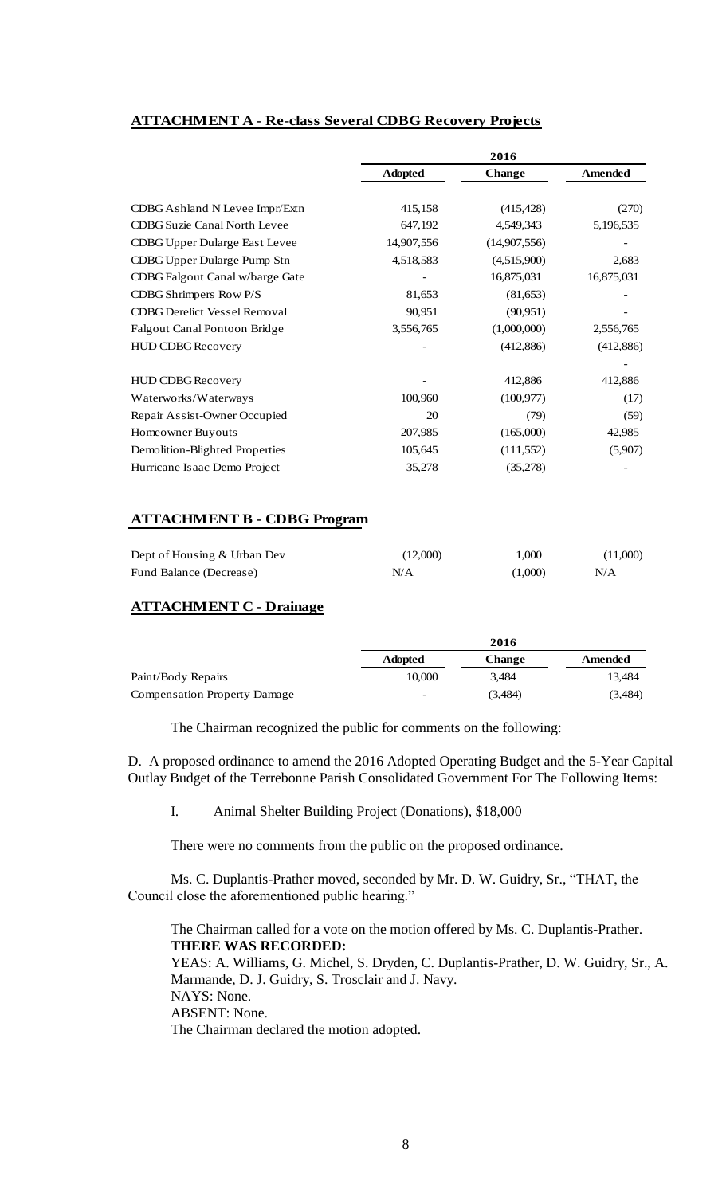**ATTACHMENT A - Re-class Several CDBG Recovery Projects**

| | 2016 | | |
|---|---|---|---|
| | **Adopted** | **Change** | **Amended** |
| CDBG Ashland N Levee Impr/Extn | 415,158 | (415,428) | (270) |
| CDBG Suzie Canal North Levee | 647,192 | 4,549,343 | 5,196,535 |
| CDBG Upper Dularge East Levee | 14,907,556 | (14,907,556) | - |
| CDBG Upper Dularge Pump Stn | 4,518,583 | (4,515,900) | 2,683 |
| CDBG Falgout Canal w/barge Gate | - | 16,875,031 | 16,875,031 |
| CDBG Shrimpers Row P/S | 81,653 | (81,653) | - |
| CDBG Derelict Vessel Removal | 90,951 | (90,951) | - |
| Falgout Canal Pontoon Bridge | 3,556,765 | (1,000,000) | 2,556,765 |
| HUD CDBG Recovery | - | (412,886) | (412,886) |
| | | | - |
| HUD CDBG Recovery | - | 412,886 | 412,886 |
| Waterworks/Waterways | 100,960 | (100,977) | (17) |
| Repair Assist-Owner Occupied | 20 | (79) | (59) |
| Homeowner Buyouts | 207,985 | (165,000) | 42,985 |
| Demolition-Blighted Properties | 105,645 | (111,552) | (5,907) |
| Hurricane Isaac Demo Project | 35,278 | (35,278) | - |

**ATTACHMENT B - CDBG Program**

| | | | |
|---|---|---|---|
| Dept of Housing & Urban Dev | (12,000) | 1,000 | (11,000) |
| Fund Balance (Decrease) | N/A | (1,000) | N/A |

**ATTACHMENT C - Drainage**

| | 2016 | | |
|---|---|---|---|
| | **Adopted** | **Change** | **Amended** |
| Paint/Body Repairs | 10,000 | 3,484 | 13,484 |
| Compensation Property Damage | - | (3,484) | (3,484) |

The Chairman recognized the public for comments on the following:

D. A proposed ordinance to amend the 2016 Adopted Operating Budget and the 5-Year Capital Outlay Budget of the Terrebonne Parish Consolidated Government For The Following Items:

I. Animal Shelter Building Project (Donations), $18,000

There were no comments from the public on the proposed ordinance.

Ms. C. Duplantis-Prather moved, seconded by Mr. D. W. Guidry, Sr., "THAT, the Council close the aforementioned public hearing."

The Chairman called for a vote on the motion offered by Ms. C. Duplantis-Prather.
**THERE WAS RECORDED:**
YEAS: A. Williams, G. Michel, S. Dryden, C. Duplantis-Prather, D. W. Guidry, Sr., A. Marmande, D. J. Guidry, S. Trosclair and J. Navy.
NAYS: None.
ABSENT: None.
The Chairman declared the motion adopted.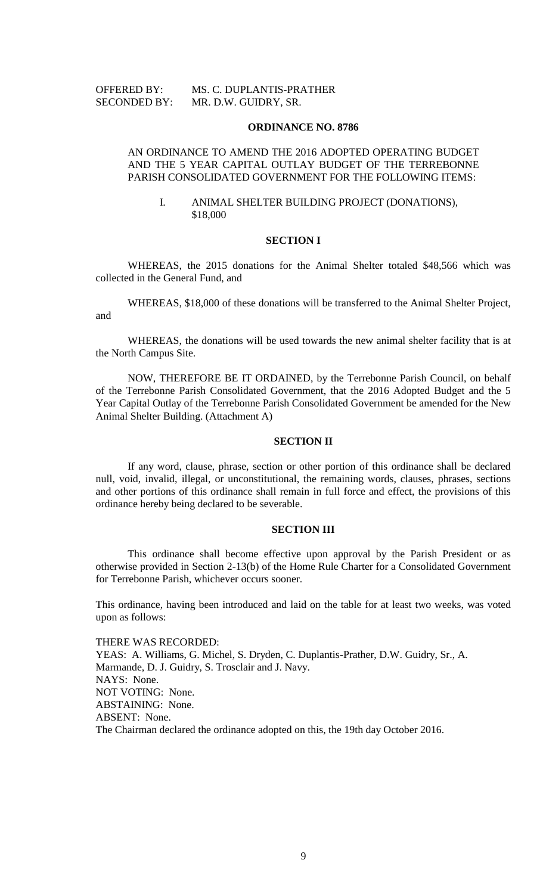OFFERED BY: MS. C. DUPLANTIS-PRATHER
SECONDED BY: MR. D.W. GUIDRY, SR.

## ORDINANCE NO. 8786

AN ORDINANCE TO AMEND THE 2016 ADOPTED OPERATING BUDGET AND THE 5 YEAR CAPITAL OUTLAY BUDGET OF THE TERREBONNE PARISH CONSOLIDATED GOVERNMENT FOR THE FOLLOWING ITEMS:

I. ANIMAL SHELTER BUILDING PROJECT (DONATIONS), $18,000

### SECTION I

WHEREAS, the 2015 donations for the Animal Shelter totaled $48,566 which was collected in the General Fund, and

WHEREAS, $18,000 of these donations will be transferred to the Animal Shelter Project, and

WHEREAS, the donations will be used towards the new animal shelter facility that is at the North Campus Site.

NOW, THEREFORE BE IT ORDAINED, by the Terrebonne Parish Council, on behalf of the Terrebonne Parish Consolidated Government, that the 2016 Adopted Budget and the 5 Year Capital Outlay of the Terrebonne Parish Consolidated Government be amended for the New Animal Shelter Building. (Attachment A)

### SECTION II

If any word, clause, phrase, section or other portion of this ordinance shall be declared null, void, invalid, illegal, or unconstitutional, the remaining words, clauses, phrases, sections and other portions of this ordinance shall remain in full force and effect, the provisions of this ordinance hereby being declared to be severable.

### SECTION III

This ordinance shall become effective upon approval by the Parish President or as otherwise provided in Section 2-13(b) of the Home Rule Charter for a Consolidated Government for Terrebonne Parish, whichever occurs sooner.

This ordinance, having been introduced and laid on the table for at least two weeks, was voted upon as follows:

THERE WAS RECORDED:
YEAS: A. Williams, G. Michel, S. Dryden, C. Duplantis-Prather, D.W. Guidry, Sr., A. Marmande, D. J. Guidry, S. Trosclair and J. Navy.
NAYS: None.
NOT VOTING: None.
ABSTAINING: None.
ABSENT: None.
The Chairman declared the ordinance adopted on this, the 19th day October 2016.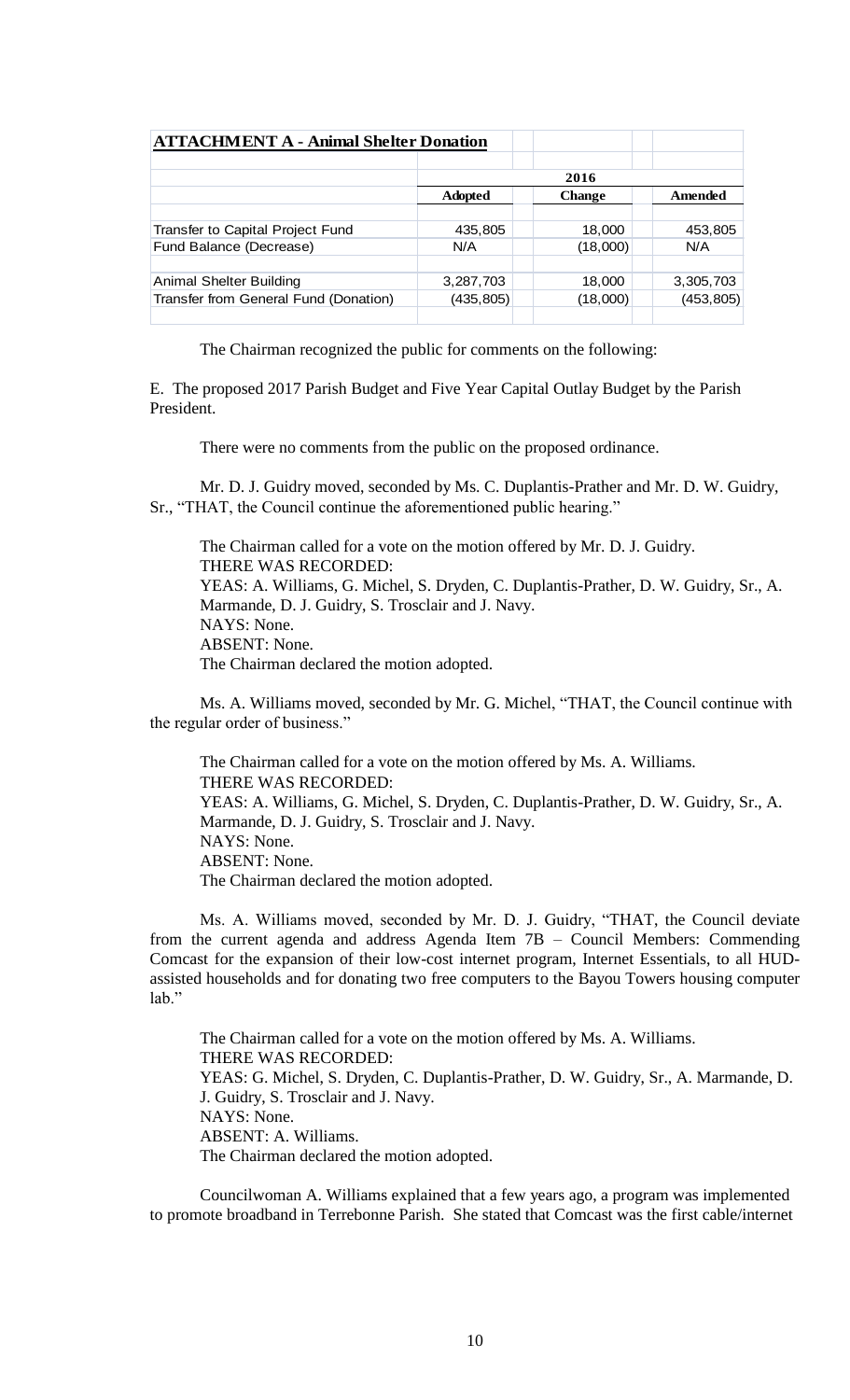**ATTACHMENT A - Animal Shelter Donation**

| | 2016 | | |
|---|---|---|---|
| | **Adopted** | **Change** | **Amended** |
| Transfer to Capital Project Fund | 435,805 | 18,000 | 453,805 |
| Fund Balance (Decrease) | N/A | (18,000) | N/A |
| Animal Shelter Building | 3,287,703 | 18,000 | 3,305,703 |
| Transfer from General Fund (Donation) | (435,805) | (18,000) | (453,805) |

The Chairman recognized the public for comments on the following:

E. The proposed 2017 Parish Budget and Five Year Capital Outlay Budget by the Parish President.

There were no comments from the public on the proposed ordinance.

Mr. D. J. Guidry moved, seconded by Ms. C. Duplantis-Prather and Mr. D. W. Guidry, Sr., "THAT, the Council continue the aforementioned public hearing."

The Chairman called for a vote on the motion offered by Mr. D. J. Guidry.
THERE WAS RECORDED:
YEAS: A. Williams, G. Michel, S. Dryden, C. Duplantis-Prather, D. W. Guidry, Sr., A. Marmande, D. J. Guidry, S. Trosclair and J. Navy.
NAYS: None.
ABSENT: None.
The Chairman declared the motion adopted.

Ms. A. Williams moved, seconded by Mr. G. Michel, "THAT, the Council continue with the regular order of business."

The Chairman called for a vote on the motion offered by Ms. A. Williams.
THERE WAS RECORDED:
YEAS: A. Williams, G. Michel, S. Dryden, C. Duplantis-Prather, D. W. Guidry, Sr., A. Marmande, D. J. Guidry, S. Trosclair and J. Navy.
NAYS: None.
ABSENT: None.
The Chairman declared the motion adopted.

Ms. A. Williams moved, seconded by Mr. D. J. Guidry, "THAT, the Council deviate from the current agenda and address Agenda Item 7B – Council Members: Commending Comcast for the expansion of their low-cost internet program, Internet Essentials, to all HUD-assisted households and for donating two free computers to the Bayou Towers housing computer lab."

The Chairman called for a vote on the motion offered by Ms. A. Williams.
THERE WAS RECORDED:
YEAS: G. Michel, S. Dryden, C. Duplantis-Prather, D. W. Guidry, Sr., A. Marmande, D. J. Guidry, S. Trosclair and J. Navy.
NAYS: None.
ABSENT: A. Williams.
The Chairman declared the motion adopted.

Councilwoman A. Williams explained that a few years ago, a program was implemented to promote broadband in Terrebonne Parish. She stated that Comcast was the first cable/internet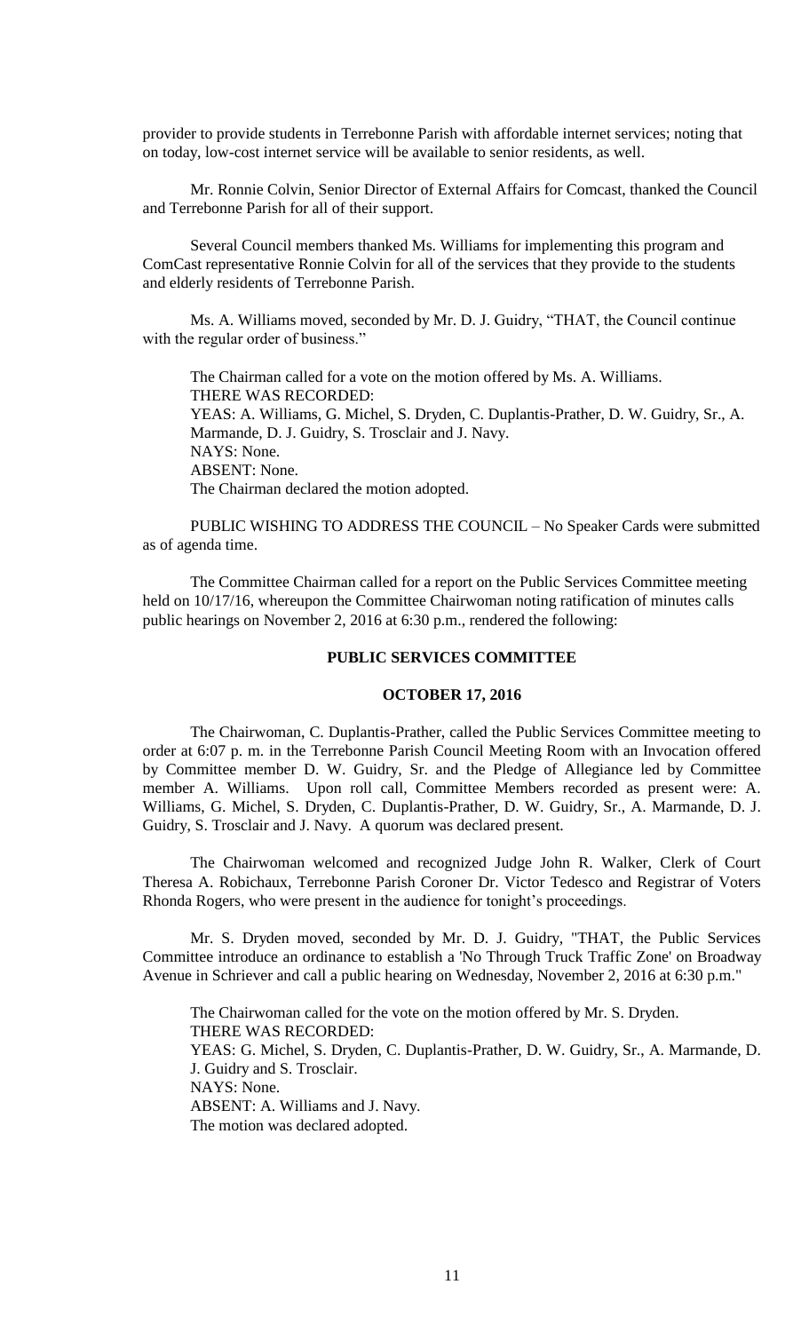provider to provide students in Terrebonne Parish with affordable internet services; noting that on today, low-cost internet service will be available to senior residents, as well.

Mr. Ronnie Colvin, Senior Director of External Affairs for Comcast, thanked the Council and Terrebonne Parish for all of their support.

Several Council members thanked Ms. Williams for implementing this program and ComCast representative Ronnie Colvin for all of the services that they provide to the students and elderly residents of Terrebonne Parish.

Ms. A. Williams moved, seconded by Mr. D. J. Guidry, "THAT, the Council continue with the regular order of business."

The Chairman called for a vote on the motion offered by Ms. A. Williams.
THERE WAS RECORDED:
YEAS: A. Williams, G. Michel, S. Dryden, C. Duplantis-Prather, D. W. Guidry, Sr., A. Marmande, D. J. Guidry, S. Trosclair and J. Navy.
NAYS: None.
ABSENT: None.
The Chairman declared the motion adopted.

PUBLIC WISHING TO ADDRESS THE COUNCIL – No Speaker Cards were submitted as of agenda time.

The Committee Chairman called for a report on the Public Services Committee meeting held on 10/17/16, whereupon the Committee Chairwoman noting ratification of minutes calls public hearings on November 2, 2016 at 6:30 p.m., rendered the following:

**PUBLIC SERVICES COMMITTEE**

**OCTOBER 17, 2016**

The Chairwoman, C. Duplantis-Prather, called the Public Services Committee meeting to order at 6:07 p. m. in the Terrebonne Parish Council Meeting Room with an Invocation offered by Committee member D. W. Guidry, Sr. and the Pledge of Allegiance led by Committee member A. Williams. Upon roll call, Committee Members recorded as present were: A. Williams, G. Michel, S. Dryden, C. Duplantis-Prather, D. W. Guidry, Sr., A. Marmande, D. J. Guidry, S. Trosclair and J. Navy. A quorum was declared present.

The Chairwoman welcomed and recognized Judge John R. Walker, Clerk of Court Theresa A. Robichaux, Terrebonne Parish Coroner Dr. Victor Tedesco and Registrar of Voters Rhonda Rogers, who were present in the audience for tonight's proceedings.

Mr. S. Dryden moved, seconded by Mr. D. J. Guidry, "THAT, the Public Services Committee introduce an ordinance to establish a 'No Through Truck Traffic Zone' on Broadway Avenue in Schriever and call a public hearing on Wednesday, November 2, 2016 at 6:30 p.m."

The Chairwoman called for the vote on the motion offered by Mr. S. Dryden.
THERE WAS RECORDED:
YEAS: G. Michel, S. Dryden, C. Duplantis-Prather, D. W. Guidry, Sr., A. Marmande, D. J. Guidry and S. Trosclair.
NAYS: None.
ABSENT: A. Williams and J. Navy.
The motion was declared adopted.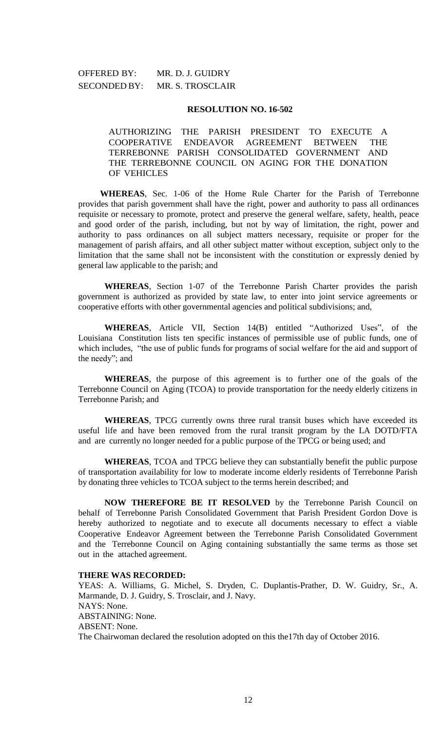OFFERED BY: MR. D. J. GUIDRY
SECONDED BY: MR. S. TROSCLAIR

**RESOLUTION NO. 16-502**

AUTHORIZING THE PARISH PRESIDENT TO EXECUTE A COOPERATIVE ENDEAVOR AGREEMENT BETWEEN THE TERREBONNE PARISH CONSOLIDATED GOVERNMENT AND THE TERREBONNE COUNCIL ON AGING FOR THE DONATION OF VEHICLES

**WHEREAS**, Sec. 1-06 of the Home Rule Charter for the Parish of Terrebonne provides that parish government shall have the right, power and authority to pass all ordinances requisite or necessary to promote, protect and preserve the general welfare, safety, health, peace and good order of the parish, including, but not by way of limitation, the right, power and authority to pass ordinances on all subject matters necessary, requisite or proper for the management of parish affairs, and all other subject matter without exception, subject only to the limitation that the same shall not be inconsistent with the constitution or expressly denied by general law applicable to the parish; and

**WHEREAS**, Section 1-07 of the Terrebonne Parish Charter provides the parish government is authorized as provided by state law, to enter into joint service agreements or cooperative efforts with other governmental agencies and political subdivisions; and,

**WHEREAS**, Article VII, Section 14(B) entitled "Authorized Uses", of the Louisiana Constitution lists ten specific instances of permissible use of public funds, one of which includes, "the use of public funds for programs of social welfare for the aid and support of the needy"; and

**WHEREAS**, the purpose of this agreement is to further one of the goals of the Terrebonne Council on Aging (TCOA) to provide transportation for the needy elderly citizens in Terrebonne Parish; and

**WHEREAS**, TPCG currently owns three rural transit buses which have exceeded its useful life and have been removed from the rural transit program by the LA DOTD/FTA and are currently no longer needed for a public purpose of the TPCG or being used; and

**WHEREAS**, TCOA and TPCG believe they can substantially benefit the public purpose of transportation availability for low to moderate income elderly residents of Terrebonne Parish by donating three vehicles to TCOA subject to the terms herein described; and

**NOW THEREFORE BE IT RESOLVED** by the Terrebonne Parish Council on behalf of Terrebonne Parish Consolidated Government that Parish President Gordon Dove is hereby authorized to negotiate and to execute all documents necessary to effect a viable Cooperative Endeavor Agreement between the Terrebonne Parish Consolidated Government and the Terrebonne Council on Aging containing substantially the same terms as those set out in the attached agreement.

**THERE WAS RECORDED:**

YEAS: A. Williams, G. Michel, S. Dryden, C. Duplantis-Prather, D. W. Guidry, Sr., A. Marmande, D. J. Guidry, S. Trosclair, and J. Navy.
NAYS: None.
ABSTAINING: None.
ABSENT: None.
The Chairwoman declared the resolution adopted on this the17th day of October 2016.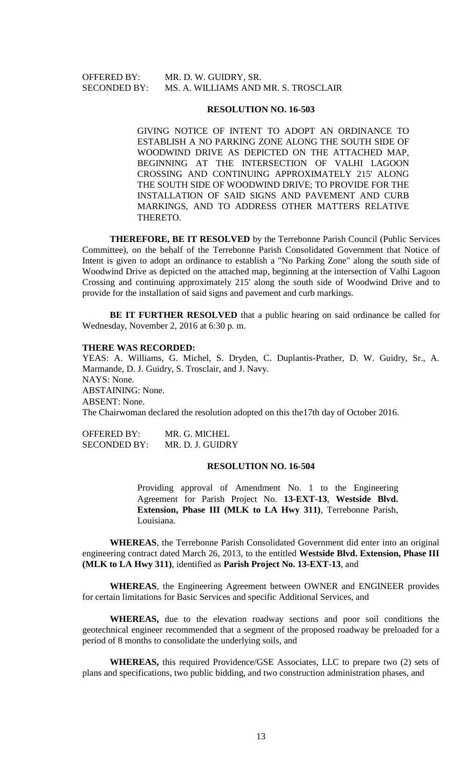OFFERED BY: MR. D. W. GUIDRY, SR.
SECONDED BY: MS. A. WILLIAMS AND MR. S. TROSCLAIR

**RESOLUTION NO. 16-503**

GIVING NOTICE OF INTENT TO ADOPT AN ORDINANCE TO ESTABLISH A NO PARKING ZONE ALONG THE SOUTH SIDE OF WOODWIND DRIVE AS DEPICTED ON THE ATTACHED MAP, BEGINNING AT THE INTERSECTION OF VALHI LAGOON CROSSING AND CONTINUING APPROXIMATELY 215' ALONG THE SOUTH SIDE OF WOODWIND DRIVE; TO PROVIDE FOR THE INSTALLATION OF SAID SIGNS AND PAVEMENT AND CURB MARKINGS, AND TO ADDRESS OTHER MATTERS RELATIVE THERETO.

**THEREFORE, BE IT RESOLVED** by the Terrebonne Parish Council (Public Services Committee), on the behalf of the Terrebonne Parish Consolidated Government that Notice of Intent is given to adopt an ordinance to establish a "No Parking Zone" along the south side of Woodwind Drive as depicted on the attached map, beginning at the intersection of Valhi Lagoon Crossing and continuing approximately 215' along the south side of Woodwind Drive and to provide for the installation of said signs and pavement and curb markings.

**BE IT FURTHER RESOLVED** that a public hearing on said ordinance be called for Wednesday, November 2, 2016 at 6:30 p. m.

**THERE WAS RECORDED:**
YEAS: A. Williams, G. Michel, S. Dryden, C. Duplantis-Prather, D. W. Guidry, Sr., A. Marmande, D. J. Guidry, S. Trosclair, and J. Navy.
NAYS: None.
ABSTAINING: None.
ABSENT: None.
The Chairwoman declared the resolution adopted on this the17th day of October 2016.

OFFERED BY: MR. G. MICHEL
SECONDED BY: MR. D. J. GUIDRY

**RESOLUTION NO. 16-504**

Providing approval of Amendment No. 1 to the Engineering Agreement for Parish Project No. **13-EXT-13**, **Westside Blvd. Extension, Phase III (MLK to LA Hwy 311)**, Terrebonne Parish, Louisiana.

**WHEREAS**, the Terrebonne Parish Consolidated Government did enter into an original engineering contract dated March 26, 2013, to the entitled **Westside Blvd. Extension, Phase III (MLK to LA Hwy 311)**, identified as **Parish Project No. 13-EXT-13**, and

**WHEREAS**, the Engineering Agreement between OWNER and ENGINEER provides for certain limitations for Basic Services and specific Additional Services, and

**WHEREAS,** due to the elevation roadway sections and poor soil conditions the geotechnical engineer recommended that a segment of the proposed roadway be preloaded for a period of 8 months to consolidate the underlying soils, and

**WHEREAS,** this required Providence/GSE Associates, LLC to prepare two (2) sets of plans and specifications, two public bidding, and two construction administration phases, and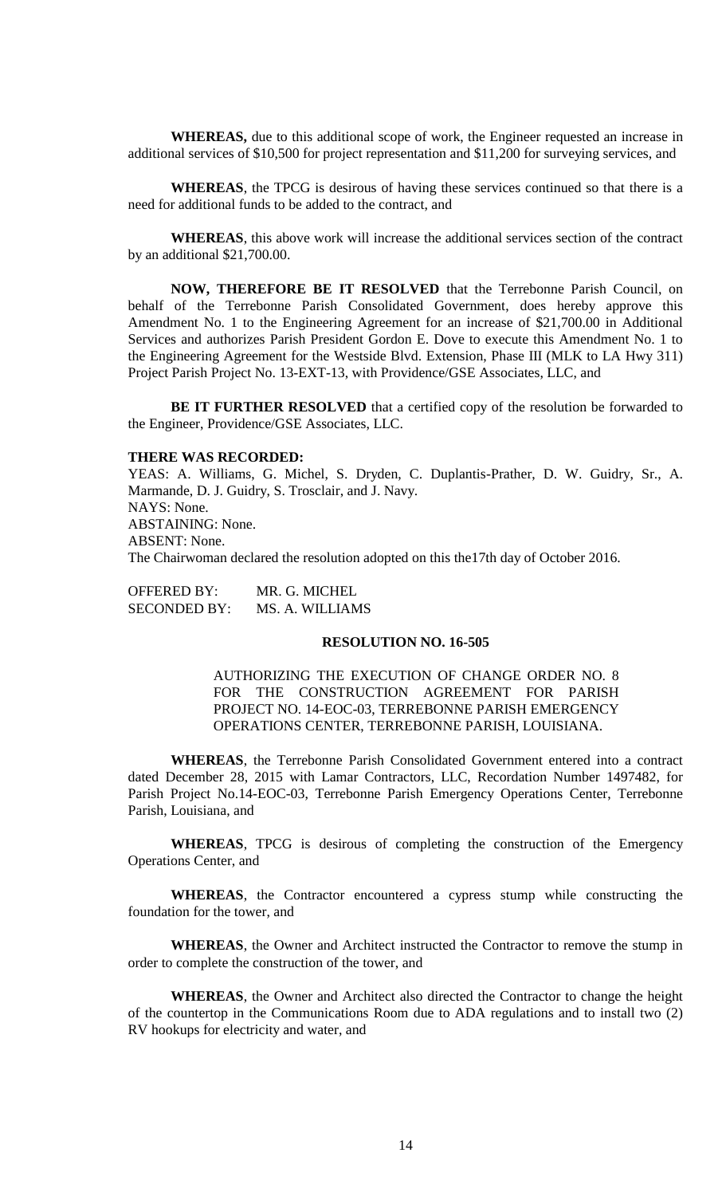**WHEREAS,** due to this additional scope of work, the Engineer requested an increase in additional services of $10,500 for project representation and $11,200 for surveying services, and

**WHEREAS**, the TPCG is desirous of having these services continued so that there is a need for additional funds to be added to the contract, and

**WHEREAS**, this above work will increase the additional services section of the contract by an additional $21,700.00.

**NOW, THEREFORE BE IT RESOLVED** that the Terrebonne Parish Council, on behalf of the Terrebonne Parish Consolidated Government, does hereby approve this Amendment No. 1 to the Engineering Agreement for an increase of $21,700.00 in Additional Services and authorizes Parish President Gordon E. Dove to execute this Amendment No. 1 to the Engineering Agreement for the Westside Blvd. Extension, Phase III (MLK to LA Hwy 311) Project Parish Project No. 13-EXT-13, with Providence/GSE Associates, LLC, and

**BE IT FURTHER RESOLVED** that a certified copy of the resolution be forwarded to the Engineer, Providence/GSE Associates, LLC.

**THERE WAS RECORDED:**

YEAS: A. Williams, G. Michel, S. Dryden, C. Duplantis-Prather, D. W. Guidry, Sr., A. Marmande, D. J. Guidry, S. Trosclair, and J. Navy.
NAYS: None.
ABSTAINING: None.
ABSENT: None.
The Chairwoman declared the resolution adopted on this the17th day of October 2016.

OFFERED BY: MR. G. MICHEL
SECONDED BY: MS. A. WILLIAMS

**RESOLUTION NO. 16-505**

AUTHORIZING THE EXECUTION OF CHANGE ORDER NO. 8 FOR THE CONSTRUCTION AGREEMENT FOR PARISH PROJECT NO. 14-EOC-03, TERREBONNE PARISH EMERGENCY OPERATIONS CENTER, TERREBONNE PARISH, LOUISIANA.

**WHEREAS**, the Terrebonne Parish Consolidated Government entered into a contract dated December 28, 2015 with Lamar Contractors, LLC, Recordation Number 1497482, for Parish Project No.14-EOC-03, Terrebonne Parish Emergency Operations Center, Terrebonne Parish, Louisiana, and

**WHEREAS**, TPCG is desirous of completing the construction of the Emergency Operations Center, and

**WHEREAS**, the Contractor encountered a cypress stump while constructing the foundation for the tower, and

**WHEREAS**, the Owner and Architect instructed the Contractor to remove the stump in order to complete the construction of the tower, and

**WHEREAS**, the Owner and Architect also directed the Contractor to change the height of the countertop in the Communications Room due to ADA regulations and to install two (2) RV hookups for electricity and water, and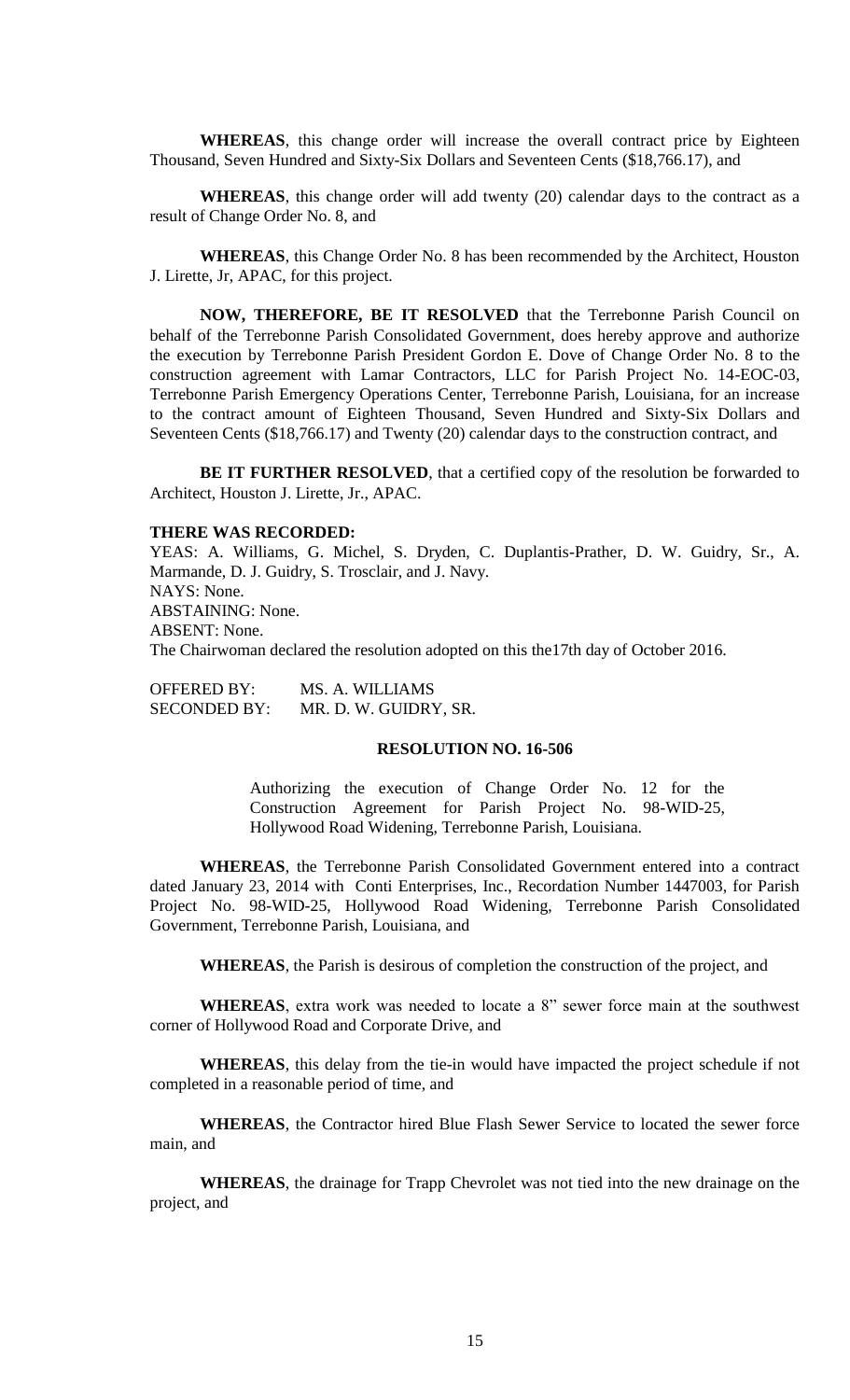**WHEREAS**, this change order will increase the overall contract price by Eighteen Thousand, Seven Hundred and Sixty-Six Dollars and Seventeen Cents ($18,766.17), and

**WHEREAS**, this change order will add twenty (20) calendar days to the contract as a result of Change Order No. 8, and

**WHEREAS**, this Change Order No. 8 has been recommended by the Architect, Houston J. Lirette, Jr, APAC, for this project.

**NOW, THEREFORE, BE IT RESOLVED** that the Terrebonne Parish Council on behalf of the Terrebonne Parish Consolidated Government, does hereby approve and authorize the execution by Terrebonne Parish President Gordon E. Dove of Change Order No. 8 to the construction agreement with Lamar Contractors, LLC for Parish Project No. 14-EOC-03, Terrebonne Parish Emergency Operations Center, Terrebonne Parish, Louisiana, for an increase to the contract amount of Eighteen Thousand, Seven Hundred and Sixty-Six Dollars and Seventeen Cents ($18,766.17) and Twenty (20) calendar days to the construction contract, and

**BE IT FURTHER RESOLVED**, that a certified copy of the resolution be forwarded to Architect, Houston J. Lirette, Jr., APAC.

**THERE WAS RECORDED:**

YEAS: A. Williams, G. Michel, S. Dryden, C. Duplantis-Prather, D. W. Guidry, Sr., A. Marmande, D. J. Guidry, S. Trosclair, and J. Navy.

NAYS: None.

ABSTAINING: None.

ABSENT: None.

The Chairwoman declared the resolution adopted on this the17th day of October 2016.

OFFERED BY: MS. A. WILLIAMS

SECONDED BY: MR. D. W. GUIDRY, SR.

**RESOLUTION NO. 16-506**

Authorizing the execution of Change Order No. 12 for the Construction Agreement for Parish Project No. 98-WID-25, Hollywood Road Widening, Terrebonne Parish, Louisiana.

**WHEREAS**, the Terrebonne Parish Consolidated Government entered into a contract dated January 23, 2014 with Conti Enterprises, Inc., Recordation Number 1447003, for Parish Project No. 98-WID-25, Hollywood Road Widening, Terrebonne Parish Consolidated Government, Terrebonne Parish, Louisiana, and

**WHEREAS**, the Parish is desirous of completion the construction of the project, and

**WHEREAS**, extra work was needed to locate a 8" sewer force main at the southwest corner of Hollywood Road and Corporate Drive, and

**WHEREAS**, this delay from the tie-in would have impacted the project schedule if not completed in a reasonable period of time, and

**WHEREAS**, the Contractor hired Blue Flash Sewer Service to located the sewer force main, and

**WHEREAS**, the drainage for Trapp Chevrolet was not tied into the new drainage on the project, and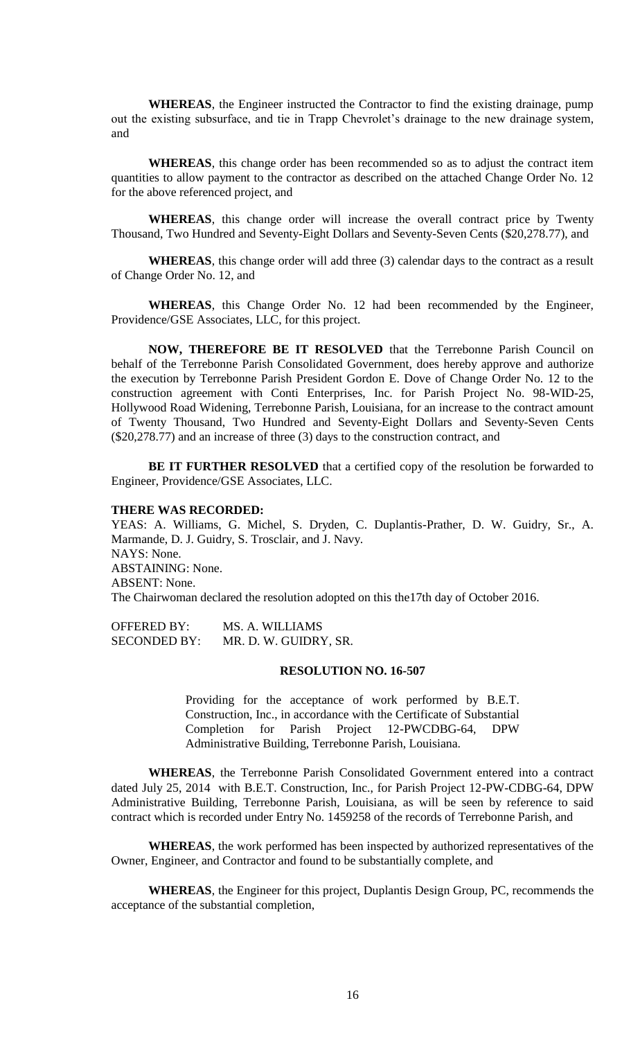**WHEREAS**, the Engineer instructed the Contractor to find the existing drainage, pump out the existing subsurface, and tie in Trapp Chevrolet's drainage to the new drainage system, and

**WHEREAS**, this change order has been recommended so as to adjust the contract item quantities to allow payment to the contractor as described on the attached Change Order No. 12 for the above referenced project, and

**WHEREAS**, this change order will increase the overall contract price by Twenty Thousand, Two Hundred and Seventy-Eight Dollars and Seventy-Seven Cents ($20,278.77), and

**WHEREAS**, this change order will add three (3) calendar days to the contract as a result of Change Order No. 12, and

**WHEREAS**, this Change Order No. 12 had been recommended by the Engineer, Providence/GSE Associates, LLC, for this project.

**NOW, THEREFORE BE IT RESOLVED** that the Terrebonne Parish Council on behalf of the Terrebonne Parish Consolidated Government, does hereby approve and authorize the execution by Terrebonne Parish President Gordon E. Dove of Change Order No. 12 to the construction agreement with Conti Enterprises, Inc. for Parish Project No. 98-WID-25, Hollywood Road Widening, Terrebonne Parish, Louisiana, for an increase to the contract amount of Twenty Thousand, Two Hundred and Seventy-Eight Dollars and Seventy-Seven Cents ($20,278.77) and an increase of three (3) days to the construction contract, and

**BE IT FURTHER RESOLVED** that a certified copy of the resolution be forwarded to Engineer, Providence/GSE Associates, LLC.

**THERE WAS RECORDED:**

YEAS: A. Williams, G. Michel, S. Dryden, C. Duplantis-Prather, D. W. Guidry, Sr., A. Marmande, D. J. Guidry, S. Trosclair, and J. Navy.
NAYS: None.
ABSTAINING: None.
ABSENT: None.
The Chairwoman declared the resolution adopted on this the17th day of October 2016.

OFFERED BY: MS. A. WILLIAMS
SECONDED BY: MR. D. W. GUIDRY, SR.

**RESOLUTION NO. 16-507**

Providing for the acceptance of work performed by B.E.T. Construction, Inc., in accordance with the Certificate of Substantial Completion for Parish Project 12-PWCDBG-64, DPW Administrative Building, Terrebonne Parish, Louisiana.

**WHEREAS**, the Terrebonne Parish Consolidated Government entered into a contract dated July 25, 2014 with B.E.T. Construction, Inc., for Parish Project 12-PW-CDBG-64, DPW Administrative Building, Terrebonne Parish, Louisiana, as will be seen by reference to said contract which is recorded under Entry No. 1459258 of the records of Terrebonne Parish, and

**WHEREAS**, the work performed has been inspected by authorized representatives of the Owner, Engineer, and Contractor and found to be substantially complete, and

**WHEREAS**, the Engineer for this project, Duplantis Design Group, PC, recommends the acceptance of the substantial completion,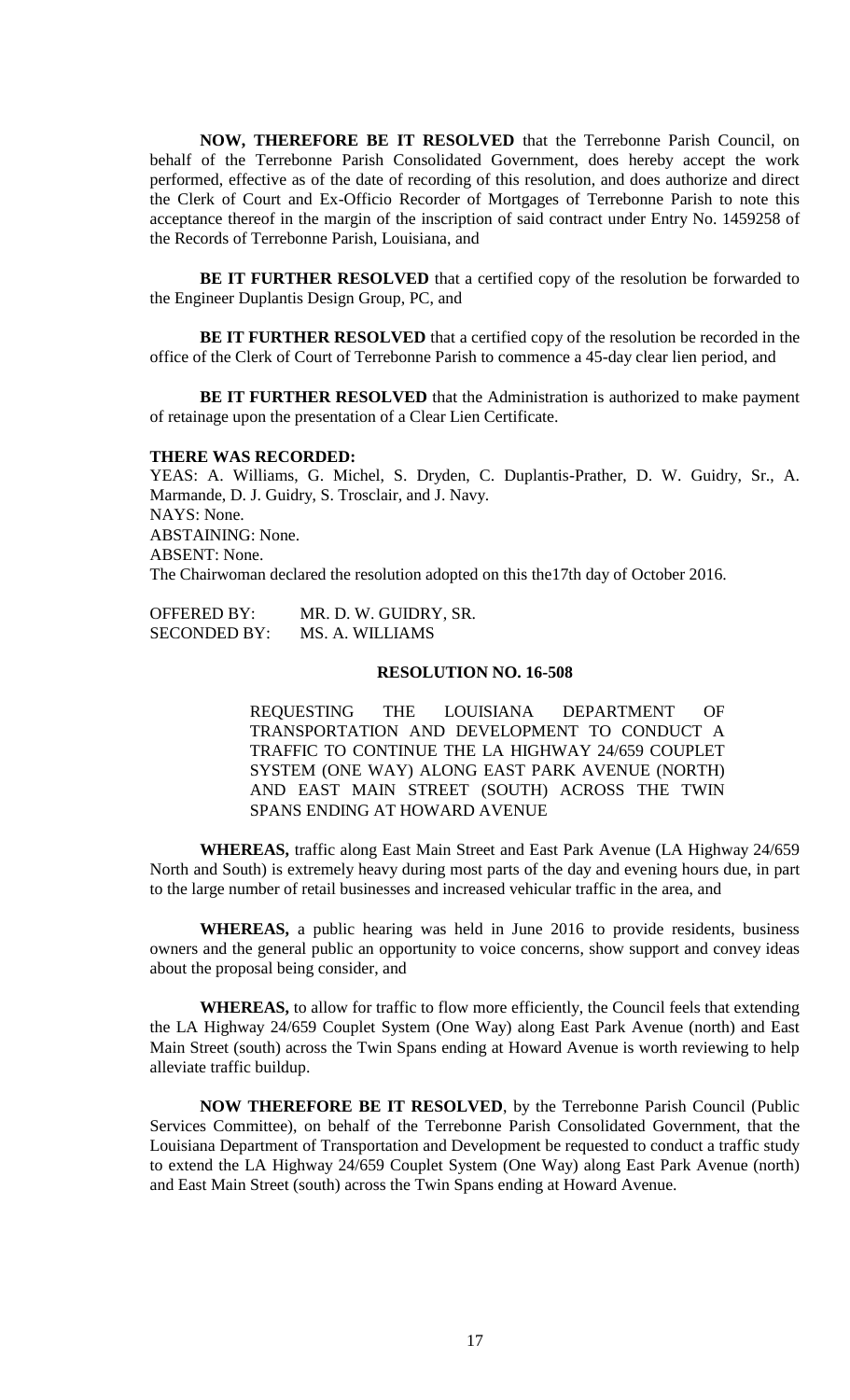**NOW, THEREFORE BE IT RESOLVED** that the Terrebonne Parish Council, on behalf of the Terrebonne Parish Consolidated Government, does hereby accept the work performed, effective as of the date of recording of this resolution, and does authorize and direct the Clerk of Court and Ex-Officio Recorder of Mortgages of Terrebonne Parish to note this acceptance thereof in the margin of the inscription of said contract under Entry No. 1459258 of the Records of Terrebonne Parish, Louisiana, and

**BE IT FURTHER RESOLVED** that a certified copy of the resolution be forwarded to the Engineer Duplantis Design Group, PC, and

**BE IT FURTHER RESOLVED** that a certified copy of the resolution be recorded in the office of the Clerk of Court of Terrebonne Parish to commence a 45-day clear lien period, and

**BE IT FURTHER RESOLVED** that the Administration is authorized to make payment of retainage upon the presentation of a Clear Lien Certificate.

**THERE WAS RECORDED:**

YEAS: A. Williams, G. Michel, S. Dryden, C. Duplantis-Prather, D. W. Guidry, Sr., A. Marmande, D. J. Guidry, S. Trosclair, and J. Navy.
NAYS: None.
ABSTAINING: None.
ABSENT: None.
The Chairwoman declared the resolution adopted on this the17th day of October 2016.

OFFERED BY: MR. D. W. GUIDRY, SR.
SECONDED BY: MS. A. WILLIAMS

**RESOLUTION NO. 16-508**

REQUESTING THE LOUISIANA DEPARTMENT OF TRANSPORTATION AND DEVELOPMENT TO CONDUCT A TRAFFIC TO CONTINUE THE LA HIGHWAY 24/659 COUPLET SYSTEM (ONE WAY) ALONG EAST PARK AVENUE (NORTH) AND EAST MAIN STREET (SOUTH) ACROSS THE TWIN SPANS ENDING AT HOWARD AVENUE

**WHEREAS,** traffic along East Main Street and East Park Avenue (LA Highway 24/659 North and South) is extremely heavy during most parts of the day and evening hours due, in part to the large number of retail businesses and increased vehicular traffic in the area, and

**WHEREAS,** a public hearing was held in June 2016 to provide residents, business owners and the general public an opportunity to voice concerns, show support and convey ideas about the proposal being consider, and

**WHEREAS,** to allow for traffic to flow more efficiently, the Council feels that extending the LA Highway 24/659 Couplet System (One Way) along East Park Avenue (north) and East Main Street (south) across the Twin Spans ending at Howard Avenue is worth reviewing to help alleviate traffic buildup.

**NOW THEREFORE BE IT RESOLVED**, by the Terrebonne Parish Council (Public Services Committee), on behalf of the Terrebonne Parish Consolidated Government, that the Louisiana Department of Transportation and Development be requested to conduct a traffic study to extend the LA Highway 24/659 Couplet System (One Way) along East Park Avenue (north) and East Main Street (south) across the Twin Spans ending at Howard Avenue.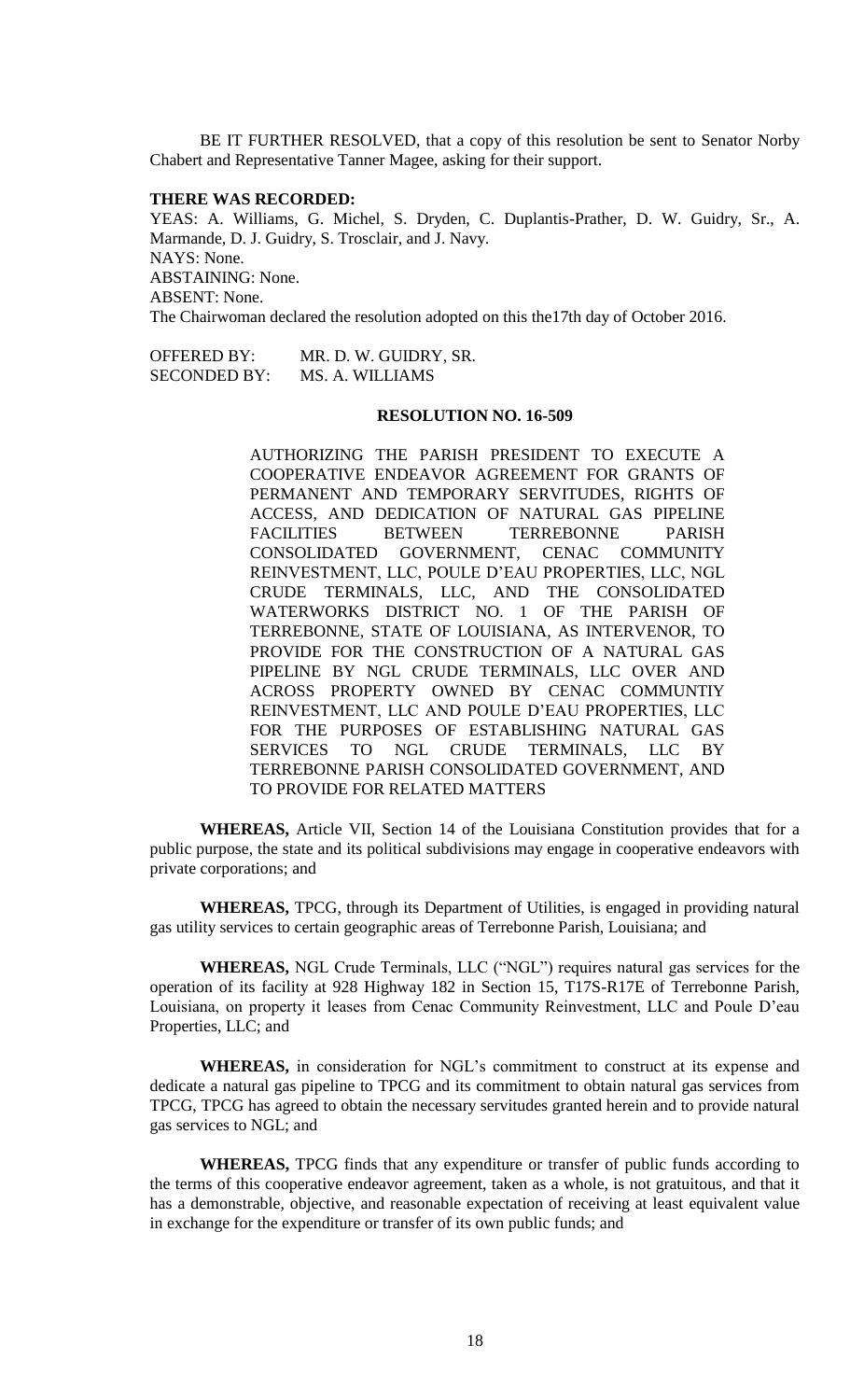BE IT FURTHER RESOLVED, that a copy of this resolution be sent to Senator Norby Chabert and Representative Tanner Magee, asking for their support.

**THERE WAS RECORDED:**

YEAS: A. Williams, G. Michel, S. Dryden, C. Duplantis-Prather, D. W. Guidry, Sr., A. Marmande, D. J. Guidry, S. Trosclair, and J. Navy.
NAYS: None.
ABSTAINING: None.
ABSENT: None.
The Chairwoman declared the resolution adopted on this the17th day of October 2016.

OFFERED BY: MR. D. W. GUIDRY, SR.
SECONDED BY: MS. A. WILLIAMS

**RESOLUTION NO. 16-509**

AUTHORIZING THE PARISH PRESIDENT TO EXECUTE A COOPERATIVE ENDEAVOR AGREEMENT FOR GRANTS OF PERMANENT AND TEMPORARY SERVITUDES, RIGHTS OF ACCESS, AND DEDICATION OF NATURAL GAS PIPELINE FACILITIES BETWEEN TERREBONNE PARISH CONSOLIDATED GOVERNMENT, CENAC COMMUNITY REINVESTMENT, LLC, POULE D'EAU PROPERTIES, LLC, NGL CRUDE TERMINALS, LLC, AND THE CONSOLIDATED WATERWORKS DISTRICT NO. 1 OF THE PARISH OF TERREBONNE, STATE OF LOUISIANA, AS INTERVENOR, TO PROVIDE FOR THE CONSTRUCTION OF A NATURAL GAS PIPELINE BY NGL CRUDE TERMINALS, LLC OVER AND ACROSS PROPERTY OWNED BY CENAC COMMUNTIY REINVESTMENT, LLC AND POULE D'EAU PROPERTIES, LLC FOR THE PURPOSES OF ESTABLISHING NATURAL GAS SERVICES TO NGL CRUDE TERMINALS, LLC BY TERREBONNE PARISH CONSOLIDATED GOVERNMENT, AND TO PROVIDE FOR RELATED MATTERS

**WHEREAS,** Article VII, Section 14 of the Louisiana Constitution provides that for a public purpose, the state and its political subdivisions may engage in cooperative endeavors with private corporations; and

**WHEREAS,** TPCG, through its Department of Utilities, is engaged in providing natural gas utility services to certain geographic areas of Terrebonne Parish, Louisiana; and

**WHEREAS,** NGL Crude Terminals, LLC ("NGL") requires natural gas services for the operation of its facility at 928 Highway 182 in Section 15, T17S-R17E of Terrebonne Parish, Louisiana, on property it leases from Cenac Community Reinvestment, LLC and Poule D'eau Properties, LLC; and

**WHEREAS,** in consideration for NGL's commitment to construct at its expense and dedicate a natural gas pipeline to TPCG and its commitment to obtain natural gas services from TPCG, TPCG has agreed to obtain the necessary servitudes granted herein and to provide natural gas services to NGL; and

**WHEREAS,** TPCG finds that any expenditure or transfer of public funds according to the terms of this cooperative endeavor agreement, taken as a whole, is not gratuitous, and that it has a demonstrable, objective, and reasonable expectation of receiving at least equivalent value in exchange for the expenditure or transfer of its own public funds; and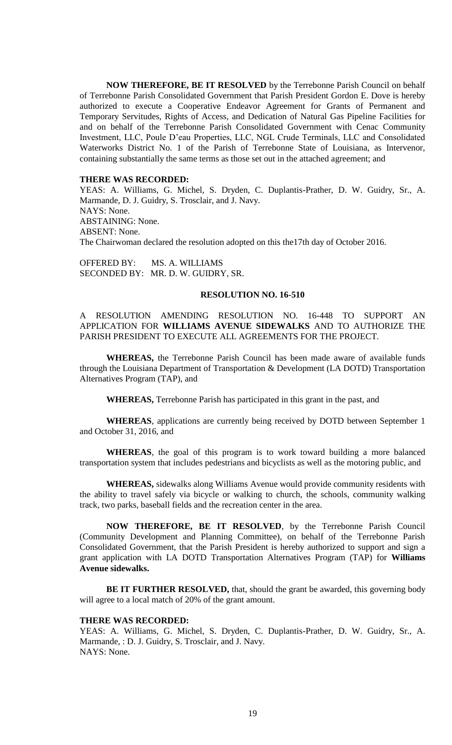**NOW THEREFORE, BE IT RESOLVED** by the Terrebonne Parish Council on behalf of Terrebonne Parish Consolidated Government that Parish President Gordon E. Dove is hereby authorized to execute a Cooperative Endeavor Agreement for Grants of Permanent and Temporary Servitudes, Rights of Access, and Dedication of Natural Gas Pipeline Facilities for and on behalf of the Terrebonne Parish Consolidated Government with Cenac Community Investment, LLC, Poule D'eau Properties, LLC, NGL Crude Terminals, LLC and Consolidated Waterworks District No. 1 of the Parish of Terrebonne State of Louisiana, as Intervenor, containing substantially the same terms as those set out in the attached agreement; and

**THERE WAS RECORDED:**

YEAS: A. Williams, G. Michel, S. Dryden, C. Duplantis-Prather, D. W. Guidry, Sr., A. Marmande, D. J. Guidry, S. Trosclair, and J. Navy.
NAYS: None.
ABSTAINING: None.
ABSENT: None.
The Chairwoman declared the resolution adopted on this the17th day of October 2016.

OFFERED BY: MS. A. WILLIAMS
SECONDED BY: MR. D. W. GUIDRY, SR.

**RESOLUTION NO. 16-510**

A RESOLUTION AMENDING RESOLUTION NO. 16-448 TO SUPPORT AN APPLICATION FOR **WILLIAMS AVENUE SIDEWALKS** AND TO AUTHORIZE THE PARISH PRESIDENT TO EXECUTE ALL AGREEMENTS FOR THE PROJECT.

**WHEREAS,** the Terrebonne Parish Council has been made aware of available funds through the Louisiana Department of Transportation & Development (LA DOTD) Transportation Alternatives Program (TAP), and

**WHEREAS,** Terrebonne Parish has participated in this grant in the past, and

**WHEREAS**, applications are currently being received by DOTD between September 1 and October 31, 2016, and

**WHEREAS**, the goal of this program is to work toward building a more balanced transportation system that includes pedestrians and bicyclists as well as the motoring public, and

**WHEREAS,** sidewalks along Williams Avenue would provide community residents with the ability to travel safely via bicycle or walking to church, the schools, community walking track, two parks, baseball fields and the recreation center in the area.

**NOW THEREFORE, BE IT RESOLVED**, by the Terrebonne Parish Council (Community Development and Planning Committee), on behalf of the Terrebonne Parish Consolidated Government, that the Parish President is hereby authorized to support and sign a grant application with LA DOTD Transportation Alternatives Program (TAP) for **Williams Avenue sidewalks.**

**BE IT FURTHER RESOLVED,** that, should the grant be awarded, this governing body will agree to a local match of 20% of the grant amount.

**THERE WAS RECORDED:**

YEAS: A. Williams, G. Michel, S. Dryden, C. Duplantis-Prather, D. W. Guidry, Sr., A. Marmande, : D. J. Guidry, S. Trosclair, and J. Navy.
NAYS: None.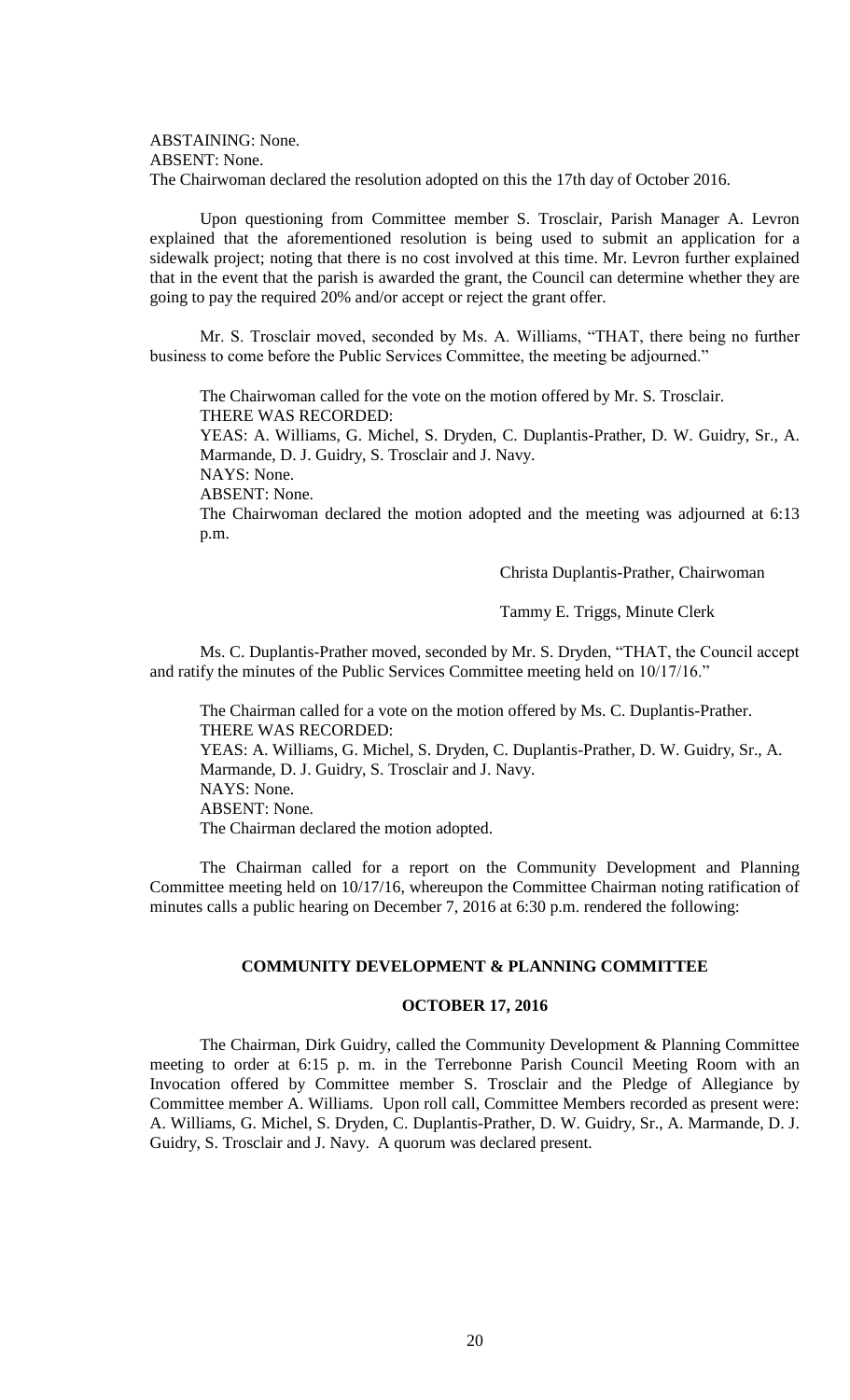ABSTAINING: None.
ABSENT: None.
The Chairwoman declared the resolution adopted on this the 17th day of October 2016.

Upon questioning from Committee member S. Trosclair, Parish Manager A. Levron explained that the aforementioned resolution is being used to submit an application for a sidewalk project; noting that there is no cost involved at this time. Mr. Levron further explained that in the event that the parish is awarded the grant, the Council can determine whether they are going to pay the required 20% and/or accept or reject the grant offer.

Mr. S. Trosclair moved, seconded by Ms. A. Williams, "THAT, there being no further business to come before the Public Services Committee, the meeting be adjourned."

The Chairwoman called for the vote on the motion offered by Mr. S. Trosclair.
THERE WAS RECORDED:
YEAS: A. Williams, G. Michel, S. Dryden, C. Duplantis-Prather, D. W. Guidry, Sr., A. Marmande, D. J. Guidry, S. Trosclair and J. Navy.
NAYS: None.
ABSENT: None.
The Chairwoman declared the motion adopted and the meeting was adjourned at 6:13 p.m.

Christa Duplantis-Prather, Chairwoman

Tammy E. Triggs, Minute Clerk

Ms. C. Duplantis-Prather moved, seconded by Mr. S. Dryden, "THAT, the Council accept and ratify the minutes of the Public Services Committee meeting held on 10/17/16."

The Chairman called for a vote on the motion offered by Ms. C. Duplantis-Prather.
THERE WAS RECORDED:
YEAS: A. Williams, G. Michel, S. Dryden, C. Duplantis-Prather, D. W. Guidry, Sr., A. Marmande, D. J. Guidry, S. Trosclair and J. Navy.
NAYS: None.
ABSENT: None.
The Chairman declared the motion adopted.

The Chairman called for a report on the Community Development and Planning Committee meeting held on 10/17/16, whereupon the Committee Chairman noting ratification of minutes calls a public hearing on December 7, 2016 at 6:30 p.m. rendered the following:

## COMMUNITY DEVELOPMENT & PLANNING COMMITTEE

### OCTOBER 17, 2016

The Chairman, Dirk Guidry, called the Community Development & Planning Committee meeting to order at 6:15 p. m. in the Terrebonne Parish Council Meeting Room with an Invocation offered by Committee member S. Trosclair and the Pledge of Allegiance by Committee member A. Williams. Upon roll call, Committee Members recorded as present were: A. Williams, G. Michel, S. Dryden, C. Duplantis-Prather, D. W. Guidry, Sr., A. Marmande, D. J. Guidry, S. Trosclair and J. Navy. A quorum was declared present.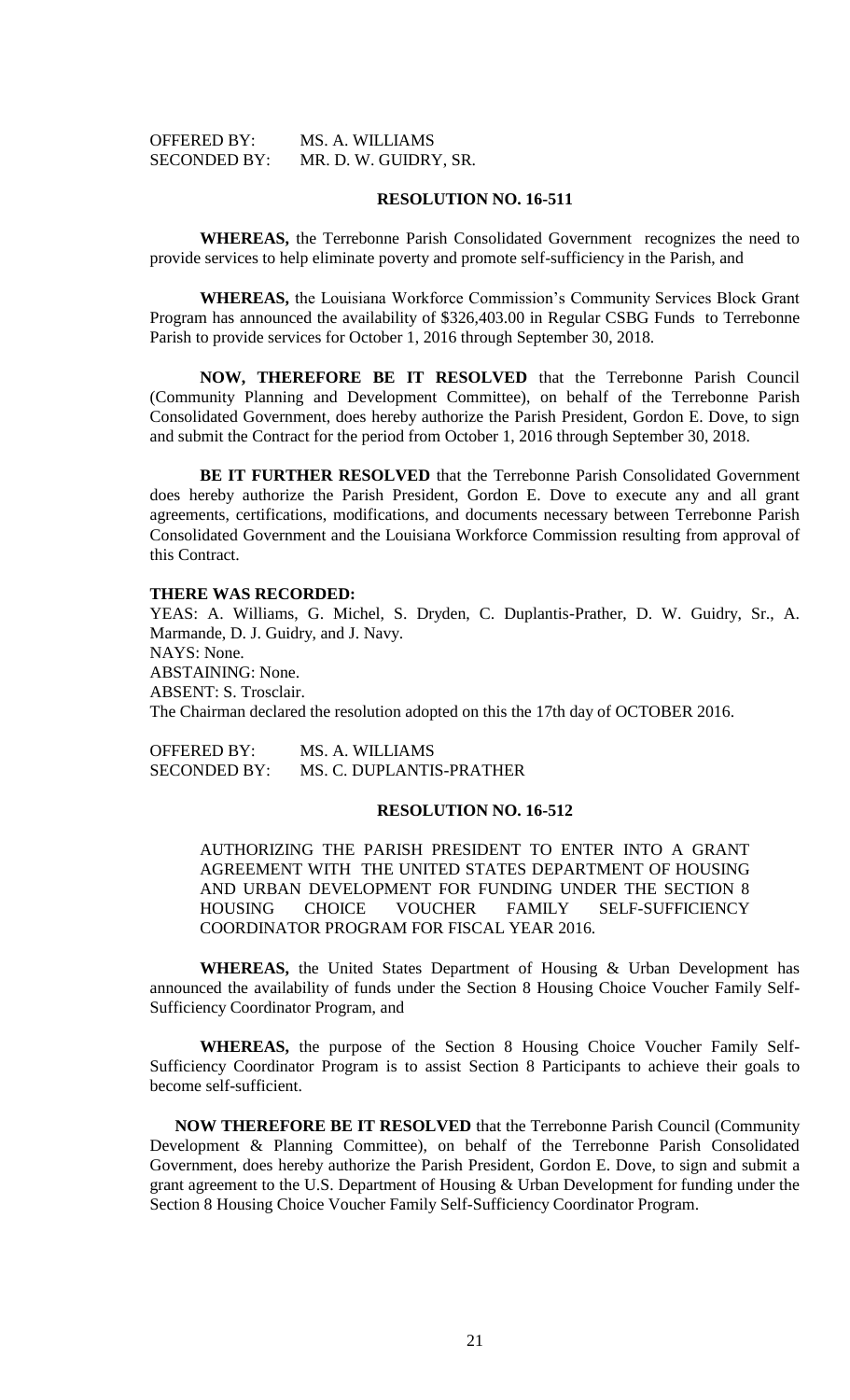OFFERED BY: MS. A. WILLIAMS
SECONDED BY: MR. D. W. GUIDRY, SR.

**RESOLUTION NO. 16-511**

**WHEREAS,** the Terrebonne Parish Consolidated Government recognizes the need to provide services to help eliminate poverty and promote self-sufficiency in the Parish, and

**WHEREAS,** the Louisiana Workforce Commission's Community Services Block Grant Program has announced the availability of $326,403.00 in Regular CSBG Funds to Terrebonne Parish to provide services for October 1, 2016 through September 30, 2018.

**NOW, THEREFORE BE IT RESOLVED** that the Terrebonne Parish Council (Community Planning and Development Committee), on behalf of the Terrebonne Parish Consolidated Government, does hereby authorize the Parish President, Gordon E. Dove, to sign and submit the Contract for the period from October 1, 2016 through September 30, 2018.

**BE IT FURTHER RESOLVED** that the Terrebonne Parish Consolidated Government does hereby authorize the Parish President, Gordon E. Dove to execute any and all grant agreements, certifications, modifications, and documents necessary between Terrebonne Parish Consolidated Government and the Louisiana Workforce Commission resulting from approval of this Contract.

**THERE WAS RECORDED:**
YEAS: A. Williams, G. Michel, S. Dryden, C. Duplantis-Prather, D. W. Guidry, Sr., A. Marmande, D. J. Guidry, and J. Navy.
NAYS: None.
ABSTAINING: None.
ABSENT: S. Trosclair.
The Chairman declared the resolution adopted on this the 17th day of OCTOBER 2016.

OFFERED BY: MS. A. WILLIAMS
SECONDED BY: MS. C. DUPLANTIS-PRATHER

**RESOLUTION NO. 16-512**

AUTHORIZING THE PARISH PRESIDENT TO ENTER INTO A GRANT AGREEMENT WITH THE UNITED STATES DEPARTMENT OF HOUSING AND URBAN DEVELOPMENT FOR FUNDING UNDER THE SECTION 8 HOUSING CHOICE VOUCHER FAMILY SELF-SUFFICIENCY COORDINATOR PROGRAM FOR FISCAL YEAR 2016.

**WHEREAS,** the United States Department of Housing & Urban Development has announced the availability of funds under the Section 8 Housing Choice Voucher Family Self-Sufficiency Coordinator Program, and

**WHEREAS,** the purpose of the Section 8 Housing Choice Voucher Family Self-Sufficiency Coordinator Program is to assist Section 8 Participants to achieve their goals to become self-sufficient.

**NOW THEREFORE BE IT RESOLVED** that the Terrebonne Parish Council (Community Development & Planning Committee), on behalf of the Terrebonne Parish Consolidated Government, does hereby authorize the Parish President, Gordon E. Dove, to sign and submit a grant agreement to the U.S. Department of Housing & Urban Development for funding under the Section 8 Housing Choice Voucher Family Self-Sufficiency Coordinator Program.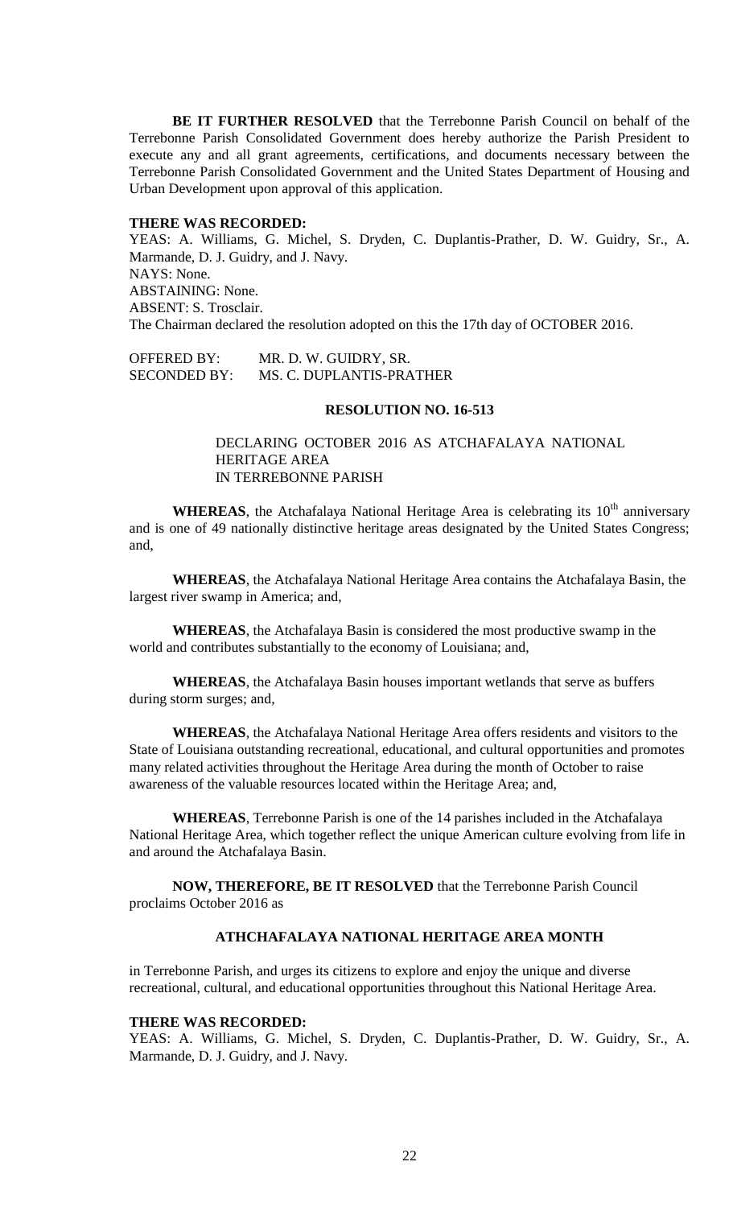**BE IT FURTHER RESOLVED** that the Terrebonne Parish Council on behalf of the Terrebonne Parish Consolidated Government does hereby authorize the Parish President to execute any and all grant agreements, certifications, and documents necessary between the Terrebonne Parish Consolidated Government and the United States Department of Housing and Urban Development upon approval of this application.

**THERE WAS RECORDED:**

YEAS: A. Williams, G. Michel, S. Dryden, C. Duplantis-Prather, D. W. Guidry, Sr., A. Marmande, D. J. Guidry, and J. Navy.

NAYS: None.

ABSTAINING: None.

ABSENT: S. Trosclair.

The Chairman declared the resolution adopted on this the 17th day of OCTOBER 2016.

OFFERED BY: MR. D. W. GUIDRY, SR.
SECONDED BY: MS. C. DUPLANTIS-PRATHER

**RESOLUTION NO. 16-513**

DECLARING OCTOBER 2016 AS ATCHAFALAYA NATIONAL HERITAGE AREA IN TERREBONNE PARISH

**WHEREAS**, the Atchafalaya National Heritage Area is celebrating its 10th anniversary and is one of 49 nationally distinctive heritage areas designated by the United States Congress; and,

**WHEREAS**, the Atchafalaya National Heritage Area contains the Atchafalaya Basin, the largest river swamp in America; and,

**WHEREAS**, the Atchafalaya Basin is considered the most productive swamp in the world and contributes substantially to the economy of Louisiana; and,

**WHEREAS**, the Atchafalaya Basin houses important wetlands that serve as buffers during storm surges; and,

**WHEREAS**, the Atchafalaya National Heritage Area offers residents and visitors to the State of Louisiana outstanding recreational, educational, and cultural opportunities and promotes many related activities throughout the Heritage Area during the month of October to raise awareness of the valuable resources located within the Heritage Area; and,

**WHEREAS**, Terrebonne Parish is one of the 14 parishes included in the Atchafalaya National Heritage Area, which together reflect the unique American culture evolving from life in and around the Atchafalaya Basin.

**NOW, THEREFORE, BE IT RESOLVED** that the Terrebonne Parish Council proclaims October 2016 as

**ATHCHAFALAYA NATIONAL HERITAGE AREA MONTH**

in Terrebonne Parish, and urges its citizens to explore and enjoy the unique and diverse recreational, cultural, and educational opportunities throughout this National Heritage Area.

**THERE WAS RECORDED:**

YEAS: A. Williams, G. Michel, S. Dryden, C. Duplantis-Prather, D. W. Guidry, Sr., A. Marmande, D. J. Guidry, and J. Navy.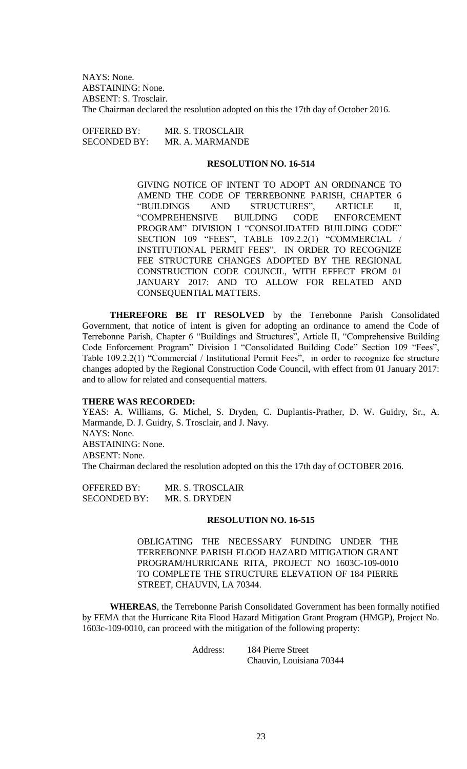NAYS: None.
ABSTAINING: None.
ABSENT: S. Trosclair.
The Chairman declared the resolution adopted on this the 17th day of October 2016.

OFFERED BY: MR. S. TROSCLAIR
SECONDED BY: MR. A. MARMANDE

**RESOLUTION NO. 16-514**

GIVING NOTICE OF INTENT TO ADOPT AN ORDINANCE TO AMEND THE CODE OF TERREBONNE PARISH, CHAPTER 6 "BUILDINGS AND STRUCTURES", ARTICLE II, "COMPREHENSIVE BUILDING CODE ENFORCEMENT PROGRAM" DIVISION I "CONSOLIDATED BUILDING CODE" SECTION 109 "FEES", TABLE 109.2.2(1) "COMMERCIAL / INSTITUTIONAL PERMIT FEES", IN ORDER TO RECOGNIZE FEE STRUCTURE CHANGES ADOPTED BY THE REGIONAL CONSTRUCTION CODE COUNCIL, WITH EFFECT FROM 01 JANUARY 2017: AND TO ALLOW FOR RELATED AND CONSEQUENTIAL MATTERS.

**THEREFORE BE IT RESOLVED** by the Terrebonne Parish Consolidated Government, that notice of intent is given for adopting an ordinance to amend the Code of Terrebonne Parish, Chapter 6 "Buildings and Structures", Article II, "Comprehensive Building Code Enforcement Program" Division I "Consolidated Building Code" Section 109 "Fees", Table 109.2.2(1) "Commercial / Institutional Permit Fees", in order to recognize fee structure changes adopted by the Regional Construction Code Council, with effect from 01 January 2017: and to allow for related and consequential matters.

**THERE WAS RECORDED:**
YEAS: A. Williams, G. Michel, S. Dryden, C. Duplantis-Prather, D. W. Guidry, Sr., A. Marmande, D. J. Guidry, S. Trosclair, and J. Navy.
NAYS: None.
ABSTAINING: None.
ABSENT: None.
The Chairman declared the resolution adopted on this the 17th day of OCTOBER 2016.

OFFERED BY: MR. S. TROSCLAIR
SECONDED BY: MR. S. DRYDEN

**RESOLUTION NO. 16-515**

OBLIGATING THE NECESSARY FUNDING UNDER THE TERREBONNE PARISH FLOOD HAZARD MITIGATION GRANT PROGRAM/HURRICANE RITA, PROJECT NO 1603C-109-0010 TO COMPLETE THE STRUCTURE ELEVATION OF 184 PIERRE STREET, CHAUVIN, LA 70344.

**WHEREAS**, the Terrebonne Parish Consolidated Government has been formally notified by FEMA that the Hurricane Rita Flood Hazard Mitigation Grant Program (HMGP), Project No. 1603c-109-0010, can proceed with the mitigation of the following property:

Address: 184 Pierre Street
Chauvin, Louisiana 70344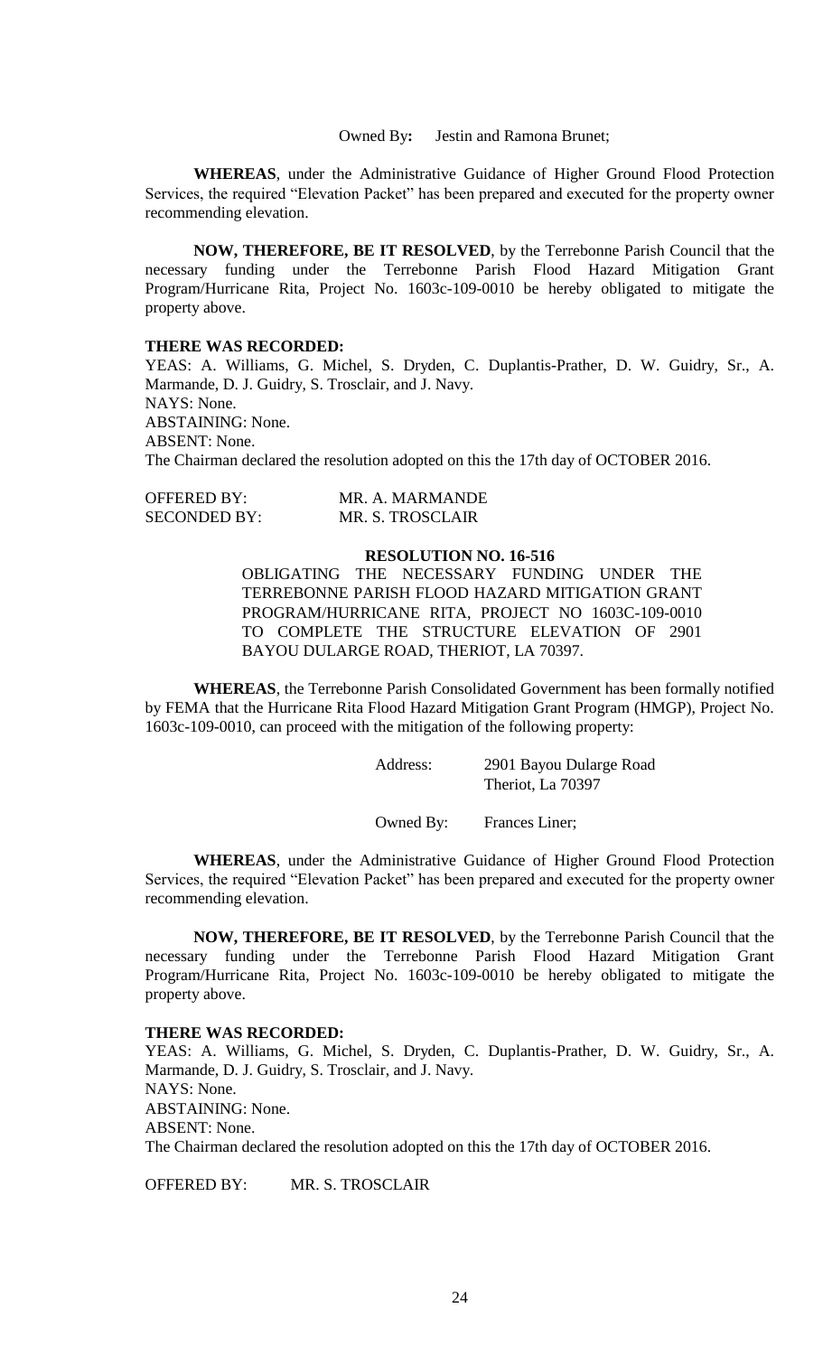Owned By**:** Jestin and Ramona Brunet;

**WHEREAS**, under the Administrative Guidance of Higher Ground Flood Protection Services, the required "Elevation Packet" has been prepared and executed for the property owner recommending elevation.

**NOW, THEREFORE, BE IT RESOLVED**, by the Terrebonne Parish Council that the necessary funding under the Terrebonne Parish Flood Hazard Mitigation Grant Program/Hurricane Rita, Project No. 1603c-109-0010 be hereby obligated to mitigate the property above.

**THERE WAS RECORDED:**

YEAS: A. Williams, G. Michel, S. Dryden, C. Duplantis-Prather, D. W. Guidry, Sr., A. Marmande, D. J. Guidry, S. Trosclair, and J. Navy.

NAYS: None.

ABSTAINING: None.

ABSENT: None.

The Chairman declared the resolution adopted on this the 17th day of OCTOBER 2016.

OFFERED BY: MR. A. MARMANDE

SECONDED BY: MR. S. TROSCLAIR

**RESOLUTION NO. 16-516**

OBLIGATING THE NECESSARY FUNDING UNDER THE TERREBONNE PARISH FLOOD HAZARD MITIGATION GRANT PROGRAM/HURRICANE RITA, PROJECT NO 1603C-109-0010 TO COMPLETE THE STRUCTURE ELEVATION OF 2901 BAYOU DULARGE ROAD, THERIOT, LA 70397.

**WHEREAS**, the Terrebonne Parish Consolidated Government has been formally notified by FEMA that the Hurricane Rita Flood Hazard Mitigation Grant Program (HMGP), Project No. 1603c-109-0010, can proceed with the mitigation of the following property:

Address: 2901 Bayou Dularge Road
Theriot, La 70397

Owned By: Frances Liner;

**WHEREAS**, under the Administrative Guidance of Higher Ground Flood Protection Services, the required "Elevation Packet" has been prepared and executed for the property owner recommending elevation.

**NOW, THEREFORE, BE IT RESOLVED**, by the Terrebonne Parish Council that the necessary funding under the Terrebonne Parish Flood Hazard Mitigation Grant Program/Hurricane Rita, Project No. 1603c-109-0010 be hereby obligated to mitigate the property above.

**THERE WAS RECORDED:**

YEAS: A. Williams, G. Michel, S. Dryden, C. Duplantis-Prather, D. W. Guidry, Sr., A. Marmande, D. J. Guidry, S. Trosclair, and J. Navy.

NAYS: None.

ABSTAINING: None.

ABSENT: None.

The Chairman declared the resolution adopted on this the 17th day of OCTOBER 2016.

OFFERED BY: MR. S. TROSCLAIR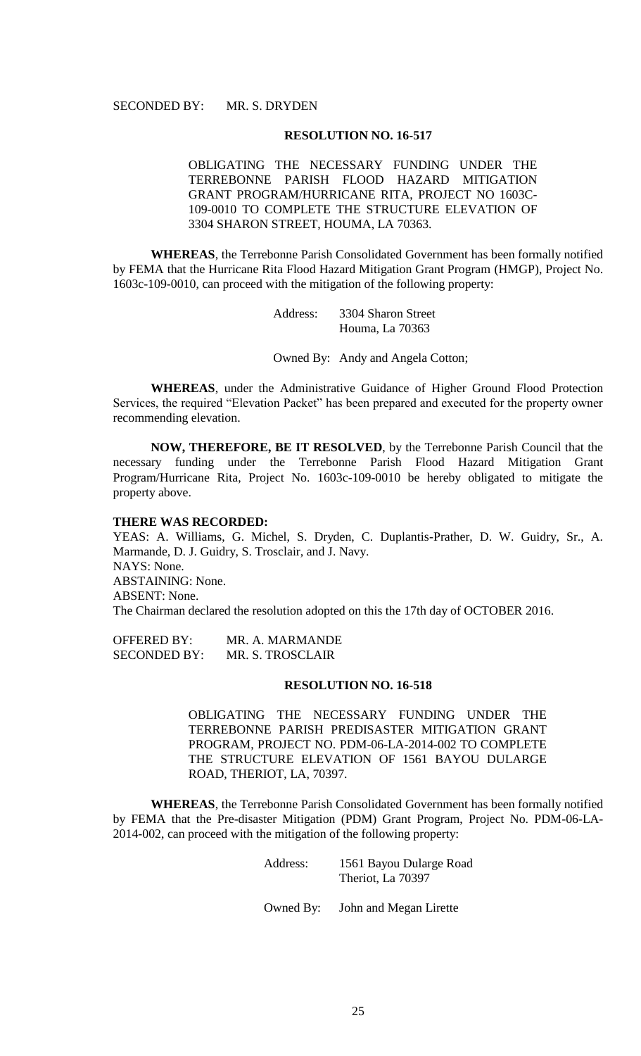SECONDED BY: MR. S. DRYDEN

**RESOLUTION NO. 16-517**

OBLIGATING THE NECESSARY FUNDING UNDER THE TERREBONNE PARISH FLOOD HAZARD MITIGATION GRANT PROGRAM/HURRICANE RITA, PROJECT NO 1603C-109-0010 TO COMPLETE THE STRUCTURE ELEVATION OF 3304 SHARON STREET, HOUMA, LA 70363.

**WHEREAS**, the Terrebonne Parish Consolidated Government has been formally notified by FEMA that the Hurricane Rita Flood Hazard Mitigation Grant Program (HMGP), Project No. 1603c-109-0010, can proceed with the mitigation of the following property:

Address: 3304 Sharon Street
Houma, La 70363

Owned By: Andy and Angela Cotton;

**WHEREAS**, under the Administrative Guidance of Higher Ground Flood Protection Services, the required "Elevation Packet" has been prepared and executed for the property owner recommending elevation.

**NOW, THEREFORE, BE IT RESOLVED**, by the Terrebonne Parish Council that the necessary funding under the Terrebonne Parish Flood Hazard Mitigation Grant Program/Hurricane Rita, Project No. 1603c-109-0010 be hereby obligated to mitigate the property above.

**THERE WAS RECORDED:**

YEAS: A. Williams, G. Michel, S. Dryden, C. Duplantis-Prather, D. W. Guidry, Sr., A. Marmande, D. J. Guidry, S. Trosclair, and J. Navy.
NAYS: None.
ABSTAINING: None.
ABSENT: None.
The Chairman declared the resolution adopted on this the 17th day of OCTOBER 2016.

OFFERED BY: MR. A. MARMANDE
SECONDED BY: MR. S. TROSCLAIR

**RESOLUTION NO. 16-518**

OBLIGATING THE NECESSARY FUNDING UNDER THE TERREBONNE PARISH PREDISASTER MITIGATION GRANT PROGRAM, PROJECT NO. PDM-06-LA-2014-002 TO COMPLETE THE STRUCTURE ELEVATION OF 1561 BAYOU DULARGE ROAD, THERIOT, LA, 70397.

**WHEREAS**, the Terrebonne Parish Consolidated Government has been formally notified by FEMA that the Pre-disaster Mitigation (PDM) Grant Program, Project No. PDM-06-LA-2014-002, can proceed with the mitigation of the following property:

Address: 1561 Bayou Dularge Road
Theriot, La 70397

Owned By: John and Megan Lirette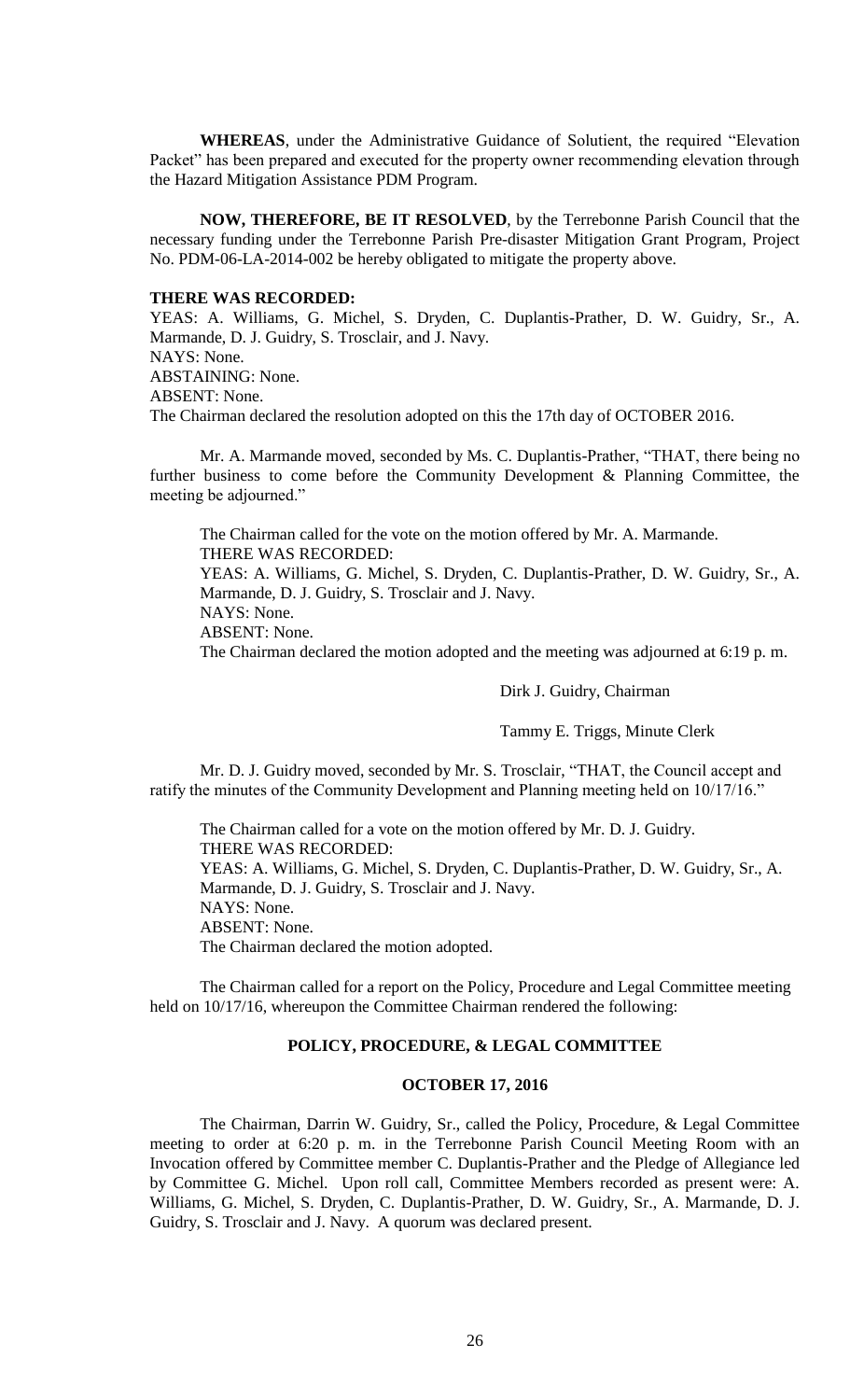**WHEREAS**, under the Administrative Guidance of Solutient, the required "Elevation Packet" has been prepared and executed for the property owner recommending elevation through the Hazard Mitigation Assistance PDM Program.

**NOW, THEREFORE, BE IT RESOLVED**, by the Terrebonne Parish Council that the necessary funding under the Terrebonne Parish Pre-disaster Mitigation Grant Program, Project No. PDM-06-LA-2014-002 be hereby obligated to mitigate the property above.

**THERE WAS RECORDED:**

YEAS: A. Williams, G. Michel, S. Dryden, C. Duplantis-Prather, D. W. Guidry, Sr., A. Marmande, D. J. Guidry, S. Trosclair, and J. Navy.

NAYS: None.

ABSTAINING: None.

ABSENT: None.

The Chairman declared the resolution adopted on this the 17th day of OCTOBER 2016.

Mr. A. Marmande moved, seconded by Ms. C. Duplantis-Prather, "THAT, there being no further business to come before the Community Development & Planning Committee, the meeting be adjourned."

The Chairman called for the vote on the motion offered by Mr. A. Marmande.

THERE WAS RECORDED:

YEAS: A. Williams, G. Michel, S. Dryden, C. Duplantis-Prather, D. W. Guidry, Sr., A. Marmande, D. J. Guidry, S. Trosclair and J. Navy.

NAYS: None.

ABSENT: None.

The Chairman declared the motion adopted and the meeting was adjourned at 6:19 p. m.

Dirk J. Guidry, Chairman

Tammy E. Triggs, Minute Clerk

Mr. D. J. Guidry moved, seconded by Mr. S. Trosclair, "THAT, the Council accept and ratify the minutes of the Community Development and Planning meeting held on 10/17/16."

The Chairman called for a vote on the motion offered by Mr. D. J. Guidry.

THERE WAS RECORDED:

YEAS: A. Williams, G. Michel, S. Dryden, C. Duplantis-Prather, D. W. Guidry, Sr., A. Marmande, D. J. Guidry, S. Trosclair and J. Navy.

NAYS: None.

ABSENT: None.

The Chairman declared the motion adopted.

The Chairman called for a report on the Policy, Procedure and Legal Committee meeting held on 10/17/16, whereupon the Committee Chairman rendered the following:

## POLICY, PROCEDURE, & LEGAL COMMITTEE

### OCTOBER 17, 2016

The Chairman, Darrin W. Guidry, Sr., called the Policy, Procedure, & Legal Committee meeting to order at 6:20 p. m. in the Terrebonne Parish Council Meeting Room with an Invocation offered by Committee member C. Duplantis-Prather and the Pledge of Allegiance led by Committee G. Michel. Upon roll call, Committee Members recorded as present were: A. Williams, G. Michel, S. Dryden, C. Duplantis-Prather, D. W. Guidry, Sr., A. Marmande, D. J. Guidry, S. Trosclair and J. Navy. A quorum was declared present.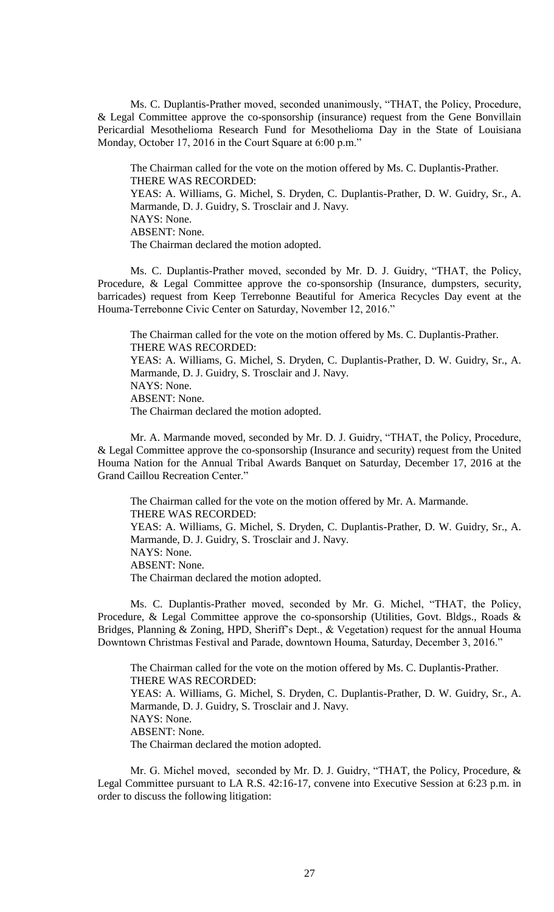Ms. C. Duplantis-Prather moved, seconded unanimously, "THAT, the Policy, Procedure, & Legal Committee approve the co-sponsorship (insurance) request from the Gene Bonvillain Pericardial Mesothelioma Research Fund for Mesothelioma Day in the State of Louisiana Monday, October 17, 2016 in the Court Square at 6:00 p.m."

The Chairman called for the vote on the motion offered by Ms. C. Duplantis-Prather.
THERE WAS RECORDED:
YEAS: A. Williams, G. Michel, S. Dryden, C. Duplantis-Prather, D. W. Guidry, Sr., A. Marmande, D. J. Guidry, S. Trosclair and J. Navy.
NAYS: None.
ABSENT: None.
The Chairman declared the motion adopted.

Ms. C. Duplantis-Prather moved, seconded by Mr. D. J. Guidry, "THAT, the Policy, Procedure, & Legal Committee approve the co-sponsorship (Insurance, dumpsters, security, barricades) request from Keep Terrebonne Beautiful for America Recycles Day event at the Houma-Terrebonne Civic Center on Saturday, November 12, 2016."

The Chairman called for the vote on the motion offered by Ms. C. Duplantis-Prather.
THERE WAS RECORDED:
YEAS: A. Williams, G. Michel, S. Dryden, C. Duplantis-Prather, D. W. Guidry, Sr., A. Marmande, D. J. Guidry, S. Trosclair and J. Navy.
NAYS: None.
ABSENT: None.
The Chairman declared the motion adopted.

Mr. A. Marmande moved, seconded by Mr. D. J. Guidry, "THAT, the Policy, Procedure, & Legal Committee approve the co-sponsorship (Insurance and security) request from the United Houma Nation for the Annual Tribal Awards Banquet on Saturday, December 17, 2016 at the Grand Caillou Recreation Center."

The Chairman called for the vote on the motion offered by Mr. A. Marmande.
THERE WAS RECORDED:
YEAS: A. Williams, G. Michel, S. Dryden, C. Duplantis-Prather, D. W. Guidry, Sr., A. Marmande, D. J. Guidry, S. Trosclair and J. Navy.
NAYS: None.
ABSENT: None.
The Chairman declared the motion adopted.

Ms. C. Duplantis-Prather moved, seconded by Mr. G. Michel, "THAT, the Policy, Procedure, & Legal Committee approve the co-sponsorship (Utilities, Govt. Bldgs., Roads & Bridges, Planning & Zoning, HPD, Sheriff's Dept., & Vegetation) request for the annual Houma Downtown Christmas Festival and Parade, downtown Houma, Saturday, December 3, 2016."

The Chairman called for the vote on the motion offered by Ms. C. Duplantis-Prather.
THERE WAS RECORDED:
YEAS: A. Williams, G. Michel, S. Dryden, C. Duplantis-Prather, D. W. Guidry, Sr., A. Marmande, D. J. Guidry, S. Trosclair and J. Navy.
NAYS: None.
ABSENT: None.
The Chairman declared the motion adopted.

Mr. G. Michel moved, seconded by Mr. D. J. Guidry, "THAT, the Policy, Procedure, & Legal Committee pursuant to LA R.S. 42:16-17, convene into Executive Session at 6:23 p.m. in order to discuss the following litigation: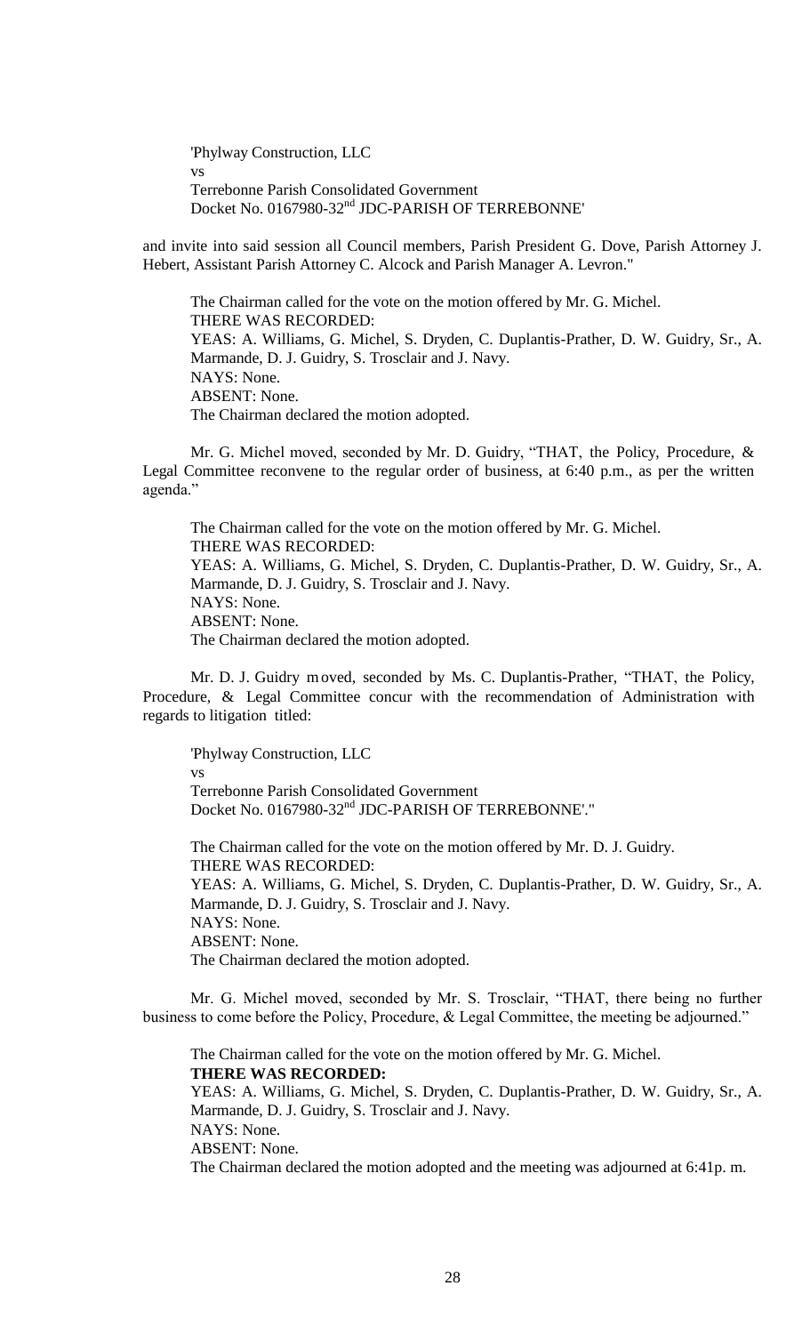'Phylway Construction, LLC
vs
Terrebonne Parish Consolidated Government
Docket No. 0167980-32nd JDC-PARISH OF TERREBONNE'

and invite into said session all Council members, Parish President G. Dove, Parish Attorney J. Hebert, Assistant Parish Attorney C. Alcock and Parish Manager A. Levron."

The Chairman called for the vote on the motion offered by Mr. G. Michel.
THERE WAS RECORDED:
YEAS: A. Williams, G. Michel, S. Dryden, C. Duplantis-Prather, D. W. Guidry, Sr., A. Marmande, D. J. Guidry, S. Trosclair and J. Navy.
NAYS: None.
ABSENT: None.
The Chairman declared the motion adopted.

Mr. G. Michel moved, seconded by Mr. D. Guidry, "THAT, the Policy, Procedure, & Legal Committee reconvene to the regular order of business, at 6:40 p.m., as per the written agenda."

The Chairman called for the vote on the motion offered by Mr. G. Michel.
THERE WAS RECORDED:
YEAS: A. Williams, G. Michel, S. Dryden, C. Duplantis-Prather, D. W. Guidry, Sr., A. Marmande, D. J. Guidry, S. Trosclair and J. Navy.
NAYS: None.
ABSENT: None.
The Chairman declared the motion adopted.

Mr. D. J. Guidry moved, seconded by Ms. C. Duplantis-Prather, "THAT, the Policy, Procedure, & Legal Committee concur with the recommendation of Administration with regards to litigation titled:

'Phylway Construction, LLC
vs
Terrebonne Parish Consolidated Government
Docket No. 0167980-32nd JDC-PARISH OF TERREBONNE'."

The Chairman called for the vote on the motion offered by Mr. D. J. Guidry.
THERE WAS RECORDED:
YEAS: A. Williams, G. Michel, S. Dryden, C. Duplantis-Prather, D. W. Guidry, Sr., A. Marmande, D. J. Guidry, S. Trosclair and J. Navy.
NAYS: None.
ABSENT: None.
The Chairman declared the motion adopted.

Mr. G. Michel moved, seconded by Mr. S. Trosclair, "THAT, there being no further business to come before the Policy, Procedure, & Legal Committee, the meeting be adjourned."

The Chairman called for the vote on the motion offered by Mr. G. Michel.
**THERE WAS RECORDED:**
YEAS: A. Williams, G. Michel, S. Dryden, C. Duplantis-Prather, D. W. Guidry, Sr., A. Marmande, D. J. Guidry, S. Trosclair and J. Navy.
NAYS: None.
ABSENT: None.
The Chairman declared the motion adopted and the meeting was adjourned at 6:41p. m.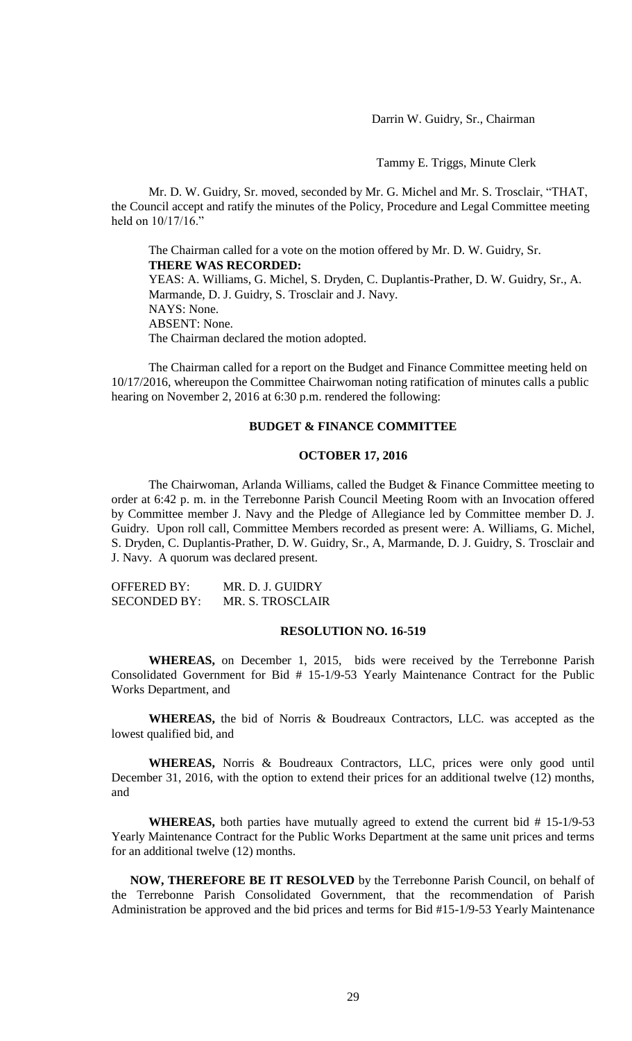Darrin W. Guidry, Sr., Chairman

Tammy E. Triggs, Minute Clerk

Mr. D. W. Guidry, Sr. moved, seconded by Mr. G. Michel and Mr. S. Trosclair, "THAT, the Council accept and ratify the minutes of the Policy, Procedure and Legal Committee meeting held on 10/17/16."

The Chairman called for a vote on the motion offered by Mr. D. W. Guidry, Sr.
**THERE WAS RECORDED:**
YEAS: A. Williams, G. Michel, S. Dryden, C. Duplantis-Prather, D. W. Guidry, Sr., A. Marmande, D. J. Guidry, S. Trosclair and J. Navy.
NAYS: None.
ABSENT: None.
The Chairman declared the motion adopted.

The Chairman called for a report on the Budget and Finance Committee meeting held on 10/17/2016, whereupon the Committee Chairwoman noting ratification of minutes calls a public hearing on November 2, 2016 at 6:30 p.m. rendered the following:

**BUDGET & FINANCE COMMITTEE**

**OCTOBER 17, 2016**

The Chairwoman, Arlanda Williams, called the Budget & Finance Committee meeting to order at 6:42 p. m. in the Terrebonne Parish Council Meeting Room with an Invocation offered by Committee member J. Navy and the Pledge of Allegiance led by Committee member D. J. Guidry. Upon roll call, Committee Members recorded as present were: A. Williams, G. Michel, S. Dryden, C. Duplantis-Prather, D. W. Guidry, Sr., A, Marmande, D. J. Guidry, S. Trosclair and J. Navy. A quorum was declared present.

OFFERED BY: MR. D. J. GUIDRY
SECONDED BY: MR. S. TROSCLAIR

**RESOLUTION NO. 16-519**

**WHEREAS,** on December 1, 2015, bids were received by the Terrebonne Parish Consolidated Government for Bid # 15-1/9-53 Yearly Maintenance Contract for the Public Works Department, and

**WHEREAS,** the bid of Norris & Boudreaux Contractors, LLC. was accepted as the lowest qualified bid, and

**WHEREAS,** Norris & Boudreaux Contractors, LLC, prices were only good until December 31, 2016, with the option to extend their prices for an additional twelve (12) months, and

**WHEREAS,** both parties have mutually agreed to extend the current bid # 15-1/9-53 Yearly Maintenance Contract for the Public Works Department at the same unit prices and terms for an additional twelve (12) months.

**NOW, THEREFORE BE IT RESOLVED** by the Terrebonne Parish Council, on behalf of the Terrebonne Parish Consolidated Government, that the recommendation of Parish Administration be approved and the bid prices and terms for Bid #15-1/9-53 Yearly Maintenance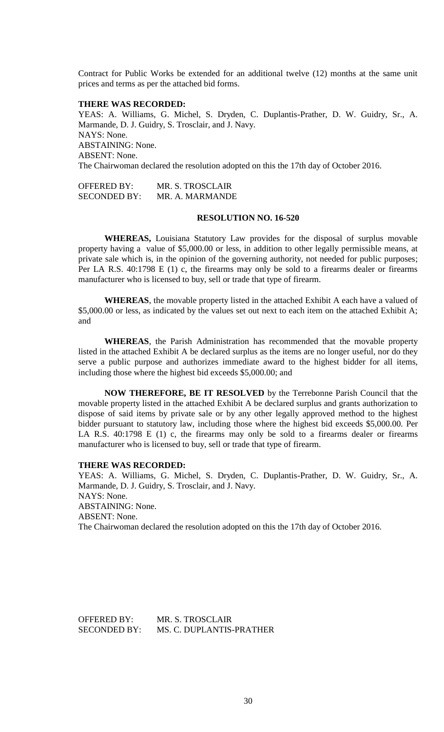Contract for Public Works be extended for an additional twelve (12) months at the same unit prices and terms as per the attached bid forms.

**THERE WAS RECORDED:**
YEAS: A. Williams, G. Michel, S. Dryden, C. Duplantis-Prather, D. W. Guidry, Sr., A. Marmande, D. J. Guidry, S. Trosclair, and J. Navy.
NAYS: None.
ABSTAINING: None.
ABSENT: None.
The Chairwoman declared the resolution adopted on this the 17th day of October 2016.

OFFERED BY: MR. S. TROSCLAIR
SECONDED BY: MR. A. MARMANDE

**RESOLUTION NO. 16-520**

**WHEREAS,** Louisiana Statutory Law provides for the disposal of surplus movable property having a value of $5,000.00 or less, in addition to other legally permissible means, at private sale which is, in the opinion of the governing authority, not needed for public purposes; Per LA R.S. 40:1798 E (1) c, the firearms may only be sold to a firearms dealer or firearms manufacturer who is licensed to buy, sell or trade that type of firearm.

**WHEREAS**, the movable property listed in the attached Exhibit A each have a valued of $5,000.00 or less, as indicated by the values set out next to each item on the attached Exhibit A; and

**WHEREAS**, the Parish Administration has recommended that the movable property listed in the attached Exhibit A be declared surplus as the items are no longer useful, nor do they serve a public purpose and authorizes immediate award to the highest bidder for all items, including those where the highest bid exceeds $5,000.00; and

**NOW THEREFORE, BE IT RESOLVED** by the Terrebonne Parish Council that the movable property listed in the attached Exhibit A be declared surplus and grants authorization to dispose of said items by private sale or by any other legally approved method to the highest bidder pursuant to statutory law, including those where the highest bid exceeds $5,000.00. Per LA R.S. 40:1798 E (1) c, the firearms may only be sold to a firearms dealer or firearms manufacturer who is licensed to buy, sell or trade that type of firearm.

**THERE WAS RECORDED:**
YEAS: A. Williams, G. Michel, S. Dryden, C. Duplantis-Prather, D. W. Guidry, Sr., A. Marmande, D. J. Guidry, S. Trosclair, and J. Navy.
NAYS: None.
ABSTAINING: None.
ABSENT: None.
The Chairwoman declared the resolution adopted on this the 17th day of October 2016.

OFFERED BY: MR. S. TROSCLAIR
SECONDED BY: MS. C. DUPLANTIS-PRATHER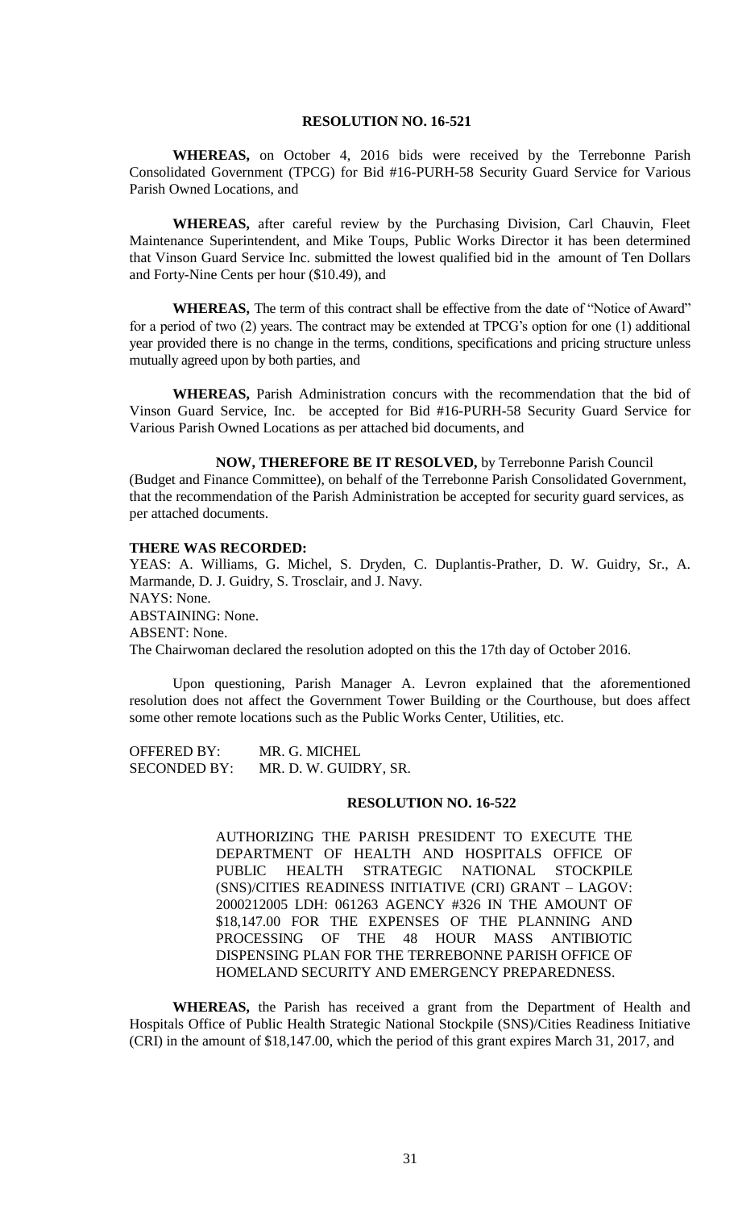**RESOLUTION NO. 16-521**

**WHEREAS,** on October 4, 2016 bids were received by the Terrebonne Parish Consolidated Government (TPCG) for Bid #16-PURH-58 Security Guard Service for Various Parish Owned Locations, and

**WHEREAS,** after careful review by the Purchasing Division, Carl Chauvin, Fleet Maintenance Superintendent, and Mike Toups, Public Works Director it has been determined that Vinson Guard Service Inc. submitted the lowest qualified bid in the amount of Ten Dollars and Forty-Nine Cents per hour ($10.49), and

**WHEREAS,** The term of this contract shall be effective from the date of "Notice of Award" for a period of two (2) years. The contract may be extended at TPCG's option for one (1) additional year provided there is no change in the terms, conditions, specifications and pricing structure unless mutually agreed upon by both parties, and

**WHEREAS,** Parish Administration concurs with the recommendation that the bid of Vinson Guard Service, Inc. be accepted for Bid #16-PURH-58 Security Guard Service for Various Parish Owned Locations as per attached bid documents, and

**NOW, THEREFORE BE IT RESOLVED,** by Terrebonne Parish Council (Budget and Finance Committee), on behalf of the Terrebonne Parish Consolidated Government, that the recommendation of the Parish Administration be accepted for security guard services, as per attached documents.

**THERE WAS RECORDED:**
YEAS: A. Williams, G. Michel, S. Dryden, C. Duplantis-Prather, D. W. Guidry, Sr., A. Marmande, D. J. Guidry, S. Trosclair, and J. Navy.
NAYS: None.
ABSTAINING: None.
ABSENT: None.
The Chairwoman declared the resolution adopted on this the 17th day of October 2016.

Upon questioning, Parish Manager A. Levron explained that the aforementioned resolution does not affect the Government Tower Building or the Courthouse, but does affect some other remote locations such as the Public Works Center, Utilities, etc.

OFFERED BY: MR. G. MICHEL
SECONDED BY: MR. D. W. GUIDRY, SR.

**RESOLUTION NO. 16-522**

AUTHORIZING THE PARISH PRESIDENT TO EXECUTE THE DEPARTMENT OF HEALTH AND HOSPITALS OFFICE OF PUBLIC HEALTH STRATEGIC NATIONAL STOCKPILE (SNS)/CITIES READINESS INITIATIVE (CRI) GRANT – LAGOV: 2000212005 LDH: 061263 AGENCY #326 IN THE AMOUNT OF $18,147.00 FOR THE EXPENSES OF THE PLANNING AND PROCESSING OF THE 48 HOUR MASS ANTIBIOTIC DISPENSING PLAN FOR THE TERREBONNE PARISH OFFICE OF HOMELAND SECURITY AND EMERGENCY PREPAREDNESS.

**WHEREAS,** the Parish has received a grant from the Department of Health and Hospitals Office of Public Health Strategic National Stockpile (SNS)/Cities Readiness Initiative (CRI) in the amount of $18,147.00, which the period of this grant expires March 31, 2017, and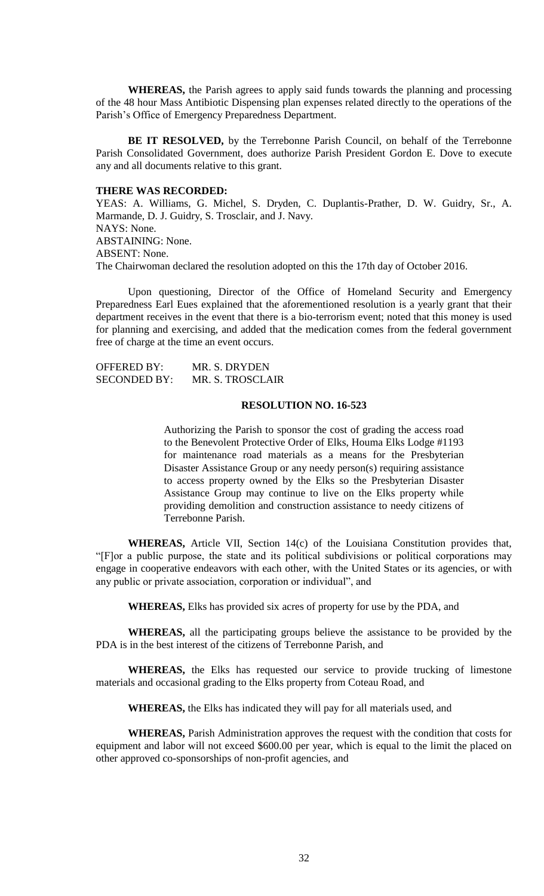**WHEREAS,** the Parish agrees to apply said funds towards the planning and processing of the 48 hour Mass Antibiotic Dispensing plan expenses related directly to the operations of the Parish's Office of Emergency Preparedness Department.

**BE IT RESOLVED,** by the Terrebonne Parish Council, on behalf of the Terrebonne Parish Consolidated Government, does authorize Parish President Gordon E. Dove to execute any and all documents relative to this grant.

**THERE WAS RECORDED:**

YEAS: A. Williams, G. Michel, S. Dryden, C. Duplantis-Prather, D. W. Guidry, Sr., A. Marmande, D. J. Guidry, S. Trosclair, and J. Navy.
NAYS: None.
ABSTAINING: None.
ABSENT: None.
The Chairwoman declared the resolution adopted on this the 17th day of October 2016.

Upon questioning, Director of the Office of Homeland Security and Emergency Preparedness Earl Eues explained that the aforementioned resolution is a yearly grant that their department receives in the event that there is a bio-terrorism event; noted that this money is used for planning and exercising, and added that the medication comes from the federal government free of charge at the time an event occurs.

OFFERED BY: MR. S. DRYDEN
SECONDED BY: MR. S. TROSCLAIR

**RESOLUTION NO. 16-523**

Authorizing the Parish to sponsor the cost of grading the access road to the Benevolent Protective Order of Elks, Houma Elks Lodge #1193 for maintenance road materials as a means for the Presbyterian Disaster Assistance Group or any needy person(s) requiring assistance to access property owned by the Elks so the Presbyterian Disaster Assistance Group may continue to live on the Elks property while providing demolition and construction assistance to needy citizens of Terrebonne Parish.

**WHEREAS,** Article VII, Section 14(c) of the Louisiana Constitution provides that, "[F]or a public purpose, the state and its political subdivisions or political corporations may engage in cooperative endeavors with each other, with the United States or its agencies, or with any public or private association, corporation or individual", and

**WHEREAS,** Elks has provided six acres of property for use by the PDA, and

**WHEREAS,** all the participating groups believe the assistance to be provided by the PDA is in the best interest of the citizens of Terrebonne Parish, and

**WHEREAS,** the Elks has requested our service to provide trucking of limestone materials and occasional grading to the Elks property from Coteau Road, and

**WHEREAS,** the Elks has indicated they will pay for all materials used, and

**WHEREAS,** Parish Administration approves the request with the condition that costs for equipment and labor will not exceed $600.00 per year, which is equal to the limit the placed on other approved co-sponsorships of non-profit agencies, and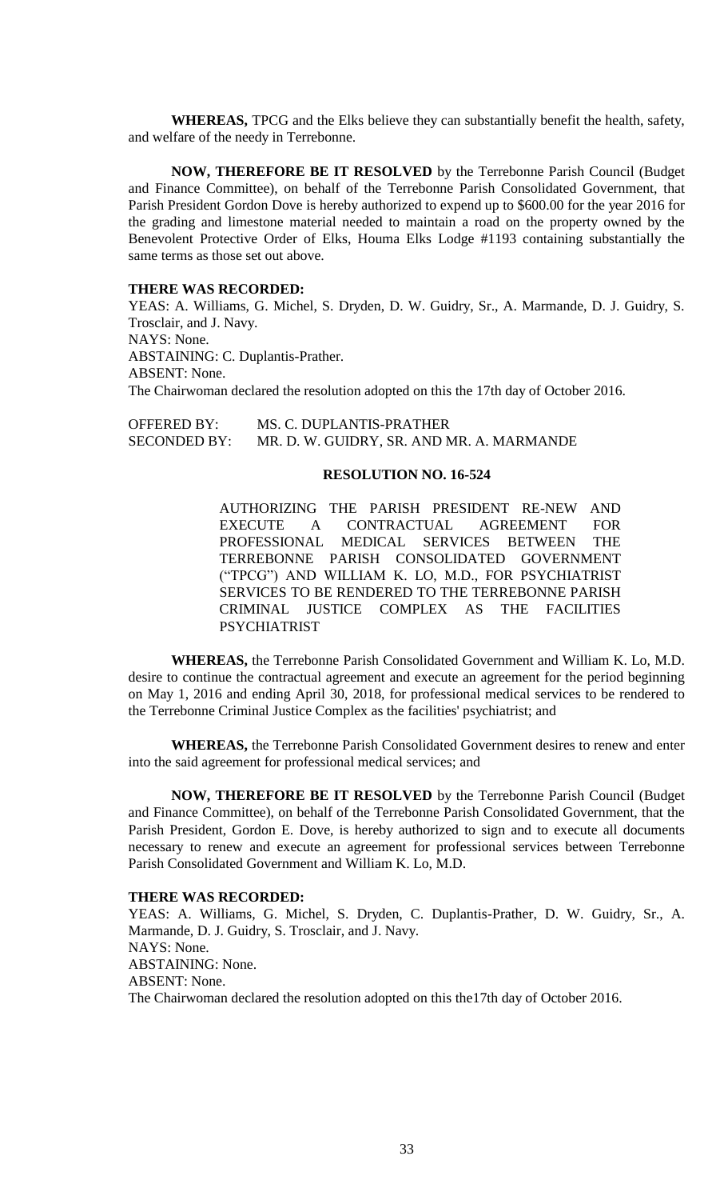**WHEREAS,** TPCG and the Elks believe they can substantially benefit the health, safety, and welfare of the needy in Terrebonne.

**NOW, THEREFORE BE IT RESOLVED** by the Terrebonne Parish Council (Budget and Finance Committee), on behalf of the Terrebonne Parish Consolidated Government, that Parish President Gordon Dove is hereby authorized to expend up to $600.00 for the year 2016 for the grading and limestone material needed to maintain a road on the property owned by the Benevolent Protective Order of Elks, Houma Elks Lodge #1193 containing substantially the same terms as those set out above.

**THERE WAS RECORDED:**

YEAS: A. Williams, G. Michel, S. Dryden, D. W. Guidry, Sr., A. Marmande, D. J. Guidry, S. Trosclair, and J. Navy.
NAYS: None.
ABSTAINING: C. Duplantis-Prather.
ABSENT: None.
The Chairwoman declared the resolution adopted on this the 17th day of October 2016.

OFFERED BY: MS. C. DUPLANTIS-PRATHER
SECONDED BY: MR. D. W. GUIDRY, SR. AND MR. A. MARMANDE

**RESOLUTION NO. 16-524**

AUTHORIZING THE PARISH PRESIDENT RE-NEW AND EXECUTE A CONTRACTUAL AGREEMENT FOR PROFESSIONAL MEDICAL SERVICES BETWEEN THE TERREBONNE PARISH CONSOLIDATED GOVERNMENT ("TPCG") AND WILLIAM K. LO, M.D., FOR PSYCHIATRIST SERVICES TO BE RENDERED TO THE TERREBONNE PARISH CRIMINAL JUSTICE COMPLEX AS THE FACILITIES PSYCHIATRIST

**WHEREAS,** the Terrebonne Parish Consolidated Government and William K. Lo, M.D. desire to continue the contractual agreement and execute an agreement for the period beginning on May 1, 2016 and ending April 30, 2018, for professional medical services to be rendered to the Terrebonne Criminal Justice Complex as the facilities' psychiatrist; and

**WHEREAS,** the Terrebonne Parish Consolidated Government desires to renew and enter into the said agreement for professional medical services; and

**NOW, THEREFORE BE IT RESOLVED** by the Terrebonne Parish Council (Budget and Finance Committee), on behalf of the Terrebonne Parish Consolidated Government, that the Parish President, Gordon E. Dove, is hereby authorized to sign and to execute all documents necessary to renew and execute an agreement for professional services between Terrebonne Parish Consolidated Government and William K. Lo, M.D.

**THERE WAS RECORDED:**

YEAS: A. Williams, G. Michel, S. Dryden, C. Duplantis-Prather, D. W. Guidry, Sr., A. Marmande, D. J. Guidry, S. Trosclair, and J. Navy.
NAYS: None.
ABSTAINING: None.
ABSENT: None.
The Chairwoman declared the resolution adopted on this the17th day of October 2016.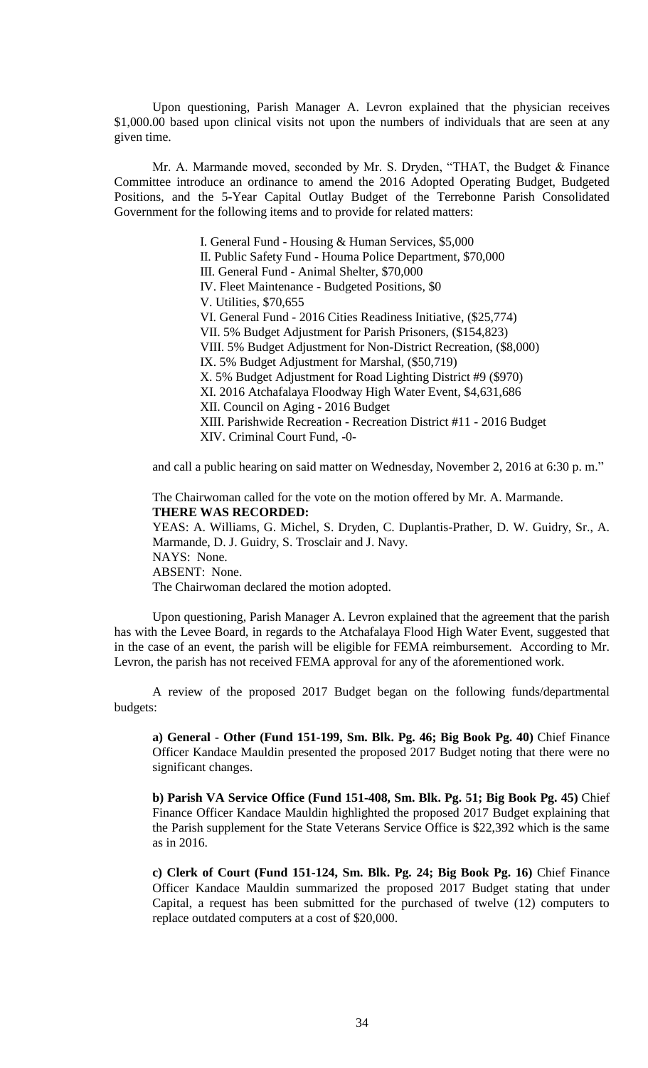Upon questioning, Parish Manager A. Levron explained that the physician receives $1,000.00 based upon clinical visits not upon the numbers of individuals that are seen at any given time.

Mr. A. Marmande moved, seconded by Mr. S. Dryden, "THAT, the Budget & Finance Committee introduce an ordinance to amend the 2016 Adopted Operating Budget, Budgeted Positions, and the 5-Year Capital Outlay Budget of the Terrebonne Parish Consolidated Government for the following items and to provide for related matters:

I. General Fund - Housing & Human Services, $5,000
II. Public Safety Fund - Houma Police Department, $70,000
III. General Fund - Animal Shelter, $70,000
IV. Fleet Maintenance - Budgeted Positions, $0
V. Utilities, $70,655
VI. General Fund - 2016 Cities Readiness Initiative, ($25,774)
VII. 5% Budget Adjustment for Parish Prisoners, ($154,823)
VIII. 5% Budget Adjustment for Non-District Recreation, ($8,000)
IX. 5% Budget Adjustment for Marshal, ($50,719)
X. 5% Budget Adjustment for Road Lighting District #9 ($970)
XI. 2016 Atchafalaya Floodway High Water Event, $4,631,686
XII. Council on Aging - 2016 Budget
XIII. Parishwide Recreation - Recreation District #11 - 2016 Budget
XIV. Criminal Court Fund, -0-

and call a public hearing on said matter on Wednesday, November 2, 2016 at 6:30 p. m."

The Chairwoman called for the vote on the motion offered by Mr. A. Marmande.
**THERE WAS RECORDED:**
YEAS: A. Williams, G. Michel, S. Dryden, C. Duplantis-Prather, D. W. Guidry, Sr., A. Marmande, D. J. Guidry, S. Trosclair and J. Navy.
NAYS: None.
ABSENT: None.
The Chairwoman declared the motion adopted.

Upon questioning, Parish Manager A. Levron explained that the agreement that the parish has with the Levee Board, in regards to the Atchafalaya Flood High Water Event, suggested that in the case of an event, the parish will be eligible for FEMA reimbursement. According to Mr. Levron, the parish has not received FEMA approval for any of the aforementioned work.

A review of the proposed 2017 Budget began on the following funds/departmental budgets:

**a) General - Other (Fund 151-199, Sm. Blk. Pg. 46; Big Book Pg. 40)** Chief Finance Officer Kandace Mauldin presented the proposed 2017 Budget noting that there were no significant changes.

**b) Parish VA Service Office (Fund 151-408, Sm. Blk. Pg. 51; Big Book Pg. 45)** Chief Finance Officer Kandace Mauldin highlighted the proposed 2017 Budget explaining that the Parish supplement for the State Veterans Service Office is $22,392 which is the same as in 2016.

**c) Clerk of Court (Fund 151-124, Sm. Blk. Pg. 24; Big Book Pg. 16)** Chief Finance Officer Kandace Mauldin summarized the proposed 2017 Budget stating that under Capital, a request has been submitted for the purchased of twelve (12) computers to replace outdated computers at a cost of $20,000.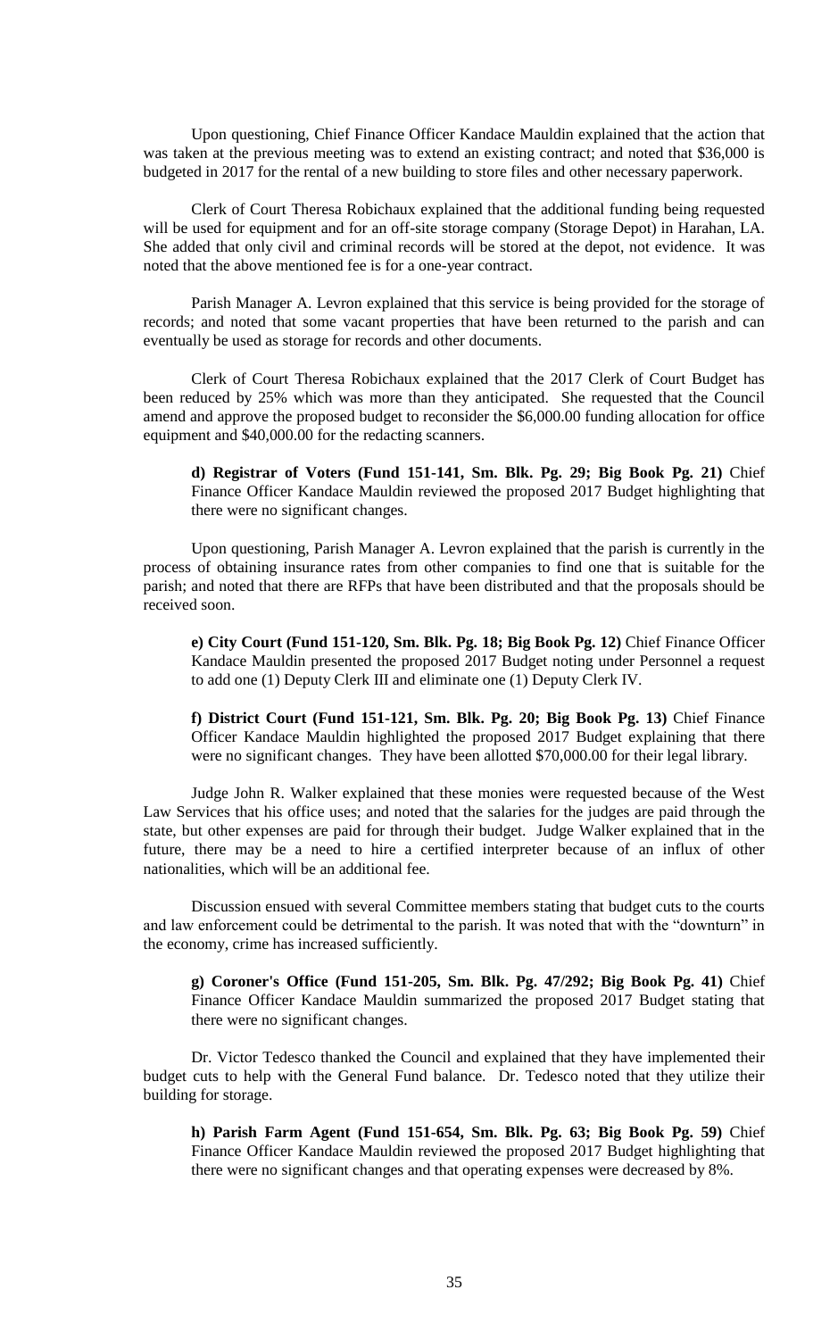Upon questioning, Chief Finance Officer Kandace Mauldin explained that the action that was taken at the previous meeting was to extend an existing contract; and noted that \$36,000 is budgeted in 2017 for the rental of a new building to store files and other necessary paperwork.

Clerk of Court Theresa Robichaux explained that the additional funding being requested will be used for equipment and for an off-site storage company (Storage Depot) in Harahan, LA. She added that only civil and criminal records will be stored at the depot, not evidence. It was noted that the above mentioned fee is for a one-year contract.

Parish Manager A. Levron explained that this service is being provided for the storage of records; and noted that some vacant properties that have been returned to the parish and can eventually be used as storage for records and other documents.

Clerk of Court Theresa Robichaux explained that the 2017 Clerk of Court Budget has been reduced by 25% which was more than they anticipated. She requested that the Council amend and approve the proposed budget to reconsider the \$6,000.00 funding allocation for office equipment and \$40,000.00 for the redacting scanners.

> **d) Registrar of Voters (Fund 151-141, Sm. Blk. Pg. 29; Big Book Pg. 21)** Chief Finance Officer Kandace Mauldin reviewed the proposed 2017 Budget highlighting that there were no significant changes.

Upon questioning, Parish Manager A. Levron explained that the parish is currently in the process of obtaining insurance rates from other companies to find one that is suitable for the parish; and noted that there are RFPs that have been distributed and that the proposals should be received soon.

> **e) City Court (Fund 151-120, Sm. Blk. Pg. 18; Big Book Pg. 12)** Chief Finance Officer Kandace Mauldin presented the proposed 2017 Budget noting under Personnel a request to add one (1) Deputy Clerk III and eliminate one (1) Deputy Clerk IV.

> **f) District Court (Fund 151-121, Sm. Blk. Pg. 20; Big Book Pg. 13)** Chief Finance Officer Kandace Mauldin highlighted the proposed 2017 Budget explaining that there were no significant changes. They have been allotted \$70,000.00 for their legal library.

Judge John R. Walker explained that these monies were requested because of the West Law Services that his office uses; and noted that the salaries for the judges are paid through the state, but other expenses are paid for through their budget. Judge Walker explained that in the future, there may be a need to hire a certified interpreter because of an influx of other nationalities, which will be an additional fee.

Discussion ensued with several Committee members stating that budget cuts to the courts and law enforcement could be detrimental to the parish. It was noted that with the "downturn" in the economy, crime has increased sufficiently.

> **g) Coroner's Office (Fund 151-205, Sm. Blk. Pg. 47/292; Big Book Pg. 41)** Chief Finance Officer Kandace Mauldin summarized the proposed 2017 Budget stating that there were no significant changes.

Dr. Victor Tedesco thanked the Council and explained that they have implemented their budget cuts to help with the General Fund balance. Dr. Tedesco noted that they utilize their building for storage.

> **h) Parish Farm Agent (Fund 151-654, Sm. Blk. Pg. 63; Big Book Pg. 59)** Chief Finance Officer Kandace Mauldin reviewed the proposed 2017 Budget highlighting that there were no significant changes and that operating expenses were decreased by 8%.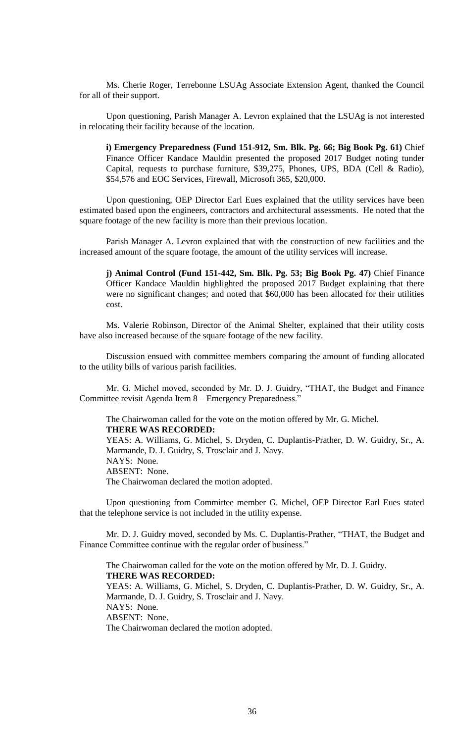Ms. Cherie Roger, Terrebonne LSUAg Associate Extension Agent, thanked the Council for all of their support.

Upon questioning, Parish Manager A. Levron explained that the LSUAg is not interested in relocating their facility because of the location.

**i) Emergency Preparedness (Fund 151-912, Sm. Blk. Pg. 66; Big Book Pg. 61)** Chief Finance Officer Kandace Mauldin presented the proposed 2017 Budget noting tunder Capital, requests to purchase furniture, $39,275, Phones, UPS, BDA (Cell & Radio), $54,576 and EOC Services, Firewall, Microsoft 365, $20,000.

Upon questioning, OEP Director Earl Eues explained that the utility services have been estimated based upon the engineers, contractors and architectural assessments. He noted that the square footage of the new facility is more than their previous location.

Parish Manager A. Levron explained that with the construction of new facilities and the increased amount of the square footage, the amount of the utility services will increase.

**j) Animal Control (Fund 151-442, Sm. Blk. Pg. 53; Big Book Pg. 47)** Chief Finance Officer Kandace Mauldin highlighted the proposed 2017 Budget explaining that there were no significant changes; and noted that $60,000 has been allocated for their utilities cost.

Ms. Valerie Robinson, Director of the Animal Shelter, explained that their utility costs have also increased because of the square footage of the new facility.

Discussion ensued with committee members comparing the amount of funding allocated to the utility bills of various parish facilities.

Mr. G. Michel moved, seconded by Mr. D. J. Guidry, "THAT, the Budget and Finance Committee revisit Agenda Item 8 – Emergency Preparedness."

The Chairwoman called for the vote on the motion offered by Mr. G. Michel.
**THERE WAS RECORDED:**
YEAS: A. Williams, G. Michel, S. Dryden, C. Duplantis-Prather, D. W. Guidry, Sr., A. Marmande, D. J. Guidry, S. Trosclair and J. Navy.
NAYS: None.
ABSENT: None.
The Chairwoman declared the motion adopted.

Upon questioning from Committee member G. Michel, OEP Director Earl Eues stated that the telephone service is not included in the utility expense.

Mr. D. J. Guidry moved, seconded by Ms. C. Duplantis-Prather, "THAT, the Budget and Finance Committee continue with the regular order of business."

The Chairwoman called for the vote on the motion offered by Mr. D. J. Guidry.
**THERE WAS RECORDED:**
YEAS: A. Williams, G. Michel, S. Dryden, C. Duplantis-Prather, D. W. Guidry, Sr., A. Marmande, D. J. Guidry, S. Trosclair and J. Navy.
NAYS: None.
ABSENT: None.
The Chairwoman declared the motion adopted.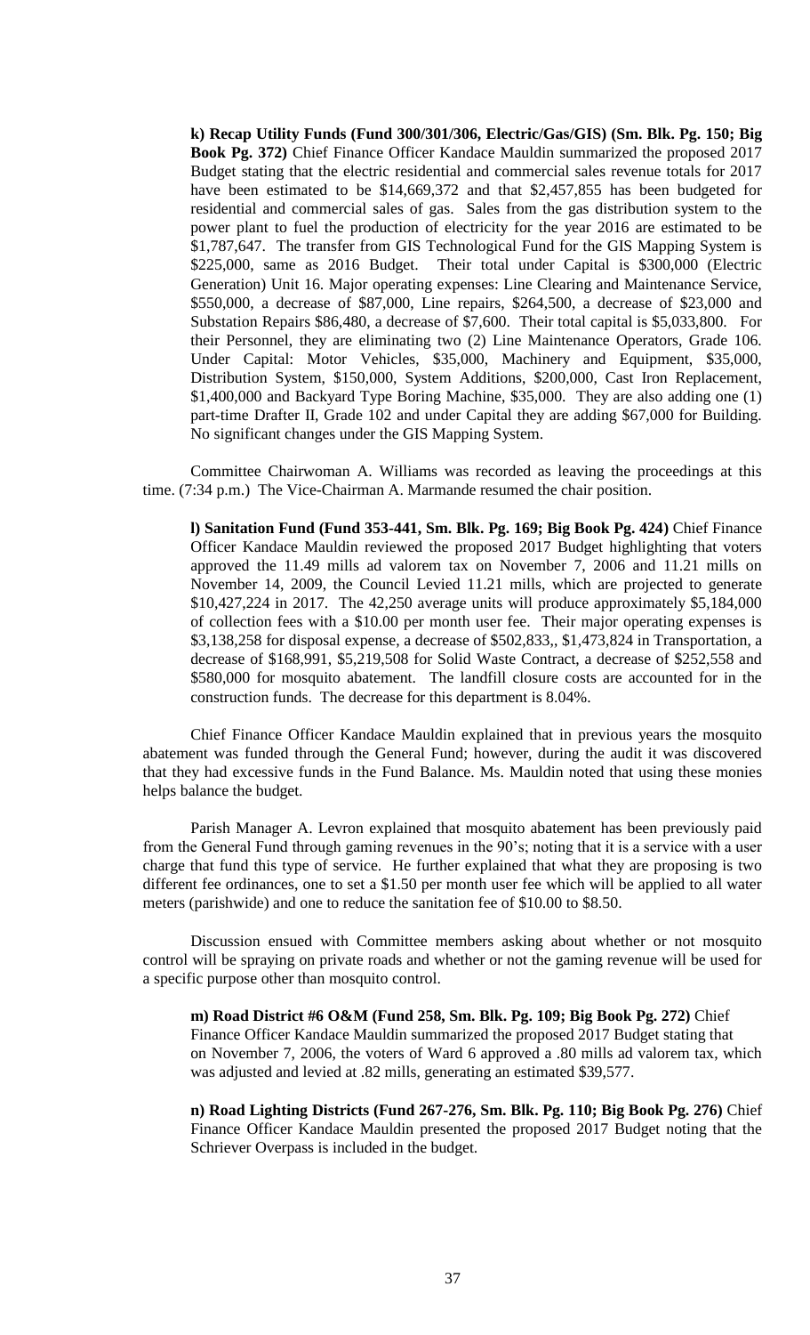**k) Recap Utility Funds (Fund 300/301/306, Electric/Gas/GIS) (Sm. Blk. Pg. 150; Big Book Pg. 372)** Chief Finance Officer Kandace Mauldin summarized the proposed 2017 Budget stating that the electric residential and commercial sales revenue totals for 2017 have been estimated to be $14,669,372 and that $2,457,855 has been budgeted for residential and commercial sales of gas. Sales from the gas distribution system to the power plant to fuel the production of electricity for the year 2016 are estimated to be $1,787,647. The transfer from GIS Technological Fund for the GIS Mapping System is $225,000, same as 2016 Budget. Their total under Capital is $300,000 (Electric Generation) Unit 16. Major operating expenses: Line Clearing and Maintenance Service, $550,000, a decrease of $87,000, Line repairs, $264,500, a decrease of $23,000 and Substation Repairs $86,480, a decrease of $7,600. Their total capital is $5,033,800. For their Personnel, they are eliminating two (2) Line Maintenance Operators, Grade 106. Under Capital: Motor Vehicles, $35,000, Machinery and Equipment, $35,000, Distribution System, $150,000, System Additions, $200,000, Cast Iron Replacement, $1,400,000 and Backyard Type Boring Machine, $35,000. They are also adding one (1) part-time Drafter II, Grade 102 and under Capital they are adding $67,000 for Building. No significant changes under the GIS Mapping System.

Committee Chairwoman A. Williams was recorded as leaving the proceedings at this time. (7:34 p.m.) The Vice-Chairman A. Marmande resumed the chair position.

**l) Sanitation Fund (Fund 353-441, Sm. Blk. Pg. 169; Big Book Pg. 424)** Chief Finance Officer Kandace Mauldin reviewed the proposed 2017 Budget highlighting that voters approved the 11.49 mills ad valorem tax on November 7, 2006 and 11.21 mills on November 14, 2009, the Council Levied 11.21 mills, which are projected to generate $10,427,224 in 2017. The 42,250 average units will produce approximately $5,184,000 of collection fees with a $10.00 per month user fee. Their major operating expenses is $3,138,258 for disposal expense, a decrease of $502,833,, $1,473,824 in Transportation, a decrease of $168,991, $5,219,508 for Solid Waste Contract, a decrease of $252,558 and $580,000 for mosquito abatement. The landfill closure costs are accounted for in the construction funds. The decrease for this department is 8.04%.

Chief Finance Officer Kandace Mauldin explained that in previous years the mosquito abatement was funded through the General Fund; however, during the audit it was discovered that they had excessive funds in the Fund Balance. Ms. Mauldin noted that using these monies helps balance the budget.

Parish Manager A. Levron explained that mosquito abatement has been previously paid from the General Fund through gaming revenues in the 90's; noting that it is a service with a user charge that fund this type of service. He further explained that what they are proposing is two different fee ordinances, one to set a $1.50 per month user fee which will be applied to all water meters (parishwide) and one to reduce the sanitation fee of $10.00 to $8.50.

Discussion ensued with Committee members asking about whether or not mosquito control will be spraying on private roads and whether or not the gaming revenue will be used for a specific purpose other than mosquito control.

**m) Road District #6 O&M (Fund 258, Sm. Blk. Pg. 109; Big Book Pg. 272)** Chief Finance Officer Kandace Mauldin summarized the proposed 2017 Budget stating that on November 7, 2006, the voters of Ward 6 approved a .80 mills ad valorem tax, which was adjusted and levied at .82 mills, generating an estimated $39,577.

**n) Road Lighting Districts (Fund 267-276, Sm. Blk. Pg. 110; Big Book Pg. 276)** Chief Finance Officer Kandace Mauldin presented the proposed 2017 Budget noting that the Schriever Overpass is included in the budget.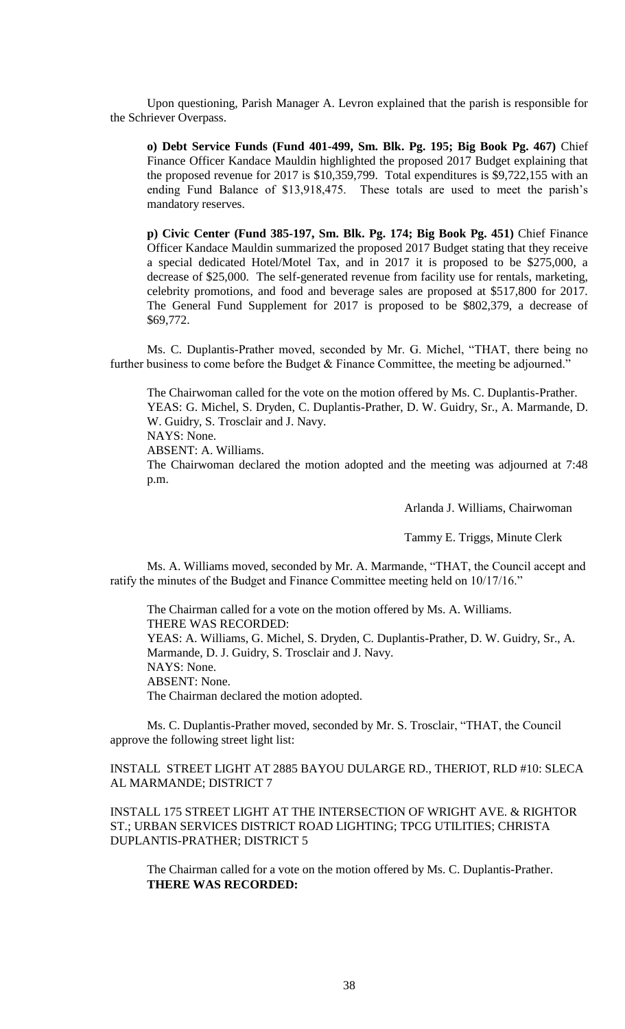Upon questioning, Parish Manager A. Levron explained that the parish is responsible for the Schriever Overpass.

**o) Debt Service Funds (Fund 401-499, Sm. Blk. Pg. 195; Big Book Pg. 467)** Chief Finance Officer Kandace Mauldin highlighted the proposed 2017 Budget explaining that the proposed revenue for 2017 is $10,359,799. Total expenditures is $9,722,155 with an ending Fund Balance of $13,918,475. These totals are used to meet the parish's mandatory reserves.

**p) Civic Center (Fund 385-197, Sm. Blk. Pg. 174; Big Book Pg. 451)** Chief Finance Officer Kandace Mauldin summarized the proposed 2017 Budget stating that they receive a special dedicated Hotel/Motel Tax, and in 2017 it is proposed to be $275,000, a decrease of $25,000. The self-generated revenue from facility use for rentals, marketing, celebrity promotions, and food and beverage sales are proposed at $517,800 for 2017. The General Fund Supplement for 2017 is proposed to be $802,379, a decrease of $69,772.

Ms. C. Duplantis-Prather moved, seconded by Mr. G. Michel, "THAT, there being no further business to come before the Budget & Finance Committee, the meeting be adjourned."

The Chairwoman called for the vote on the motion offered by Ms. C. Duplantis-Prather.
YEAS: G. Michel, S. Dryden, C. Duplantis-Prather, D. W. Guidry, Sr., A. Marmande, D. W. Guidry, S. Trosclair and J. Navy.
NAYS: None.
ABSENT: A. Williams.
The Chairwoman declared the motion adopted and the meeting was adjourned at 7:48 p.m.

Arlanda J. Williams, Chairwoman

Tammy E. Triggs, Minute Clerk

Ms. A. Williams moved, seconded by Mr. A. Marmande, "THAT, the Council accept and ratify the minutes of the Budget and Finance Committee meeting held on 10/17/16."

The Chairman called for a vote on the motion offered by Ms. A. Williams.
THERE WAS RECORDED:
YEAS: A. Williams, G. Michel, S. Dryden, C. Duplantis-Prather, D. W. Guidry, Sr., A. Marmande, D. J. Guidry, S. Trosclair and J. Navy.
NAYS: None.
ABSENT: None.
The Chairman declared the motion adopted.

Ms. C. Duplantis-Prather moved, seconded by Mr. S. Trosclair, "THAT, the Council approve the following street light list:

INSTALL STREET LIGHT AT 2885 BAYOU DULARGE RD., THERIOT, RLD #10: SLECA AL MARMANDE; DISTRICT 7

INSTALL 175 STREET LIGHT AT THE INTERSECTION OF WRIGHT AVE. & RIGHTOR ST.; URBAN SERVICES DISTRICT ROAD LIGHTING; TPCG UTILITIES; CHRISTA DUPLANTIS-PRATHER; DISTRICT 5

The Chairman called for a vote on the motion offered by Ms. C. Duplantis-Prather.
**THERE WAS RECORDED:**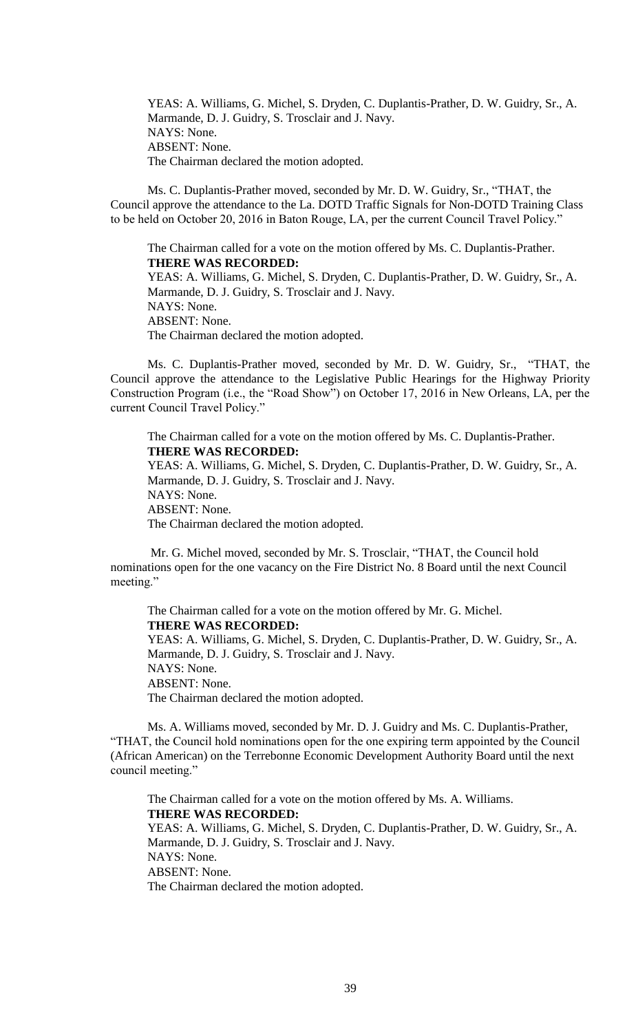YEAS: A. Williams, G. Michel, S. Dryden, C. Duplantis-Prather, D. W. Guidry, Sr., A. Marmande, D. J. Guidry, S. Trosclair and J. Navy.
NAYS: None.
ABSENT: None.
The Chairman declared the motion adopted.

Ms. C. Duplantis-Prather moved, seconded by Mr. D. W. Guidry, Sr., "THAT, the Council approve the attendance to the La. DOTD Traffic Signals for Non-DOTD Training Class to be held on October 20, 2016 in Baton Rouge, LA, per the current Council Travel Policy."

The Chairman called for a vote on the motion offered by Ms. C. Duplantis-Prather.
**THERE WAS RECORDED:**
YEAS: A. Williams, G. Michel, S. Dryden, C. Duplantis-Prather, D. W. Guidry, Sr., A. Marmande, D. J. Guidry, S. Trosclair and J. Navy.
NAYS: None.
ABSENT: None.
The Chairman declared the motion adopted.

Ms. C. Duplantis-Prather moved, seconded by Mr. D. W. Guidry, Sr., "THAT, the Council approve the attendance to the Legislative Public Hearings for the Highway Priority Construction Program (i.e., the "Road Show") on October 17, 2016 in New Orleans, LA, per the current Council Travel Policy."

The Chairman called for a vote on the motion offered by Ms. C. Duplantis-Prather.
**THERE WAS RECORDED:**
YEAS: A. Williams, G. Michel, S. Dryden, C. Duplantis-Prather, D. W. Guidry, Sr., A. Marmande, D. J. Guidry, S. Trosclair and J. Navy.
NAYS: None.
ABSENT: None.
The Chairman declared the motion adopted.

Mr. G. Michel moved, seconded by Mr. S. Trosclair, "THAT, the Council hold nominations open for the one vacancy on the Fire District No. 8 Board until the next Council meeting."

The Chairman called for a vote on the motion offered by Mr. G. Michel.
**THERE WAS RECORDED:**
YEAS: A. Williams, G. Michel, S. Dryden, C. Duplantis-Prather, D. W. Guidry, Sr., A. Marmande, D. J. Guidry, S. Trosclair and J. Navy.
NAYS: None.
ABSENT: None.
The Chairman declared the motion adopted.

Ms. A. Williams moved, seconded by Mr. D. J. Guidry and Ms. C. Duplantis-Prather, "THAT, the Council hold nominations open for the one expiring term appointed by the Council (African American) on the Terrebonne Economic Development Authority Board until the next council meeting."

The Chairman called for a vote on the motion offered by Ms. A. Williams.
**THERE WAS RECORDED:**
YEAS: A. Williams, G. Michel, S. Dryden, C. Duplantis-Prather, D. W. Guidry, Sr., A. Marmande, D. J. Guidry, S. Trosclair and J. Navy.
NAYS: None.
ABSENT: None.
The Chairman declared the motion adopted.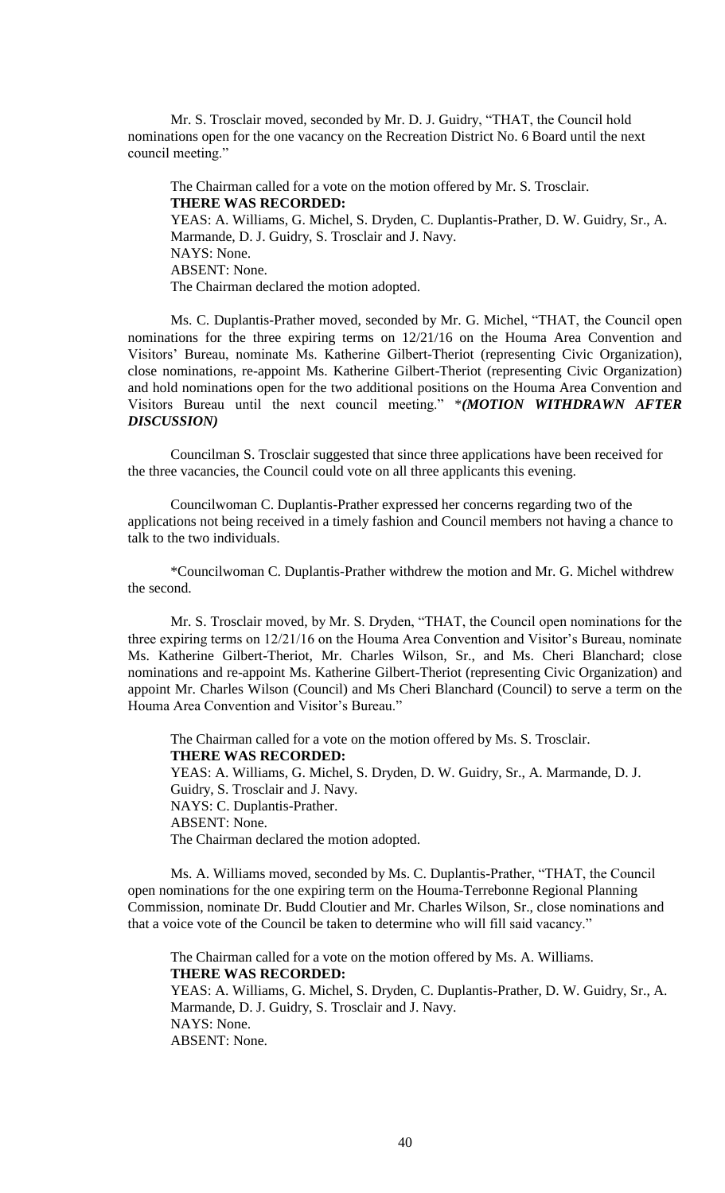Mr. S. Trosclair moved, seconded by Mr. D. J. Guidry, "THAT, the Council hold nominations open for the one vacancy on the Recreation District No. 6 Board until the next council meeting."

The Chairman called for a vote on the motion offered by Mr. S. Trosclair.
**THERE WAS RECORDED:**
YEAS: A. Williams, G. Michel, S. Dryden, C. Duplantis-Prather, D. W. Guidry, Sr., A. Marmande, D. J. Guidry, S. Trosclair and J. Navy.
NAYS: None.
ABSENT: None.
The Chairman declared the motion adopted.

Ms. C. Duplantis-Prather moved, seconded by Mr. G. Michel, "THAT, the Council open nominations for the three expiring terms on 12/21/16 on the Houma Area Convention and Visitors' Bureau, nominate Ms. Katherine Gilbert-Theriot (representing Civic Organization), close nominations, re-appoint Ms. Katherine Gilbert-Theriot (representing Civic Organization) and hold nominations open for the two additional positions on the Houma Area Convention and Visitors Bureau until the next council meeting." **\*(MOTION WITHDRAWN AFTER DISCUSSION)***

Councilman S. Trosclair suggested that since three applications have been received for the three vacancies, the Council could vote on all three applicants this evening.

Councilwoman C. Duplantis-Prather expressed her concerns regarding two of the applications not being received in a timely fashion and Council members not having a chance to talk to the two individuals.

*Councilwoman C. Duplantis-Prather withdrew the motion and Mr. G. Michel withdrew the second.

Mr. S. Trosclair moved, by Mr. S. Dryden, "THAT, the Council open nominations for the three expiring terms on 12/21/16 on the Houma Area Convention and Visitor's Bureau, nominate Ms. Katherine Gilbert-Theriot, Mr. Charles Wilson, Sr., and Ms. Cheri Blanchard; close nominations and re-appoint Ms. Katherine Gilbert-Theriot (representing Civic Organization) and appoint Mr. Charles Wilson (Council) and Ms Cheri Blanchard (Council) to serve a term on the Houma Area Convention and Visitor's Bureau."

The Chairman called for a vote on the motion offered by Ms. S. Trosclair.
**THERE WAS RECORDED:**
YEAS: A. Williams, G. Michel, S. Dryden, D. W. Guidry, Sr., A. Marmande, D. J. Guidry, S. Trosclair and J. Navy.
NAYS: C. Duplantis-Prather.
ABSENT: None.
The Chairman declared the motion adopted.

Ms. A. Williams moved, seconded by Ms. C. Duplantis-Prather, "THAT, the Council open nominations for the one expiring term on the Houma-Terrebonne Regional Planning Commission, nominate Dr. Budd Cloutier and Mr. Charles Wilson, Sr., close nominations and that a voice vote of the Council be taken to determine who will fill said vacancy."

The Chairman called for a vote on the motion offered by Ms. A. Williams.
**THERE WAS RECORDED:**
YEAS: A. Williams, G. Michel, S. Dryden, C. Duplantis-Prather, D. W. Guidry, Sr., A. Marmande, D. J. Guidry, S. Trosclair and J. Navy.
NAYS: None.
ABSENT: None.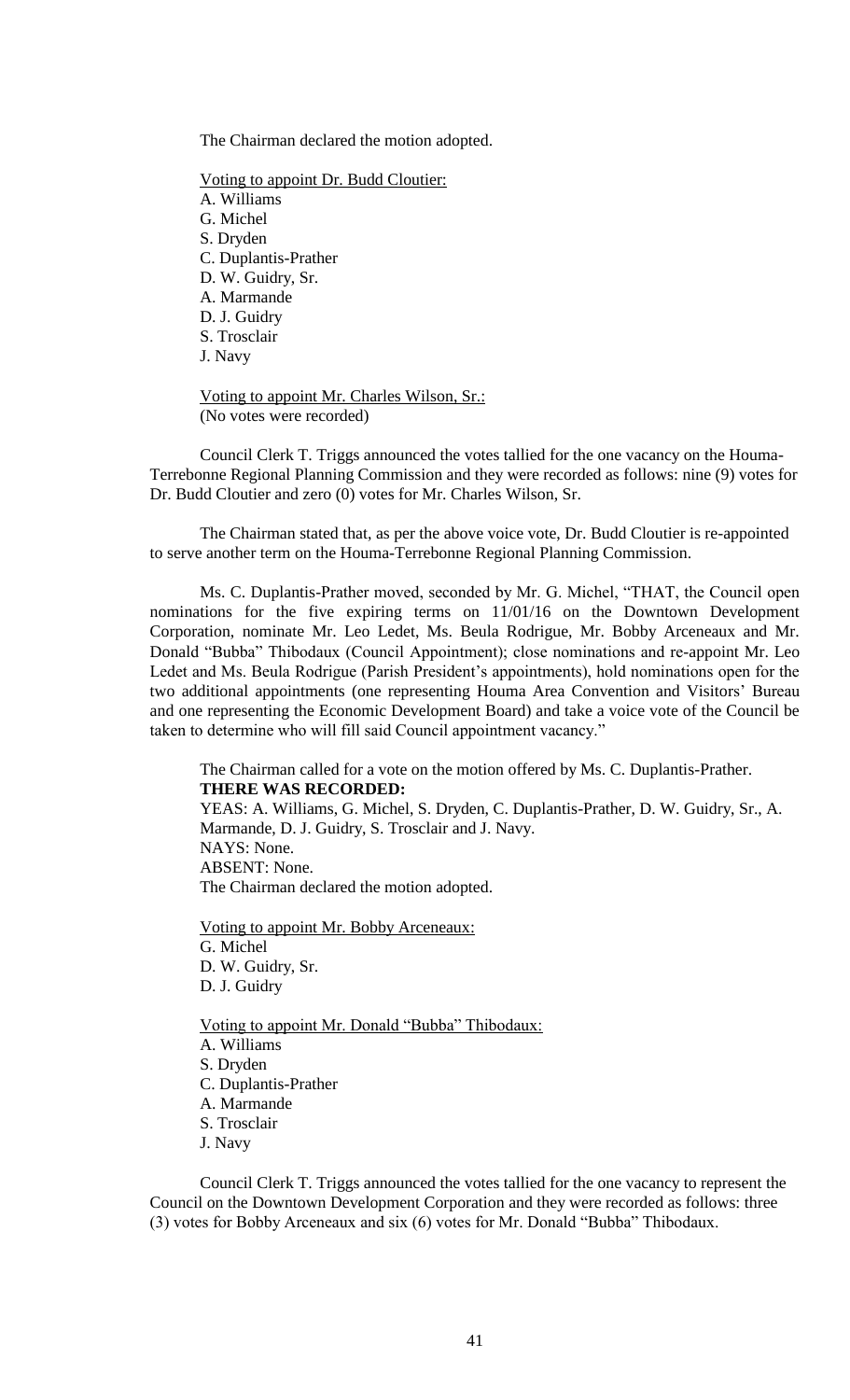The Chairman declared the motion adopted.

Voting to appoint Dr. Budd Cloutier:
A. Williams
G. Michel
S. Dryden
C. Duplantis-Prather
D. W. Guidry, Sr.
A. Marmande
D. J. Guidry
S. Trosclair
J. Navy

Voting to appoint Mr. Charles Wilson, Sr.:
(No votes were recorded)

Council Clerk T. Triggs announced the votes tallied for the one vacancy on the Houma-Terrebonne Regional Planning Commission and they were recorded as follows: nine (9) votes for Dr. Budd Cloutier and zero (0) votes for Mr. Charles Wilson, Sr.

The Chairman stated that, as per the above voice vote, Dr. Budd Cloutier is re-appointed to serve another term on the Houma-Terrebonne Regional Planning Commission.

Ms. C. Duplantis-Prather moved, seconded by Mr. G. Michel, "THAT, the Council open nominations for the five expiring terms on 11/01/16 on the Downtown Development Corporation, nominate Mr. Leo Ledet, Ms. Beula Rodrigue, Mr. Bobby Arceneaux and Mr. Donald "Bubba" Thibodaux (Council Appointment); close nominations and re-appoint Mr. Leo Ledet and Ms. Beula Rodrigue (Parish President's appointments), hold nominations open for the two additional appointments (one representing Houma Area Convention and Visitors' Bureau and one representing the Economic Development Board) and take a voice vote of the Council be taken to determine who will fill said Council appointment vacancy."

The Chairman called for a vote on the motion offered by Ms. C. Duplantis-Prather.
**THERE WAS RECORDED:**
YEAS: A. Williams, G. Michel, S. Dryden, C. Duplantis-Prather, D. W. Guidry, Sr., A. Marmande, D. J. Guidry, S. Trosclair and J. Navy.
NAYS: None.
ABSENT: None.
The Chairman declared the motion adopted.

Voting to appoint Mr. Bobby Arceneaux:
G. Michel
D. W. Guidry, Sr.
D. J. Guidry

Voting to appoint Mr. Donald "Bubba" Thibodaux:
A. Williams
S. Dryden
C. Duplantis-Prather
A. Marmande
S. Trosclair
J. Navy

Council Clerk T. Triggs announced the votes tallied for the one vacancy to represent the Council on the Downtown Development Corporation and they were recorded as follows: three (3) votes for Bobby Arceneaux and six (6) votes for Mr. Donald "Bubba" Thibodaux.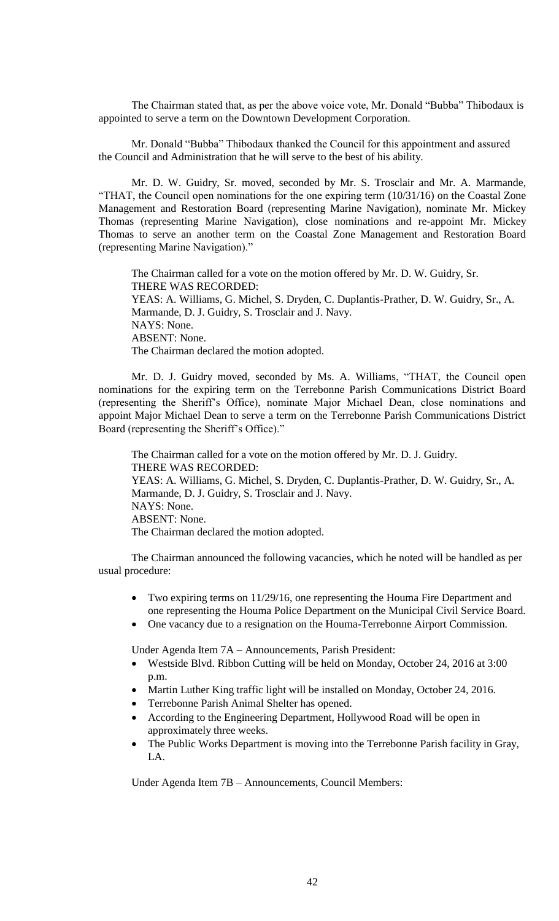The Chairman stated that, as per the above voice vote, Mr. Donald "Bubba" Thibodaux is appointed to serve a term on the Downtown Development Corporation.

Mr. Donald "Bubba" Thibodaux thanked the Council for this appointment and assured the Council and Administration that he will serve to the best of his ability.

Mr. D. W. Guidry, Sr. moved, seconded by Mr. S. Trosclair and Mr. A. Marmande, "THAT, the Council open nominations for the one expiring term (10/31/16) on the Coastal Zone Management and Restoration Board (representing Marine Navigation), nominate Mr. Mickey Thomas (representing Marine Navigation), close nominations and re-appoint Mr. Mickey Thomas to serve an another term on the Coastal Zone Management and Restoration Board (representing Marine Navigation)."

The Chairman called for a vote on the motion offered by Mr. D. W. Guidry, Sr.
THERE WAS RECORDED:
YEAS: A. Williams, G. Michel, S. Dryden, C. Duplantis-Prather, D. W. Guidry, Sr., A. Marmande, D. J. Guidry, S. Trosclair and J. Navy.
NAYS: None.
ABSENT: None.
The Chairman declared the motion adopted.

Mr. D. J. Guidry moved, seconded by Ms. A. Williams, "THAT, the Council open nominations for the expiring term on the Terrebonne Parish Communications District Board (representing the Sheriff's Office), nominate Major Michael Dean, close nominations and appoint Major Michael Dean to serve a term on the Terrebonne Parish Communications District Board (representing the Sheriff's Office)."

The Chairman called for a vote on the motion offered by Mr. D. J. Guidry.
THERE WAS RECORDED:
YEAS: A. Williams, G. Michel, S. Dryden, C. Duplantis-Prather, D. W. Guidry, Sr., A. Marmande, D. J. Guidry, S. Trosclair and J. Navy.
NAYS: None.
ABSENT: None.
The Chairman declared the motion adopted.

The Chairman announced the following vacancies, which he noted will be handled as per usual procedure:

- Two expiring terms on 11/29/16, one representing the Houma Fire Department and one representing the Houma Police Department on the Municipal Civil Service Board.
- One vacancy due to a resignation on the Houma-Terrebonne Airport Commission.

Under Agenda Item 7A – Announcements, Parish President:

- Westside Blvd. Ribbon Cutting will be held on Monday, October 24, 2016 at 3:00 p.m.
- Martin Luther King traffic light will be installed on Monday, October 24, 2016.
- Terrebonne Parish Animal Shelter has opened.
- According to the Engineering Department, Hollywood Road will be open in approximately three weeks.
- The Public Works Department is moving into the Terrebonne Parish facility in Gray, LA.

Under Agenda Item 7B – Announcements, Council Members: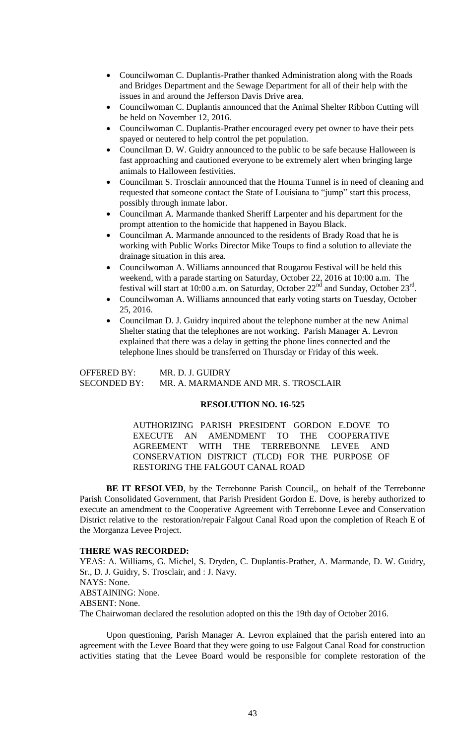- Councilwoman C. Duplantis-Prather thanked Administration along with the Roads and Bridges Department and the Sewage Department for all of their help with the issues in and around the Jefferson Davis Drive area.
- Councilwoman C. Duplantis announced that the Animal Shelter Ribbon Cutting will be held on November 12, 2016.
- Councilwoman C. Duplantis-Prather encouraged every pet owner to have their pets spayed or neutered to help control the pet population.
- Councilman D. W. Guidry announced to the public to be safe because Halloween is fast approaching and cautioned everyone to be extremely alert when bringing large animals to Halloween festivities.
- Councilman S. Trosclair announced that the Houma Tunnel is in need of cleaning and requested that someone contact the State of Louisiana to "jump" start this process, possibly through inmate labor.
- Councilman A. Marmande thanked Sheriff Larpenter and his department for the prompt attention to the homicide that happened in Bayou Black.
- Councilman A. Marmande announced to the residents of Brady Road that he is working with Public Works Director Mike Toups to find a solution to alleviate the drainage situation in this area.
- Councilwoman A. Williams announced that Rougarou Festival will be held this weekend, with a parade starting on Saturday, October 22, 2016 at 10:00 a.m. The festival will start at 10:00 a.m. on Saturday, October 22nd and Sunday, October 23rd.
- Councilwoman A. Williams announced that early voting starts on Tuesday, October 25, 2016.
- Councilman D. J. Guidry inquired about the telephone number at the new Animal Shelter stating that the telephones are not working. Parish Manager A. Levron explained that there was a delay in getting the phone lines connected and the telephone lines should be transferred on Thursday or Friday of this week.

OFFERED BY: MR. D. J. GUIDRY
SECONDED BY: MR. A. MARMANDE AND MR. S. TROSCLAIR

**RESOLUTION NO. 16-525**

AUTHORIZING PARISH PRESIDENT GORDON E.DOVE TO EXECUTE AN AMENDMENT TO THE COOPERATIVE AGREEMENT WITH THE TERREBONNE LEVEE AND CONSERVATION DISTRICT (TLCD) FOR THE PURPOSE OF RESTORING THE FALGOUT CANAL ROAD

**BE IT RESOLVED**, by the Terrebonne Parish Council,, on behalf of the Terrebonne Parish Consolidated Government, that Parish President Gordon E. Dove, is hereby authorized to execute an amendment to the Cooperative Agreement with Terrebonne Levee and Conservation District relative to the restoration/repair Falgout Canal Road upon the completion of Reach E of the Morganza Levee Project.

**THERE WAS RECORDED:**
YEAS: A. Williams, G. Michel, S. Dryden, C. Duplantis-Prather, A. Marmande, D. W. Guidry, Sr., D. J. Guidry, S. Trosclair, and : J. Navy.
NAYS: None.
ABSTAINING: None.
ABSENT: None.
The Chairwoman declared the resolution adopted on this the 19th day of October 2016.

Upon questioning, Parish Manager A. Levron explained that the parish entered into an agreement with the Levee Board that they were going to use Falgout Canal Road for construction activities stating that the Levee Board would be responsible for complete restoration of the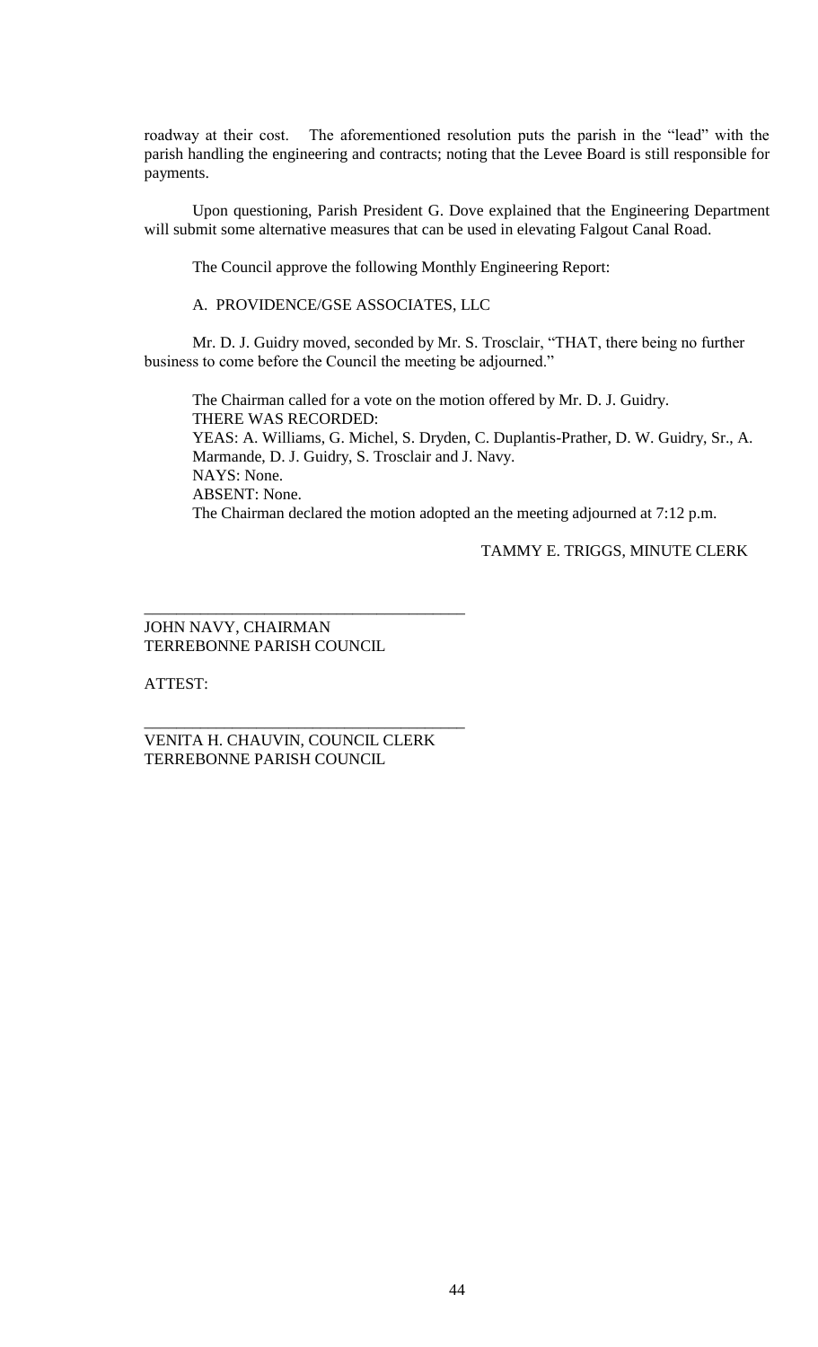roadway at their cost. The aforementioned resolution puts the parish in the "lead" with the parish handling the engineering and contracts; noting that the Levee Board is still responsible for payments.

Upon questioning, Parish President G. Dove explained that the Engineering Department will submit some alternative measures that can be used in elevating Falgout Canal Road.

The Council approve the following Monthly Engineering Report:

A. PROVIDENCE/GSE ASSOCIATES, LLC

Mr. D. J. Guidry moved, seconded by Mr. S. Trosclair, "THAT, there being no further business to come before the Council the meeting be adjourned."

The Chairman called for a vote on the motion offered by Mr. D. J. Guidry.
THERE WAS RECORDED:
YEAS: A. Williams, G. Michel, S. Dryden, C. Duplantis-Prather, D. W. Guidry, Sr., A. Marmande, D. J. Guidry, S. Trosclair and J. Navy.
NAYS: None.
ABSENT: None.
The Chairman declared the motion adopted an the meeting adjourned at 7:12 p.m.

TAMMY E. TRIGGS, MINUTE CLERK

\_\_\_\_\_\_\_\_\_\_\_\_\_\_\_\_\_\_\_\_\_\_\_\_\_\_\_\_\_\_\_\_\_\_\_\_\_\_\_\_

JOHN NAVY, CHAIRMAN
TERREBONNE PARISH COUNCIL

ATTEST:

\_\_\_\_\_\_\_\_\_\_\_\_\_\_\_\_\_\_\_\_\_\_\_\_\_\_\_\_\_\_\_\_\_\_\_\_\_\_\_\_

VENITA H. CHAUVIN, COUNCIL CLERK
TERREBONNE PARISH COUNCIL